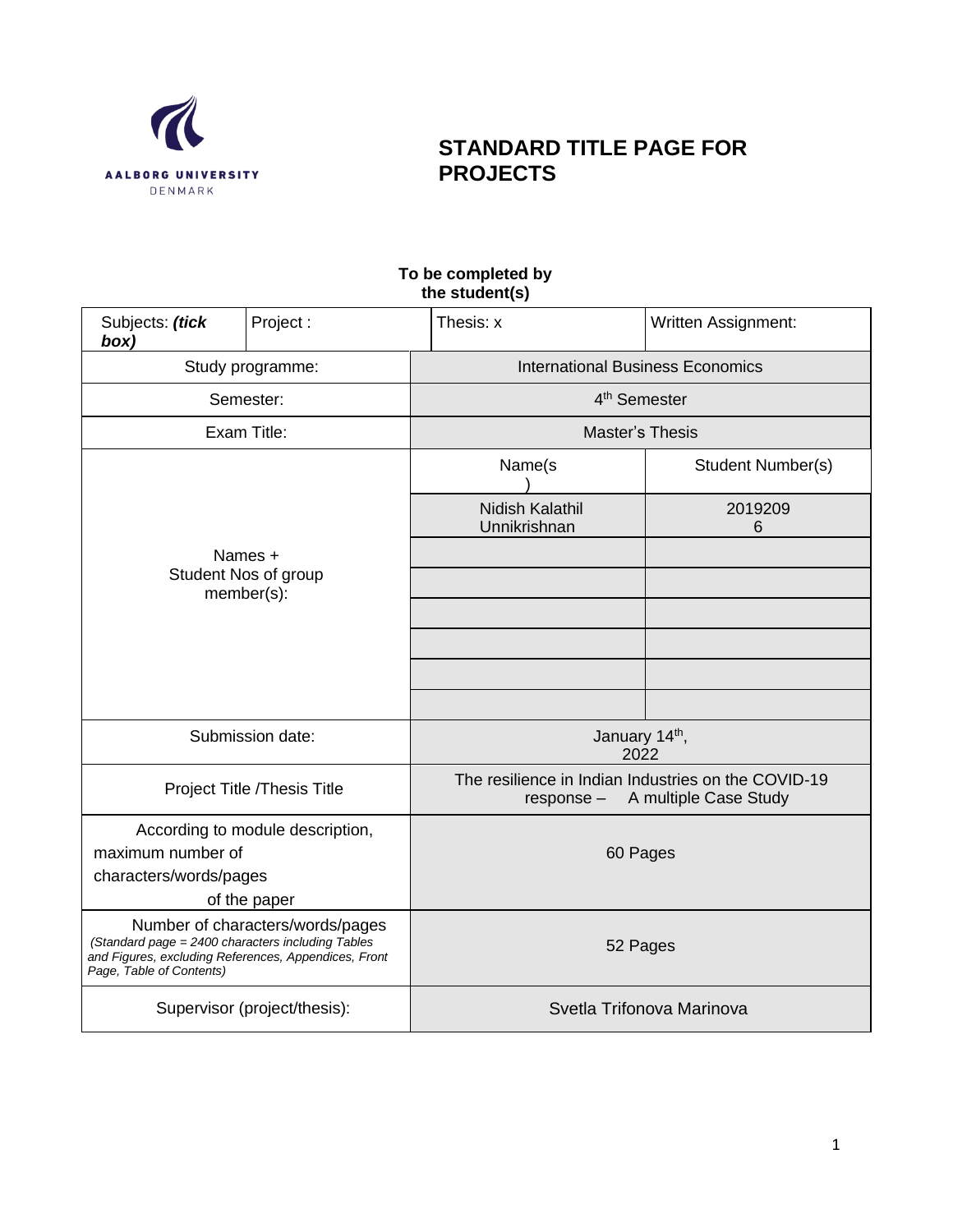AALBORG UNIVERSITY
DENMARK

# STANDARD TITLE PAGE FOR PROJECTS

**To be completed by the student(s)**

| Subjects: ***(tick box)*** | Project : | Thesis: x | Written Assignment: |
|---|---|---|---|
| Study programme: | | International Business Economics | |
| Semester: | | 4th Semester | |
| Exam Title: | | Master's Thesis | |
| Names + Student Nos of group member(s): | | Name(s) | Student Number(s) |
| | | Nidish Kalathil Unnikrishnan | 20192096 |
| | | | |
| | | | |
| | | | |
| | | | |
| | | | |
| | | | |
| Submission date: | | January 14th, 2022 | |
| Project Title /Thesis Title | | The resilience in Indian Industries on the COVID-19 response – A multiple Case Study | |
| According to module description, maximum number of characters/words/pages of the paper | | 60 Pages | |
| Number of characters/words/pages *(Standard page = 2400 characters including Tables and Figures, excluding References, Appendices, Front Page, Table of Contents)* | | 52 Pages | |
| Supervisor (project/thesis): | | Svetla Trifonova Marinova | |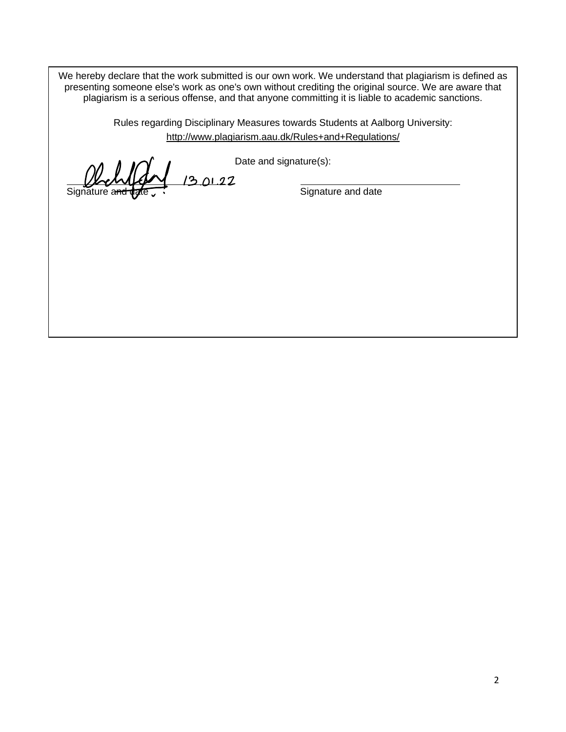We hereby declare that the work submitted is our own work. We understand that plagiarism is defined as presenting someone else's work as one's own without crediting the original source. We are aware that plagiarism is a serious offense, and that anyone committing it is liable to academic sanctions.

Rules regarding Disciplinary Measures towards Students at Aalborg University:
http://www.plagiarism.aau.dk/Rules+and+Regulations/

Date and signature(s):

13.01.22

Signature and date

Signature and date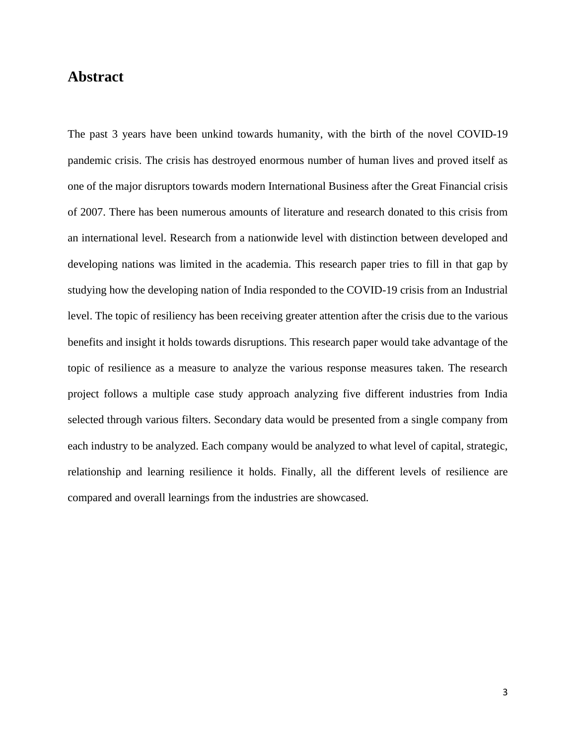## Abstract

The past 3 years have been unkind towards humanity, with the birth of the novel COVID-19 pandemic crisis. The crisis has destroyed enormous number of human lives and proved itself as one of the major disruptors towards modern International Business after the Great Financial crisis of 2007. There has been numerous amounts of literature and research donated to this crisis from an international level. Research from a nationwide level with distinction between developed and developing nations was limited in the academia. This research paper tries to fill in that gap by studying how the developing nation of India responded to the COVID-19 crisis from an Industrial level. The topic of resiliency has been receiving greater attention after the crisis due to the various benefits and insight it holds towards disruptions. This research paper would take advantage of the topic of resilience as a measure to analyze the various response measures taken. The research project follows a multiple case study approach analyzing five different industries from India selected through various filters. Secondary data would be presented from a single company from each industry to be analyzed. Each company would be analyzed to what level of capital, strategic, relationship and learning resilience it holds. Finally, all the different levels of resilience are compared and overall learnings from the industries are showcased.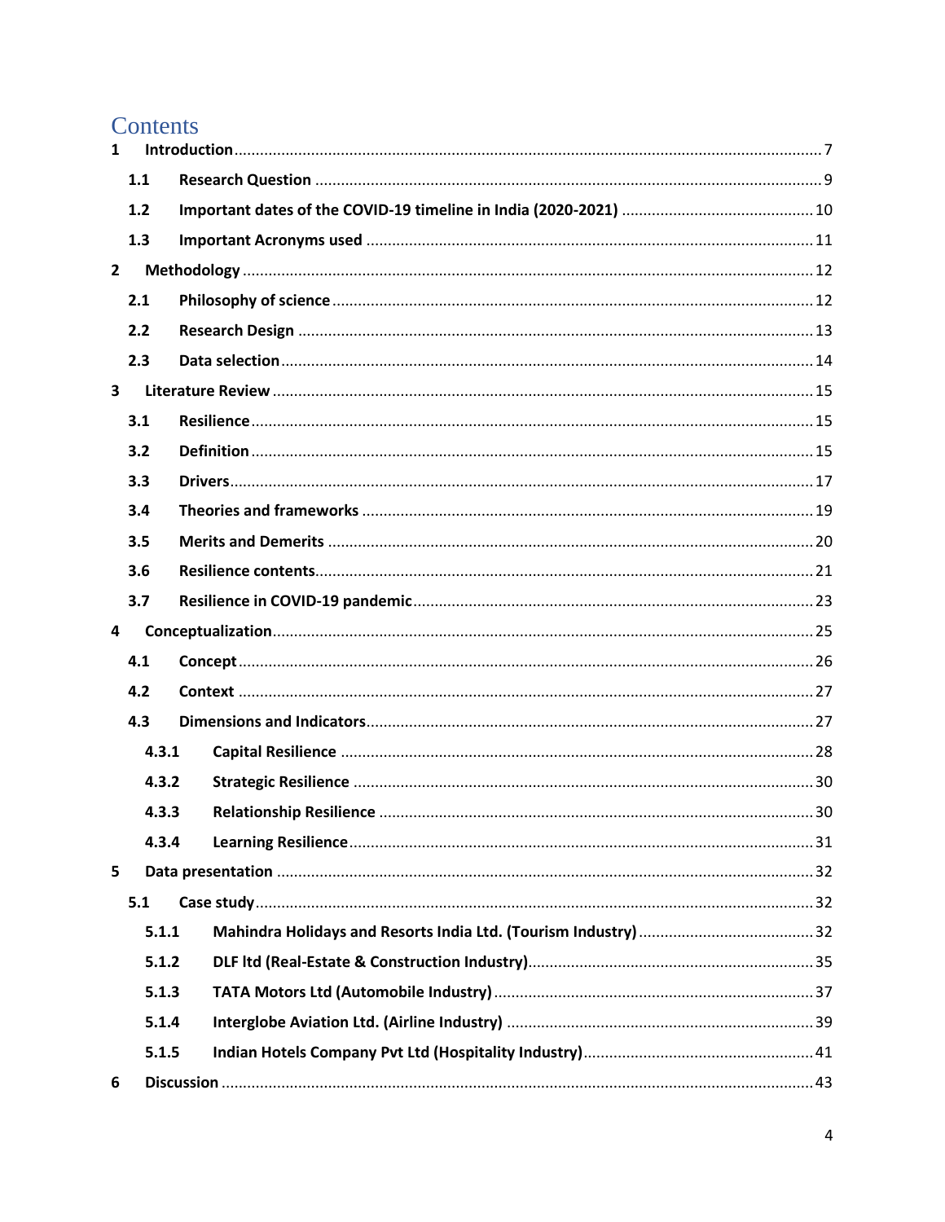# Contents

1 Introduction ........ 7
  1.1 Research Question ........ 9
  1.2 Important dates of the COVID-19 timeline in India (2020-2021) ........ 10
  1.3 Important Acronyms used ........ 11
2 Methodology ........ 12
  2.1 Philosophy of science ........ 12
  2.2 Research Design ........ 13
  2.3 Data selection ........ 14
3 Literature Review ........ 15
  3.1 Resilience ........ 15
  3.2 Definition ........ 15
  3.3 Drivers ........ 17
  3.4 Theories and frameworks ........ 19
  3.5 Merits and Demerits ........ 20
  3.6 Resilience contents ........ 21
  3.7 Resilience in COVID-19 pandemic ........ 23
4 Conceptualization ........ 25
  4.1 Concept ........ 26
  4.2 Context ........ 27
  4.3 Dimensions and Indicators ........ 27
    4.3.1 Capital Resilience ........ 28
    4.3.2 Strategic Resilience ........ 30
    4.3.3 Relationship Resilience ........ 30
    4.3.4 Learning Resilience ........ 31
5 Data presentation ........ 32
  5.1 Case study ........ 32
    5.1.1 Mahindra Holidays and Resorts India Ltd. (Tourism Industry) ........ 32
    5.1.2 DLF ltd (Real-Estate & Construction Industry) ........ 35
    5.1.3 TATA Motors Ltd (Automobile Industry) ........ 37
    5.1.4 Interglobe Aviation Ltd. (Airline Industry) ........ 39
    5.1.5 Indian Hotels Company Pvt Ltd (Hospitality Industry) ........ 41
6 Discussion ........ 43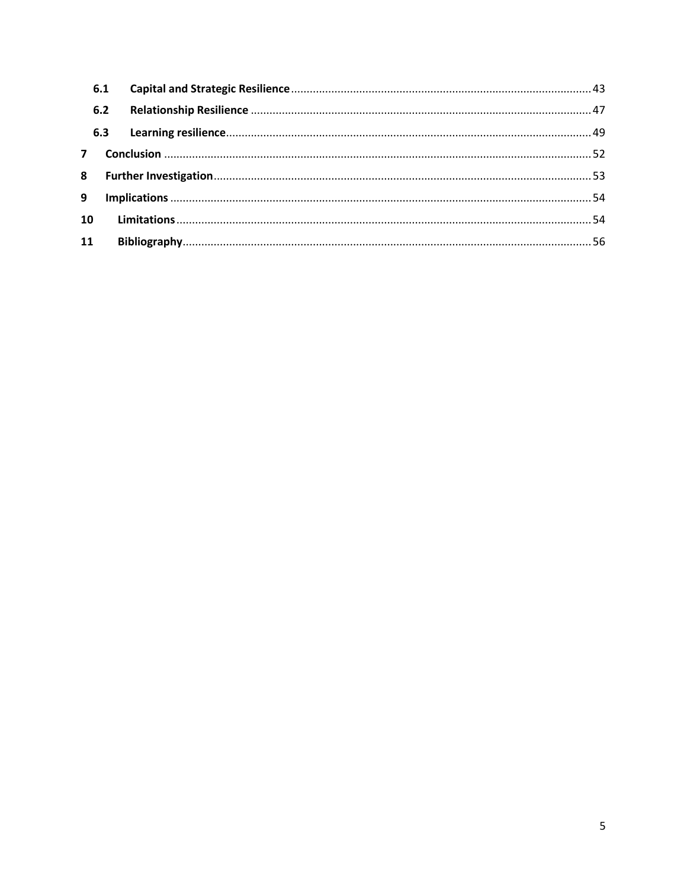| | | |
|---|---|---|
| **6.1** | **Capital and Strategic Resilience** | 43 |
| **6.2** | **Relationship Resilience** | 47 |
| **6.3** | **Learning resilience** | 49 |
| **7** | **Conclusion** | 52 |
| **8** | **Further Investigation** | 53 |
| **9** | **Implications** | 54 |
| **10** | **Limitations** | 54 |
| **11** | **Bibliography** | 56 |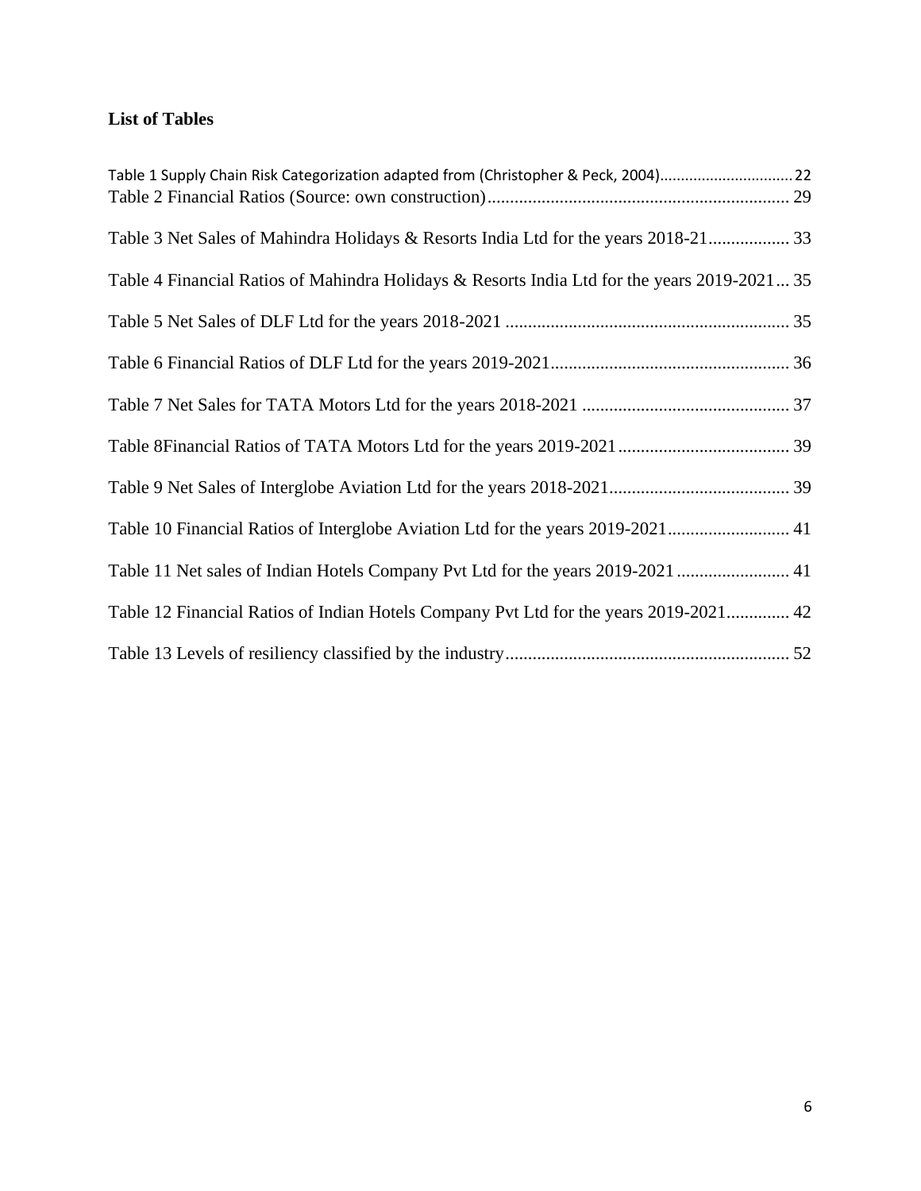## List of Tables

Table 1 Supply Chain Risk Categorization adapted from (Christopher & Peck, 2004) ... 22

Table 2 Financial Ratios (Source: own construction) ... 29

Table 3 Net Sales of Mahindra Holidays & Resorts India Ltd for the years 2018-21 ... 33

Table 4 Financial Ratios of Mahindra Holidays & Resorts India Ltd for the years 2019-2021 ... 35

Table 5 Net Sales of DLF Ltd for the years 2018-2021 ... 35

Table 6 Financial Ratios of DLF Ltd for the years 2019-2021 ... 36

Table 7 Net Sales for TATA Motors Ltd for the years 2018-2021 ... 37

Table 8Financial Ratios of TATA Motors Ltd for the years 2019-2021 ... 39

Table 9 Net Sales of Interglobe Aviation Ltd for the years 2018-2021 ... 39

Table 10 Financial Ratios of Interglobe Aviation Ltd for the years 2019-2021 ... 41

Table 11 Net sales of Indian Hotels Company Pvt Ltd for the years 2019-2021 ... 41

Table 12 Financial Ratios of Indian Hotels Company Pvt Ltd for the years 2019-2021 ... 42

Table 13 Levels of resiliency classified by the industry ... 52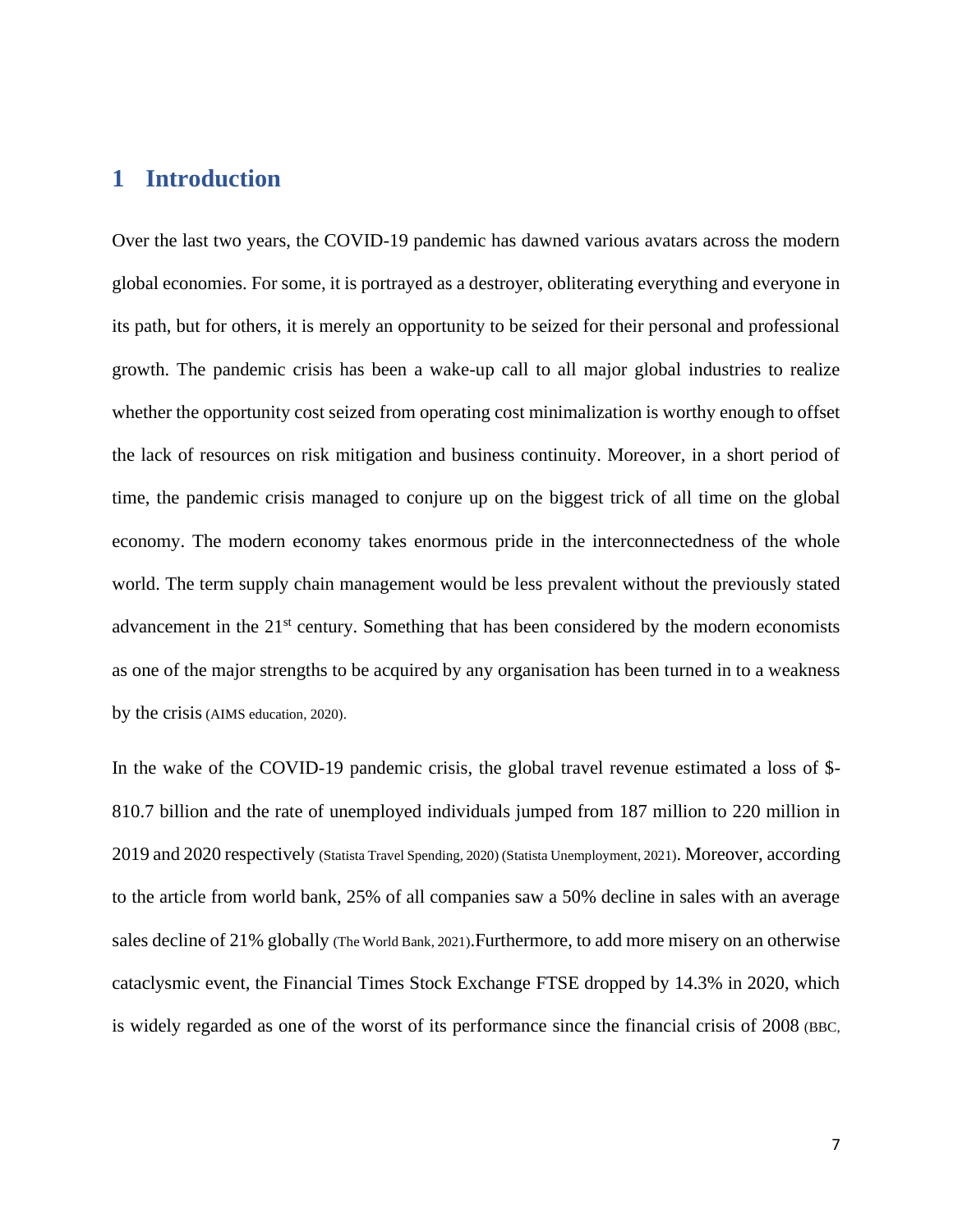# 1 Introduction

Over the last two years, the COVID-19 pandemic has dawned various avatars across the modern global economies. For some, it is portrayed as a destroyer, obliterating everything and everyone in its path, but for others, it is merely an opportunity to be seized for their personal and professional growth. The pandemic crisis has been a wake-up call to all major global industries to realize whether the opportunity cost seized from operating cost minimalization is worthy enough to offset the lack of resources on risk mitigation and business continuity. Moreover, in a short period of time, the pandemic crisis managed to conjure up on the biggest trick of all time on the global economy. The modern economy takes enormous pride in the interconnectedness of the whole world. The term supply chain management would be less prevalent without the previously stated advancement in the 21st century. Something that has been considered by the modern economists as one of the major strengths to be acquired by any organisation has been turned in to a weakness by the crisis (AIMS education, 2020).

In the wake of the COVID-19 pandemic crisis, the global travel revenue estimated a loss of $-810.7 billion and the rate of unemployed individuals jumped from 187 million to 220 million in 2019 and 2020 respectively (Statista Travel Spending, 2020) (Statista Unemployment, 2021). Moreover, according to the article from world bank, 25% of all companies saw a 50% decline in sales with an average sales decline of 21% globally (The World Bank, 2021).Furthermore, to add more misery on an otherwise cataclysmic event, the Financial Times Stock Exchange FTSE dropped by 14.3% in 2020, which is widely regarded as one of the worst of its performance since the financial crisis of 2008 (BBC,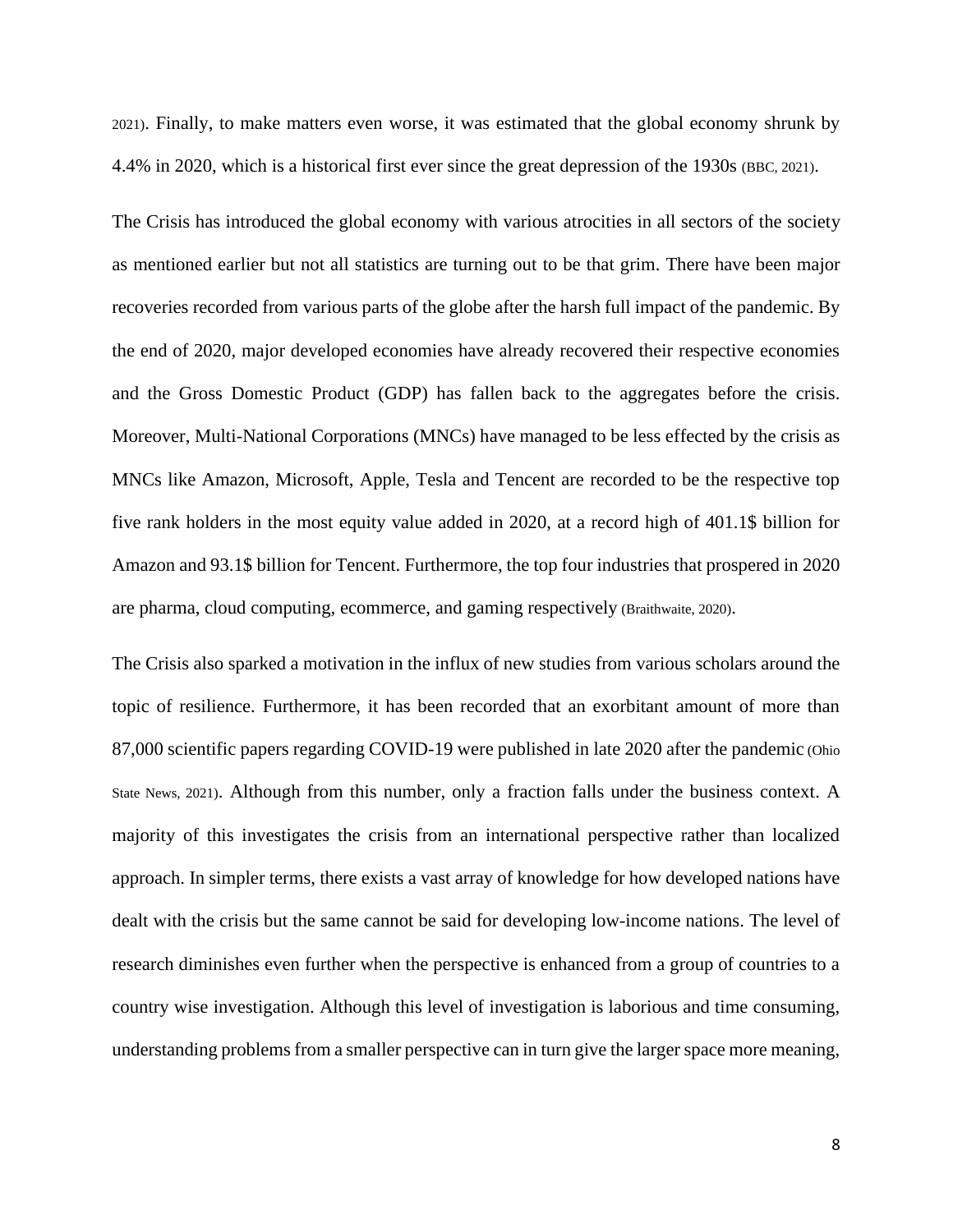2021). Finally, to make matters even worse, it was estimated that the global economy shrunk by 4.4% in 2020, which is a historical first ever since the great depression of the 1930s (BBC, 2021).

The Crisis has introduced the global economy with various atrocities in all sectors of the society as mentioned earlier but not all statistics are turning out to be that grim. There have been major recoveries recorded from various parts of the globe after the harsh full impact of the pandemic. By the end of 2020, major developed economies have already recovered their respective economies and the Gross Domestic Product (GDP) has fallen back to the aggregates before the crisis. Moreover, Multi-National Corporations (MNCs) have managed to be less effected by the crisis as MNCs like Amazon, Microsoft, Apple, Tesla and Tencent are recorded to be the respective top five rank holders in the most equity value added in 2020, at a record high of 401.1$ billion for Amazon and 93.1$ billion for Tencent. Furthermore, the top four industries that prospered in 2020 are pharma, cloud computing, ecommerce, and gaming respectively (Braithwaite, 2020).

The Crisis also sparked a motivation in the influx of new studies from various scholars around the topic of resilience. Furthermore, it has been recorded that an exorbitant amount of more than 87,000 scientific papers regarding COVID-19 were published in late 2020 after the pandemic (Ohio State News, 2021). Although from this number, only a fraction falls under the business context. A majority of this investigates the crisis from an international perspective rather than localized approach. In simpler terms, there exists a vast array of knowledge for how developed nations have dealt with the crisis but the same cannot be said for developing low-income nations. The level of research diminishes even further when the perspective is enhanced from a group of countries to a country wise investigation. Although this level of investigation is laborious and time consuming, understanding problems from a smaller perspective can in turn give the larger space more meaning,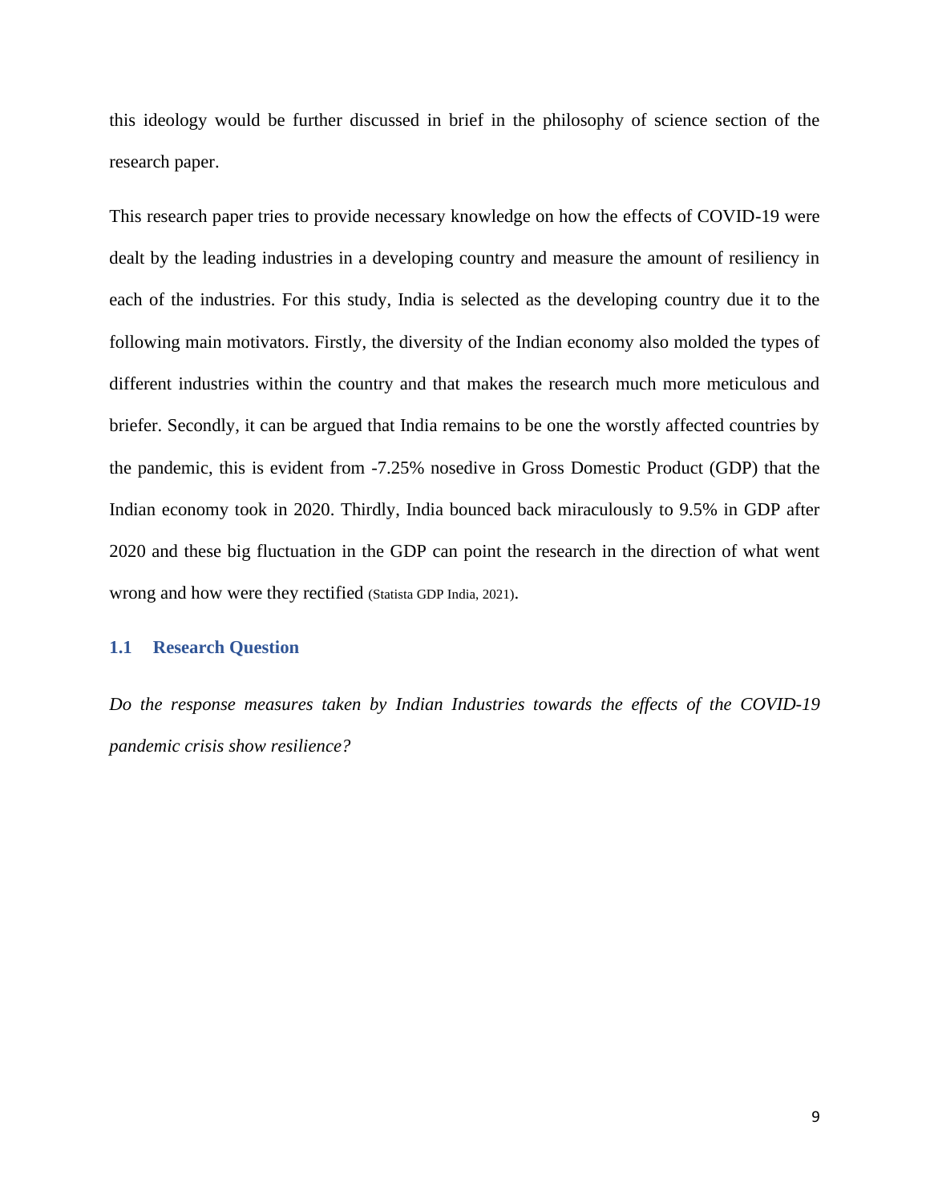this ideology would be further discussed in brief in the philosophy of science section of the research paper.

This research paper tries to provide necessary knowledge on how the effects of COVID-19 were dealt by the leading industries in a developing country and measure the amount of resiliency in each of the industries. For this study, India is selected as the developing country due it to the following main motivators. Firstly, the diversity of the Indian economy also molded the types of different industries within the country and that makes the research much more meticulous and briefer. Secondly, it can be argued that India remains to be one the worstly affected countries by the pandemic, this is evident from -7.25% nosedive in Gross Domestic Product (GDP) that the Indian economy took in 2020. Thirdly, India bounced back miraculously to 9.5% in GDP after 2020 and these big fluctuation in the GDP can point the research in the direction of what went wrong and how were they rectified (Statista GDP India, 2021).

## 1.1 Research Question

*Do the response measures taken by Indian Industries towards the effects of the COVID-19 pandemic crisis show resilience?*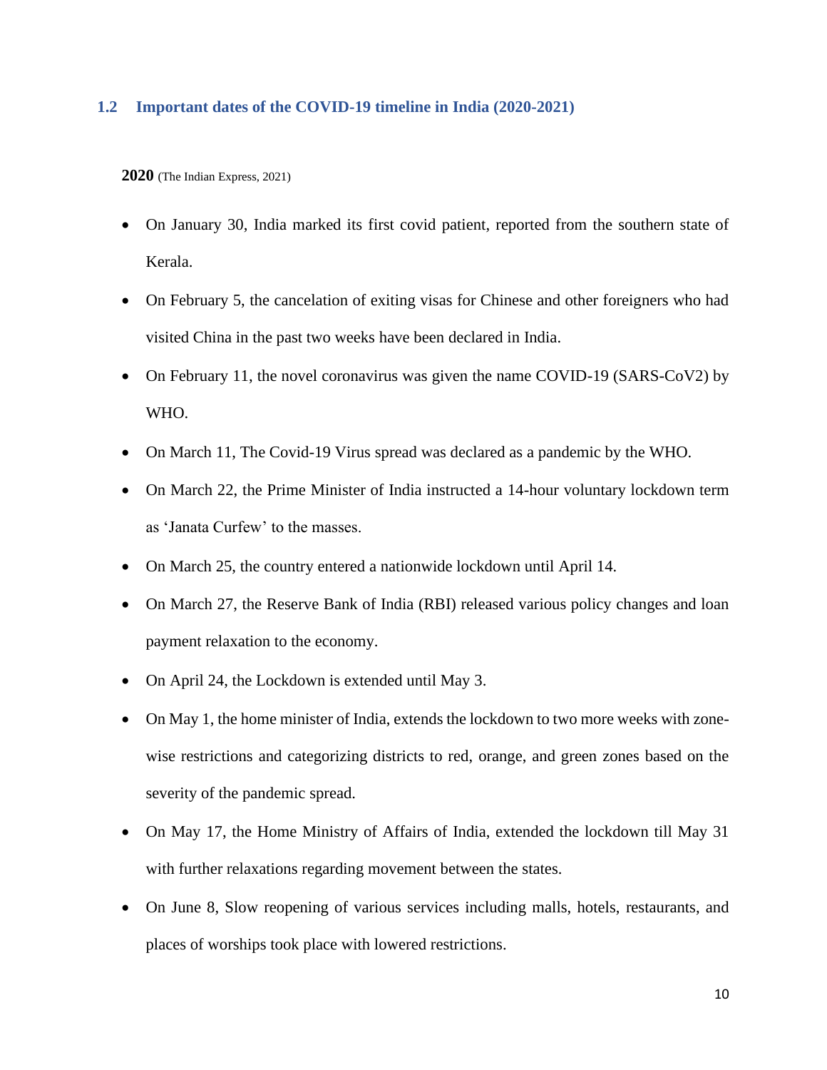## 1.2 Important dates of the COVID-19 timeline in India (2020-2021)

**2020** (The Indian Express, 2021)

- On January 30, India marked its first covid patient, reported from the southern state of Kerala.
- On February 5, the cancelation of exiting visas for Chinese and other foreigners who had visited China in the past two weeks have been declared in India.
- On February 11, the novel coronavirus was given the name COVID-19 (SARS-CoV2) by WHO.
- On March 11, The Covid-19 Virus spread was declared as a pandemic by the WHO.
- On March 22, the Prime Minister of India instructed a 14-hour voluntary lockdown term as 'Janata Curfew' to the masses.
- On March 25, the country entered a nationwide lockdown until April 14.
- On March 27, the Reserve Bank of India (RBI) released various policy changes and loan payment relaxation to the economy.
- On April 24, the Lockdown is extended until May 3.
- On May 1, the home minister of India, extends the lockdown to two more weeks with zone-wise restrictions and categorizing districts to red, orange, and green zones based on the severity of the pandemic spread.
- On May 17, the Home Ministry of Affairs of India, extended the lockdown till May 31 with further relaxations regarding movement between the states.
- On June 8, Slow reopening of various services including malls, hotels, restaurants, and places of worships took place with lowered restrictions.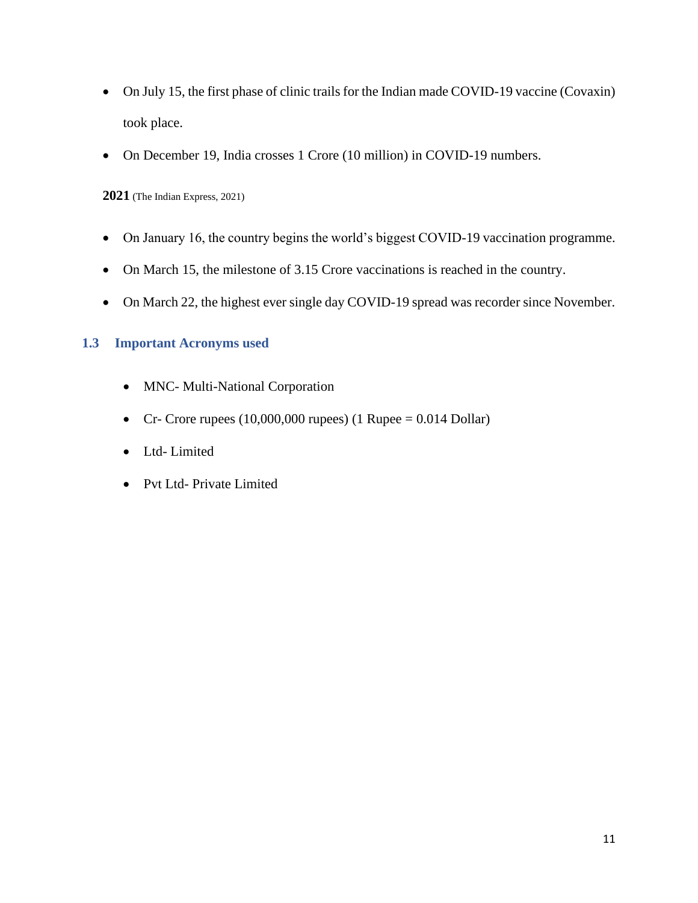- On July 15, the first phase of clinic trails for the Indian made COVID-19 vaccine (Covaxin) took place.
- On December 19, India crosses 1 Crore (10 million) in COVID-19 numbers.

**2021** (The Indian Express, 2021)

- On January 16, the country begins the world's biggest COVID-19 vaccination programme.
- On March 15, the milestone of 3.15 Crore vaccinations is reached in the country.
- On March 22, the highest ever single day COVID-19 spread was recorder since November.

## 1.3 Important Acronyms used

- MNC- Multi-National Corporation
- Cr- Crore rupees (10,000,000 rupees) (1 Rupee = 0.014 Dollar)
- Ltd- Limited
- Pvt Ltd- Private Limited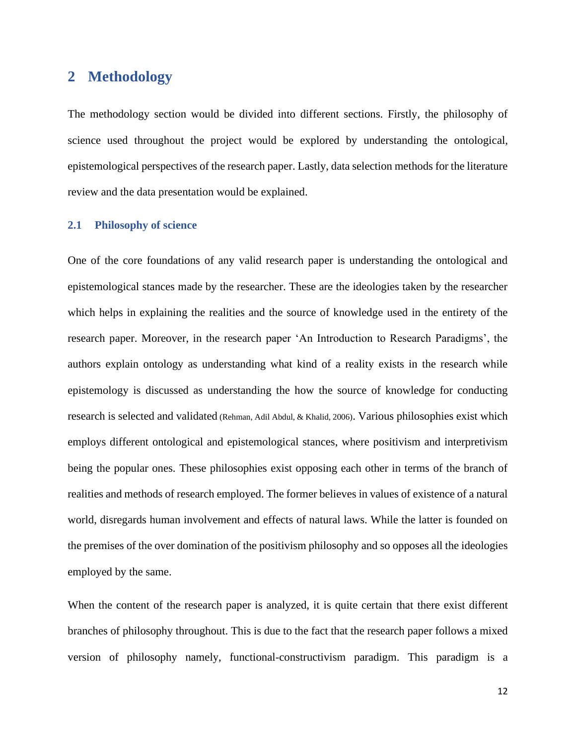# 2 Methodology

The methodology section would be divided into different sections. Firstly, the philosophy of science used throughout the project would be explored by understanding the ontological, epistemological perspectives of the research paper. Lastly, data selection methods for the literature review and the data presentation would be explained.

## 2.1 Philosophy of science

One of the core foundations of any valid research paper is understanding the ontological and epistemological stances made by the researcher. These are the ideologies taken by the researcher which helps in explaining the realities and the source of knowledge used in the entirety of the research paper. Moreover, in the research paper 'An Introduction to Research Paradigms', the authors explain ontology as understanding what kind of a reality exists in the research while epistemology is discussed as understanding the how the source of knowledge for conducting research is selected and validated (Rehman, Adil Abdul, & Khalid, 2006). Various philosophies exist which employs different ontological and epistemological stances, where positivism and interpretivism being the popular ones. These philosophies exist opposing each other in terms of the branch of realities and methods of research employed. The former believes in values of existence of a natural world, disregards human involvement and effects of natural laws. While the latter is founded on the premises of the over domination of the positivism philosophy and so opposes all the ideologies employed by the same.

When the content of the research paper is analyzed, it is quite certain that there exist different branches of philosophy throughout. This is due to the fact that the research paper follows a mixed version of philosophy namely, functional-constructivism paradigm. This paradigm is a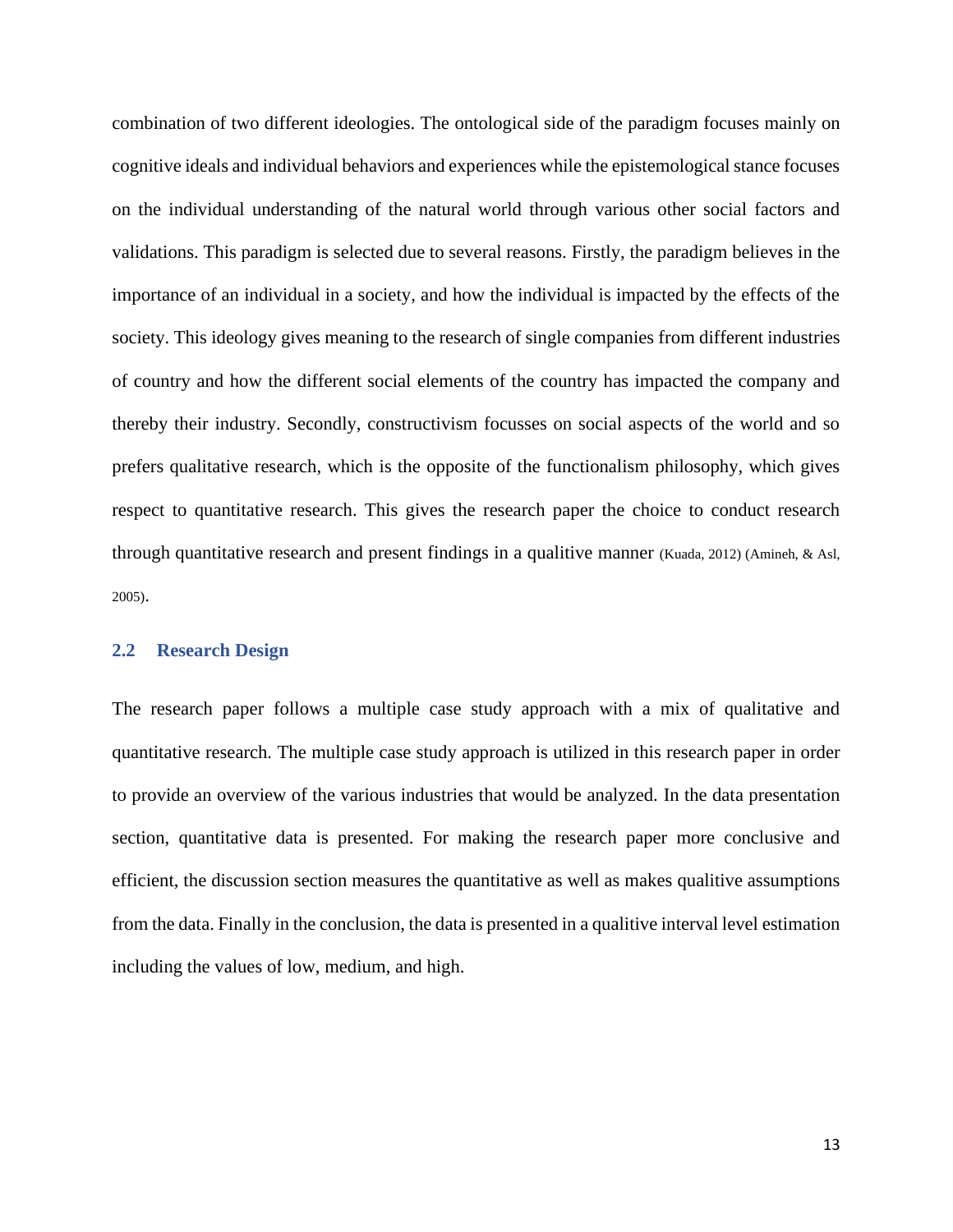combination of two different ideologies. The ontological side of the paradigm focuses mainly on cognitive ideals and individual behaviors and experiences while the epistemological stance focuses on the individual understanding of the natural world through various other social factors and validations. This paradigm is selected due to several reasons. Firstly, the paradigm believes in the importance of an individual in a society, and how the individual is impacted by the effects of the society. This ideology gives meaning to the research of single companies from different industries of country and how the different social elements of the country has impacted the company and thereby their industry. Secondly, constructivism focusses on social aspects of the world and so prefers qualitative research, which is the opposite of the functionalism philosophy, which gives respect to quantitative research. This gives the research paper the choice to conduct research through quantitative research and present findings in a qualitive manner (Kuada, 2012) (Amineh, & Asl, 2005).

## 2.2 Research Design

The research paper follows a multiple case study approach with a mix of qualitative and quantitative research. The multiple case study approach is utilized in this research paper in order to provide an overview of the various industries that would be analyzed. In the data presentation section, quantitative data is presented. For making the research paper more conclusive and efficient, the discussion section measures the quantitative as well as makes qualitive assumptions from the data. Finally in the conclusion, the data is presented in a qualitive interval level estimation including the values of low, medium, and high.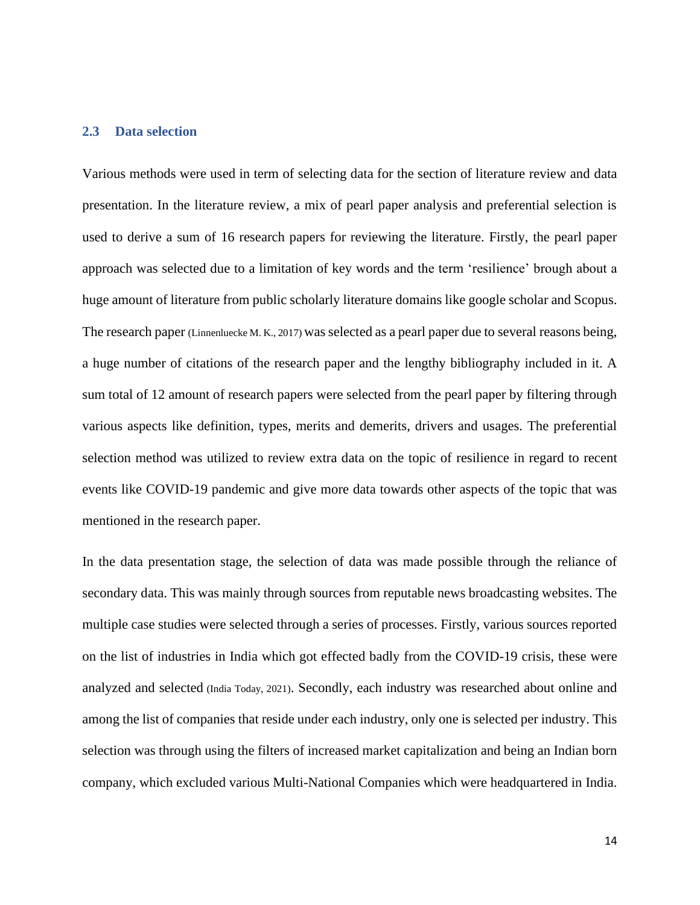### 2.3 Data selection

Various methods were used in term of selecting data for the section of literature review and data presentation. In the literature review, a mix of pearl paper analysis and preferential selection is used to derive a sum of 16 research papers for reviewing the literature. Firstly, the pearl paper approach was selected due to a limitation of key words and the term 'resilience' brough about a huge amount of literature from public scholarly literature domains like google scholar and Scopus. The research paper (Linnenluecke M. K., 2017) was selected as a pearl paper due to several reasons being, a huge number of citations of the research paper and the lengthy bibliography included in it. A sum total of 12 amount of research papers were selected from the pearl paper by filtering through various aspects like definition, types, merits and demerits, drivers and usages. The preferential selection method was utilized to review extra data on the topic of resilience in regard to recent events like COVID-19 pandemic and give more data towards other aspects of the topic that was mentioned in the research paper.

In the data presentation stage, the selection of data was made possible through the reliance of secondary data. This was mainly through sources from reputable news broadcasting websites. The multiple case studies were selected through a series of processes. Firstly, various sources reported on the list of industries in India which got effected badly from the COVID-19 crisis, these were analyzed and selected (India Today, 2021). Secondly, each industry was researched about online and among the list of companies that reside under each industry, only one is selected per industry. This selection was through using the filters of increased market capitalization and being an Indian born company, which excluded various Multi-National Companies which were headquartered in India.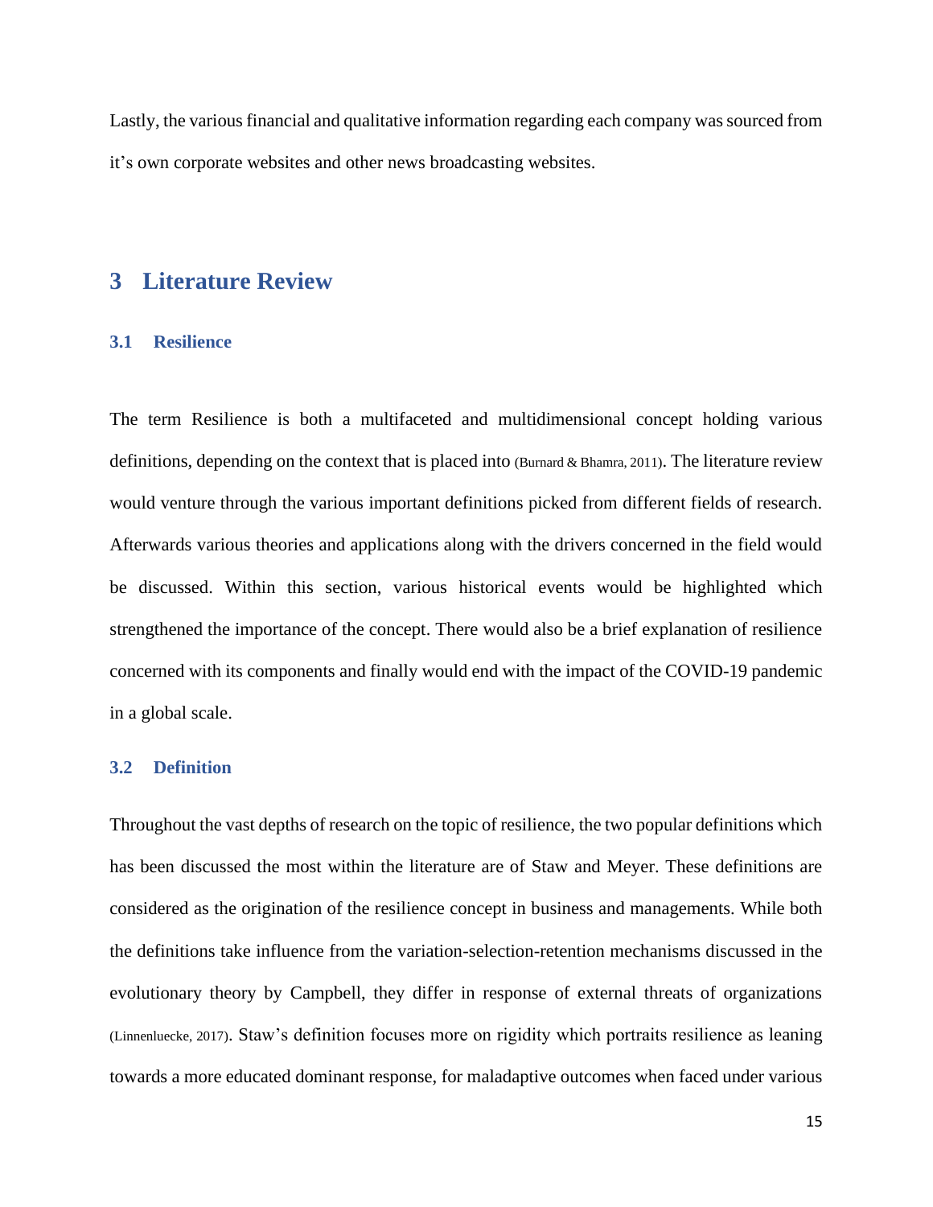Lastly, the various financial and qualitative information regarding each company was sourced from it's own corporate websites and other news broadcasting websites.

# 3 Literature Review

## 3.1 Resilience

The term Resilience is both a multifaceted and multidimensional concept holding various definitions, depending on the context that is placed into (Burnard & Bhamra, 2011). The literature review would venture through the various important definitions picked from different fields of research. Afterwards various theories and applications along with the drivers concerned in the field would be discussed. Within this section, various historical events would be highlighted which strengthened the importance of the concept. There would also be a brief explanation of resilience concerned with its components and finally would end with the impact of the COVID-19 pandemic in a global scale.

## 3.2 Definition

Throughout the vast depths of research on the topic of resilience, the two popular definitions which has been discussed the most within the literature are of Staw and Meyer. These definitions are considered as the origination of the resilience concept in business and managements. While both the definitions take influence from the variation-selection-retention mechanisms discussed in the evolutionary theory by Campbell, they differ in response of external threats of organizations (Linnenluecke, 2017). Staw's definition focuses more on rigidity which portraits resilience as leaning towards a more educated dominant response, for maladaptive outcomes when faced under various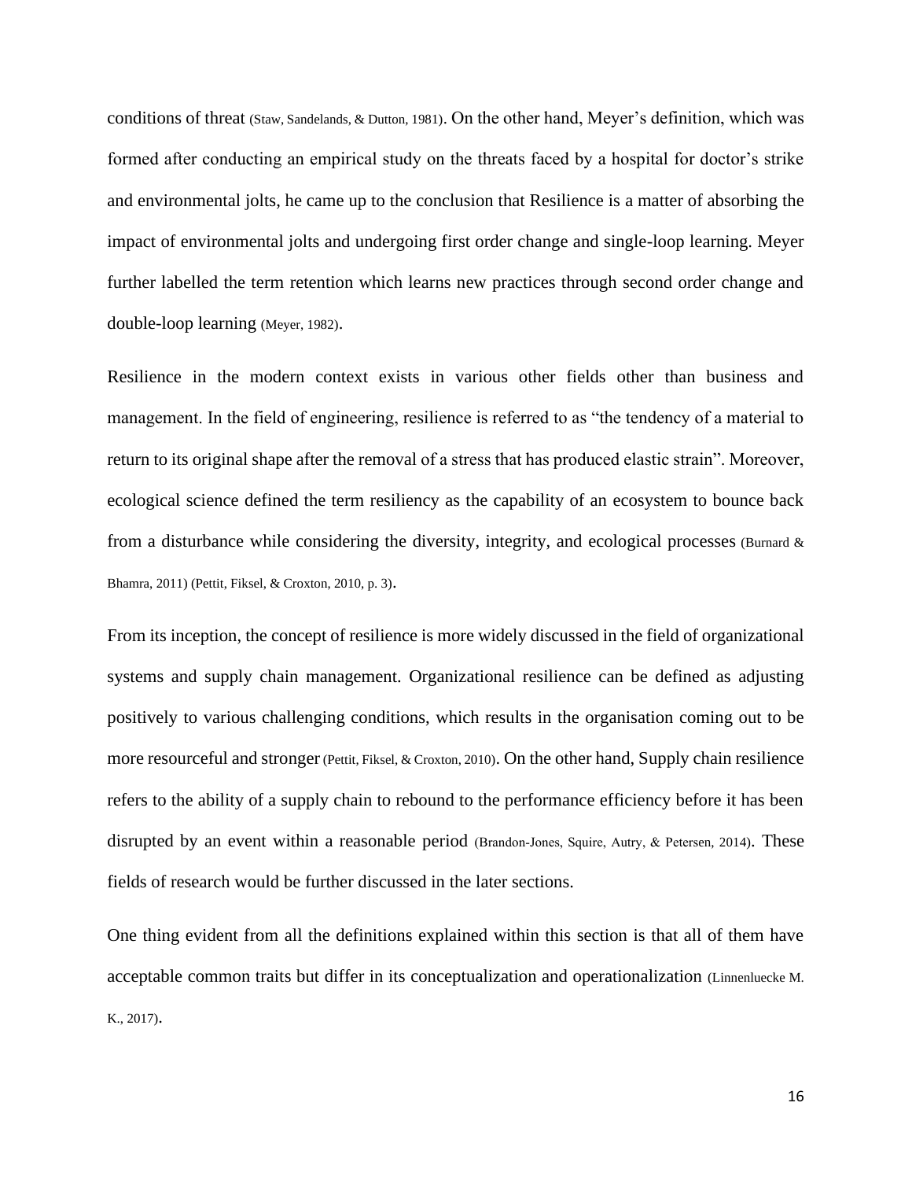conditions of threat (Staw, Sandelands, & Dutton, 1981). On the other hand, Meyer's definition, which was formed after conducting an empirical study on the threats faced by a hospital for doctor's strike and environmental jolts, he came up to the conclusion that Resilience is a matter of absorbing the impact of environmental jolts and undergoing first order change and single-loop learning. Meyer further labelled the term retention which learns new practices through second order change and double-loop learning (Meyer, 1982).

Resilience in the modern context exists in various other fields other than business and management. In the field of engineering, resilience is referred to as "the tendency of a material to return to its original shape after the removal of a stress that has produced elastic strain". Moreover, ecological science defined the term resiliency as the capability of an ecosystem to bounce back from a disturbance while considering the diversity, integrity, and ecological processes (Burnard & Bhamra, 2011) (Pettit, Fiksel, & Croxton, 2010, p. 3).

From its inception, the concept of resilience is more widely discussed in the field of organizational systems and supply chain management. Organizational resilience can be defined as adjusting positively to various challenging conditions, which results in the organisation coming out to be more resourceful and stronger (Pettit, Fiksel, & Croxton, 2010). On the other hand, Supply chain resilience refers to the ability of a supply chain to rebound to the performance efficiency before it has been disrupted by an event within a reasonable period (Brandon-Jones, Squire, Autry, & Petersen, 2014). These fields of research would be further discussed in the later sections.

One thing evident from all the definitions explained within this section is that all of them have acceptable common traits but differ in its conceptualization and operationalization (Linnenluecke M. K., 2017).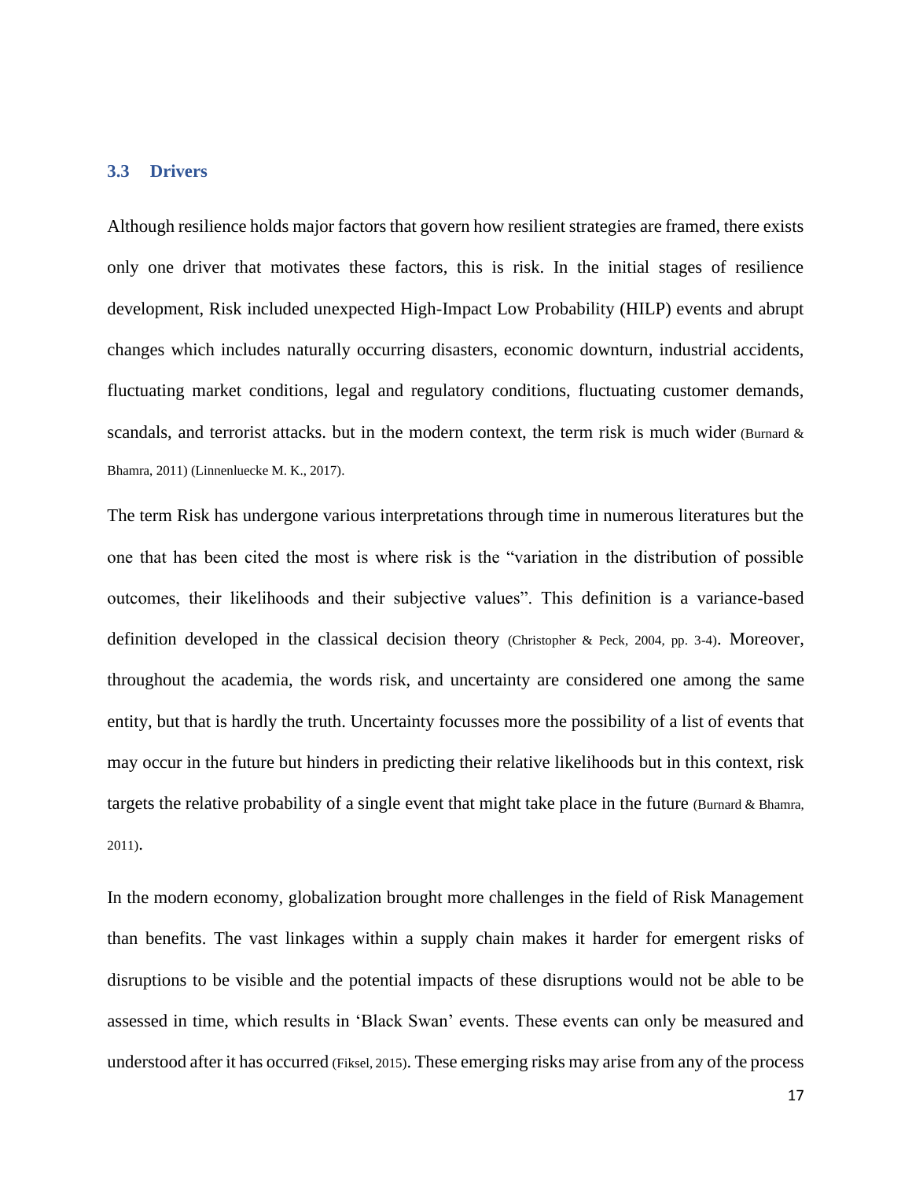## 3.3 Drivers

Although resilience holds major factors that govern how resilient strategies are framed, there exists only one driver that motivates these factors, this is risk. In the initial stages of resilience development, Risk included unexpected High-Impact Low Probability (HILP) events and abrupt changes which includes naturally occurring disasters, economic downturn, industrial accidents, fluctuating market conditions, legal and regulatory conditions, fluctuating customer demands, scandals, and terrorist attacks. but in the modern context, the term risk is much wider (Burnard & Bhamra, 2011) (Linnenluecke M. K., 2017).

The term Risk has undergone various interpretations through time in numerous literatures but the one that has been cited the most is where risk is the "variation in the distribution of possible outcomes, their likelihoods and their subjective values". This definition is a variance-based definition developed in the classical decision theory (Christopher & Peck, 2004, pp. 3-4). Moreover, throughout the academia, the words risk, and uncertainty are considered one among the same entity, but that is hardly the truth. Uncertainty focusses more the possibility of a list of events that may occur in the future but hinders in predicting their relative likelihoods but in this context, risk targets the relative probability of a single event that might take place in the future (Burnard & Bhamra, 2011).

In the modern economy, globalization brought more challenges in the field of Risk Management than benefits. The vast linkages within a supply chain makes it harder for emergent risks of disruptions to be visible and the potential impacts of these disruptions would not be able to be assessed in time, which results in 'Black Swan' events. These events can only be measured and understood after it has occurred (Fiksel, 2015). These emerging risks may arise from any of the process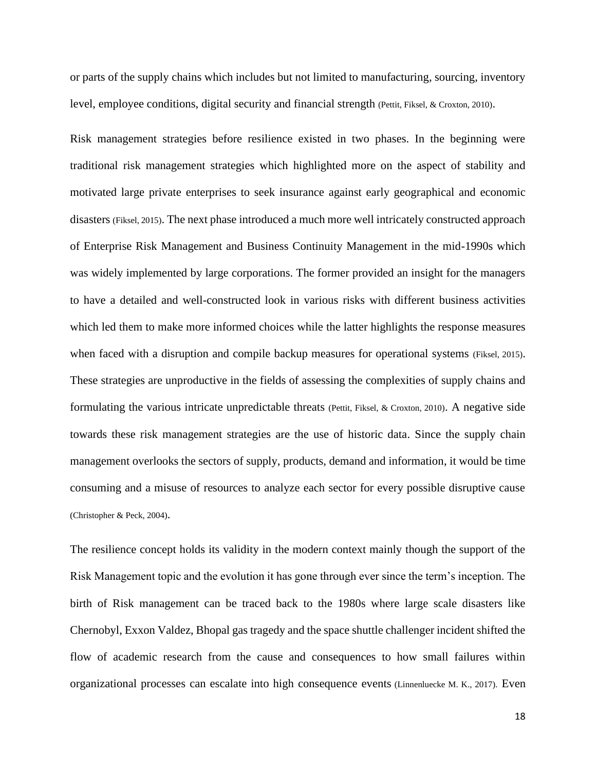or parts of the supply chains which includes but not limited to manufacturing, sourcing, inventory level, employee conditions, digital security and financial strength (Pettit, Fiksel, & Croxton, 2010).

Risk management strategies before resilience existed in two phases. In the beginning were traditional risk management strategies which highlighted more on the aspect of stability and motivated large private enterprises to seek insurance against early geographical and economic disasters (Fiksel, 2015). The next phase introduced a much more well intricately constructed approach of Enterprise Risk Management and Business Continuity Management in the mid-1990s which was widely implemented by large corporations. The former provided an insight for the managers to have a detailed and well-constructed look in various risks with different business activities which led them to make more informed choices while the latter highlights the response measures when faced with a disruption and compile backup measures for operational systems (Fiksel, 2015). These strategies are unproductive in the fields of assessing the complexities of supply chains and formulating the various intricate unpredictable threats (Pettit, Fiksel, & Croxton, 2010). A negative side towards these risk management strategies are the use of historic data. Since the supply chain management overlooks the sectors of supply, products, demand and information, it would be time consuming and a misuse of resources to analyze each sector for every possible disruptive cause (Christopher & Peck, 2004).

The resilience concept holds its validity in the modern context mainly though the support of the Risk Management topic and the evolution it has gone through ever since the term's inception. The birth of Risk management can be traced back to the 1980s where large scale disasters like Chernobyl, Exxon Valdez, Bhopal gas tragedy and the space shuttle challenger incident shifted the flow of academic research from the cause and consequences to how small failures within organizational processes can escalate into high consequence events (Linnenluecke M. K., 2017). Even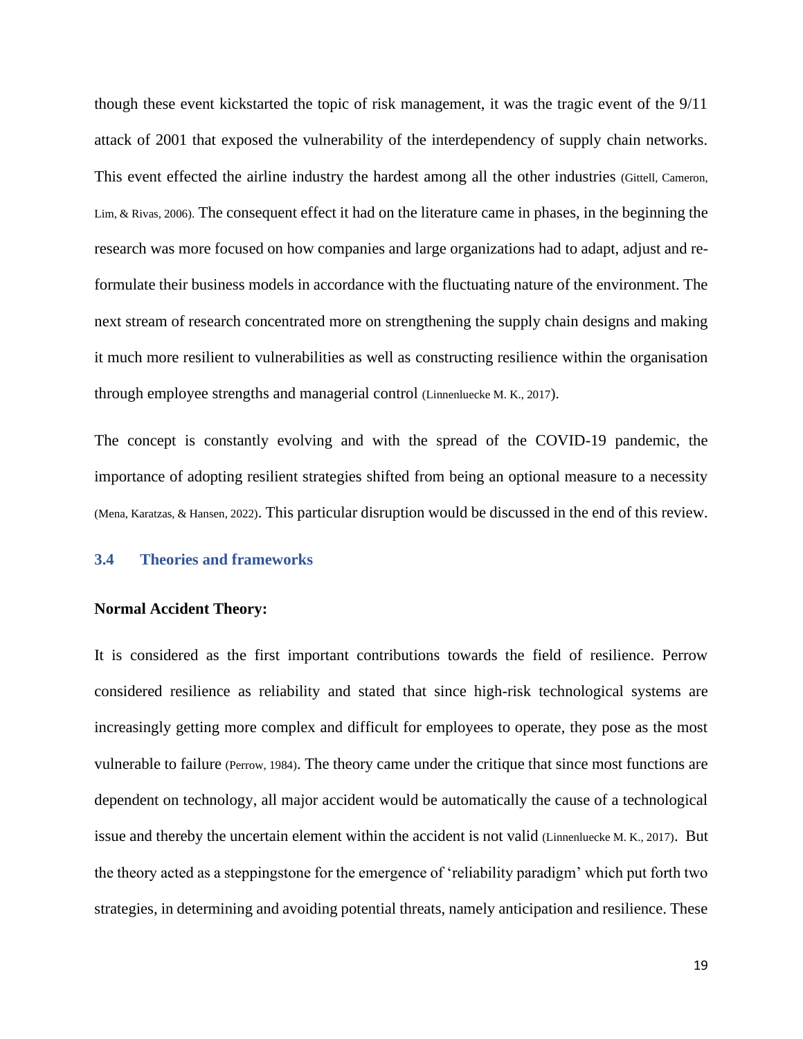though these event kickstarted the topic of risk management, it was the tragic event of the 9/11 attack of 2001 that exposed the vulnerability of the interdependency of supply chain networks. This event effected the airline industry the hardest among all the other industries (Gittell, Cameron, Lim, & Rivas, 2006). The consequent effect it had on the literature came in phases, in the beginning the research was more focused on how companies and large organizations had to adapt, adjust and re-formulate their business models in accordance with the fluctuating nature of the environment. The next stream of research concentrated more on strengthening the supply chain designs and making it much more resilient to vulnerabilities as well as constructing resilience within the organisation through employee strengths and managerial control (Linnenluecke M. K., 2017).

The concept is constantly evolving and with the spread of the COVID-19 pandemic, the importance of adopting resilient strategies shifted from being an optional measure to a necessity (Mena, Karatzas, & Hansen, 2022). This particular disruption would be discussed in the end of this review.

### 3.4 Theories and frameworks

**Normal Accident Theory:**

It is considered as the first important contributions towards the field of resilience. Perrow considered resilience as reliability and stated that since high-risk technological systems are increasingly getting more complex and difficult for employees to operate, they pose as the most vulnerable to failure (Perrow, 1984). The theory came under the critique that since most functions are dependent on technology, all major accident would be automatically the cause of a technological issue and thereby the uncertain element within the accident is not valid (Linnenluecke M. K., 2017). But the theory acted as a steppingstone for the emergence of 'reliability paradigm' which put forth two strategies, in determining and avoiding potential threats, namely anticipation and resilience. These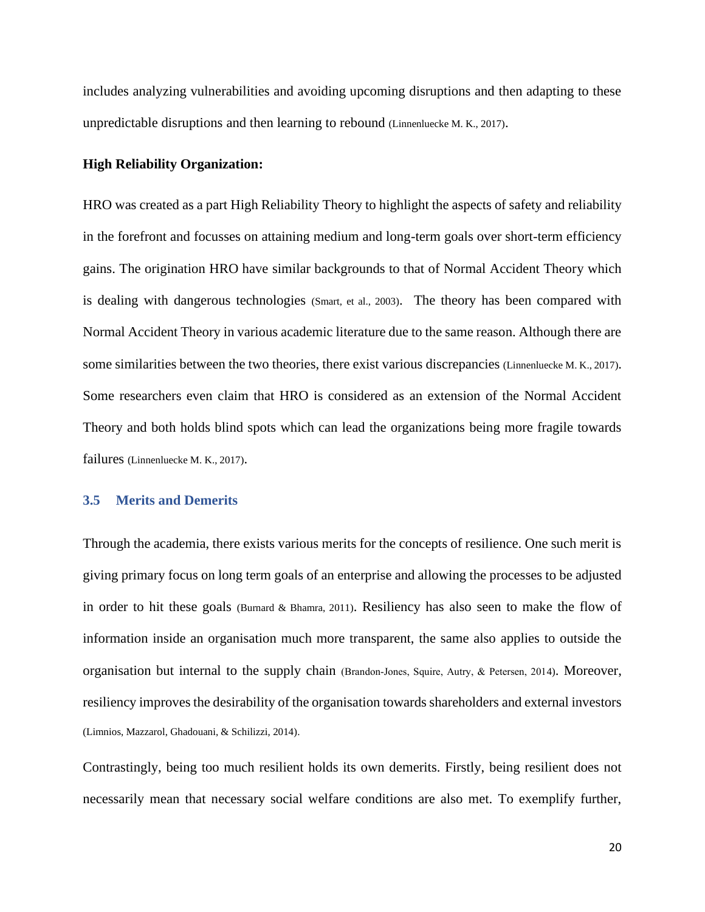includes analyzing vulnerabilities and avoiding upcoming disruptions and then adapting to these unpredictable disruptions and then learning to rebound (Linnenluecke M. K., 2017).

**High Reliability Organization:**

HRO was created as a part High Reliability Theory to highlight the aspects of safety and reliability in the forefront and focusses on attaining medium and long-term goals over short-term efficiency gains. The origination HRO have similar backgrounds to that of Normal Accident Theory which is dealing with dangerous technologies (Smart, et al., 2003). The theory has been compared with Normal Accident Theory in various academic literature due to the same reason. Although there are some similarities between the two theories, there exist various discrepancies (Linnenluecke M. K., 2017). Some researchers even claim that HRO is considered as an extension of the Normal Accident Theory and both holds blind spots which can lead the organizations being more fragile towards failures (Linnenluecke M. K., 2017).

### 3.5 Merits and Demerits

Through the academia, there exists various merits for the concepts of resilience. One such merit is giving primary focus on long term goals of an enterprise and allowing the processes to be adjusted in order to hit these goals (Burnard & Bhamra, 2011). Resiliency has also seen to make the flow of information inside an organisation much more transparent, the same also applies to outside the organisation but internal to the supply chain (Brandon-Jones, Squire, Autry, & Petersen, 2014). Moreover, resiliency improves the desirability of the organisation towards shareholders and external investors (Limnios, Mazzarol, Ghadouani, & Schilizzi, 2014).

Contrastingly, being too much resilient holds its own demerits. Firstly, being resilient does not necessarily mean that necessary social welfare conditions are also met. To exemplify further,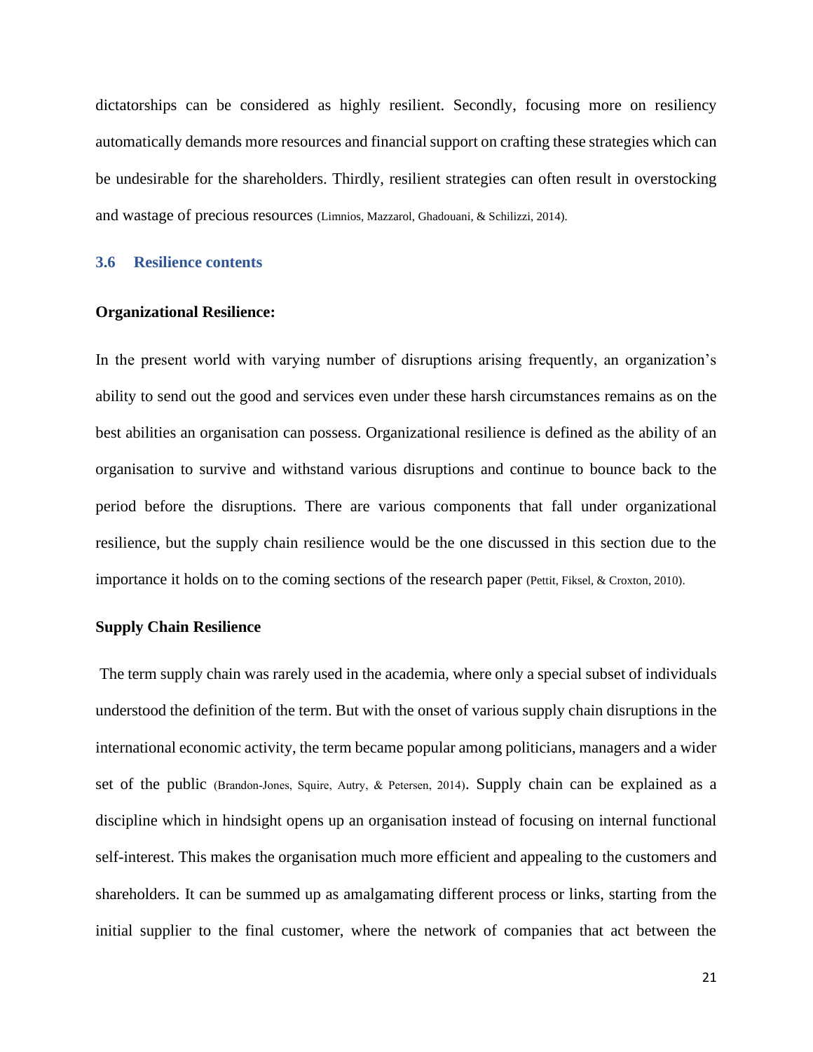dictatorships can be considered as highly resilient. Secondly, focusing more on resiliency automatically demands more resources and financial support on crafting these strategies which can be undesirable for the shareholders. Thirdly, resilient strategies can often result in overstocking and wastage of precious resources (Limnios, Mazzarol, Ghadouani, & Schilizzi, 2014).

## 3.6 Resilience contents

**Organizational Resilience:**

In the present world with varying number of disruptions arising frequently, an organization's ability to send out the good and services even under these harsh circumstances remains as on the best abilities an organisation can possess. Organizational resilience is defined as the ability of an organisation to survive and withstand various disruptions and continue to bounce back to the period before the disruptions. There are various components that fall under organizational resilience, but the supply chain resilience would be the one discussed in this section due to the importance it holds on to the coming sections of the research paper (Pettit, Fiksel, & Croxton, 2010).

**Supply Chain Resilience**

The term supply chain was rarely used in the academia, where only a special subset of individuals understood the definition of the term. But with the onset of various supply chain disruptions in the international economic activity, the term became popular among politicians, managers and a wider set of the public (Brandon-Jones, Squire, Autry, & Petersen, 2014). Supply chain can be explained as a discipline which in hindsight opens up an organisation instead of focusing on internal functional self-interest. This makes the organisation much more efficient and appealing to the customers and shareholders. It can be summed up as amalgamating different process or links, starting from the initial supplier to the final customer, where the network of companies that act between the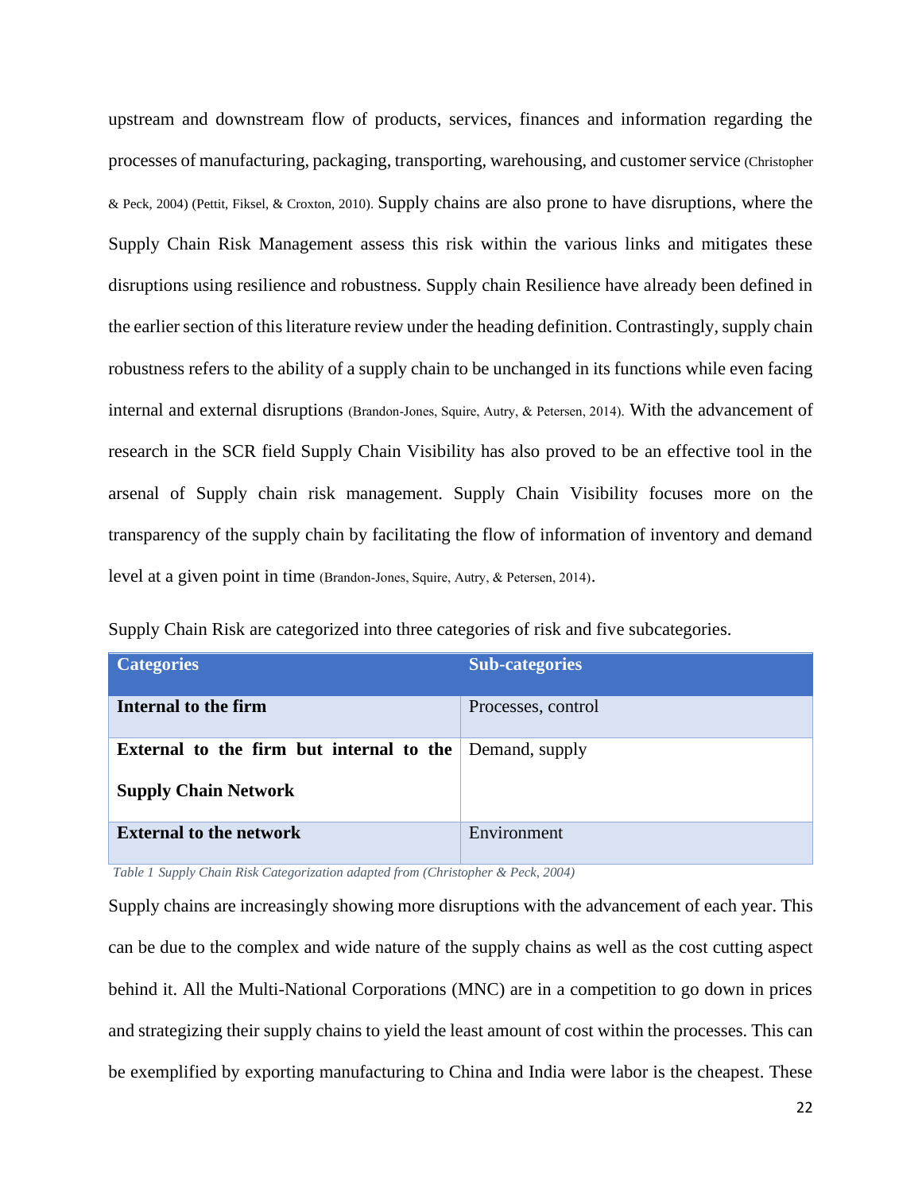upstream and downstream flow of products, services, finances and information regarding the processes of manufacturing, packaging, transporting, warehousing, and customer service (Christopher & Peck, 2004) (Pettit, Fiksel, & Croxton, 2010). Supply chains are also prone to have disruptions, where the Supply Chain Risk Management assess this risk within the various links and mitigates these disruptions using resilience and robustness. Supply chain Resilience have already been defined in the earlier section of this literature review under the heading definition. Contrastingly, supply chain robustness refers to the ability of a supply chain to be unchanged in its functions while even facing internal and external disruptions (Brandon-Jones, Squire, Autry, & Petersen, 2014). With the advancement of research in the SCR field Supply Chain Visibility has also proved to be an effective tool in the arsenal of Supply chain risk management. Supply Chain Visibility focuses more on the transparency of the supply chain by facilitating the flow of information of inventory and demand level at a given point in time (Brandon-Jones, Squire, Autry, & Petersen, 2014).

Supply Chain Risk are categorized into three categories of risk and five subcategories.

| Categories | Sub-categories |
|---|---|
| **Internal to the firm** | Processes, control |
| **External to the firm but internal to the Supply Chain Network** | Demand, supply |
| **External to the network** | Environment |

*Table 1 Supply Chain Risk Categorization adapted from (Christopher & Peck, 2004)*

Supply chains are increasingly showing more disruptions with the advancement of each year. This can be due to the complex and wide nature of the supply chains as well as the cost cutting aspect behind it. All the Multi-National Corporations (MNC) are in a competition to go down in prices and strategizing their supply chains to yield the least amount of cost within the processes. This can be exemplified by exporting manufacturing to China and India were labor is the cheapest. These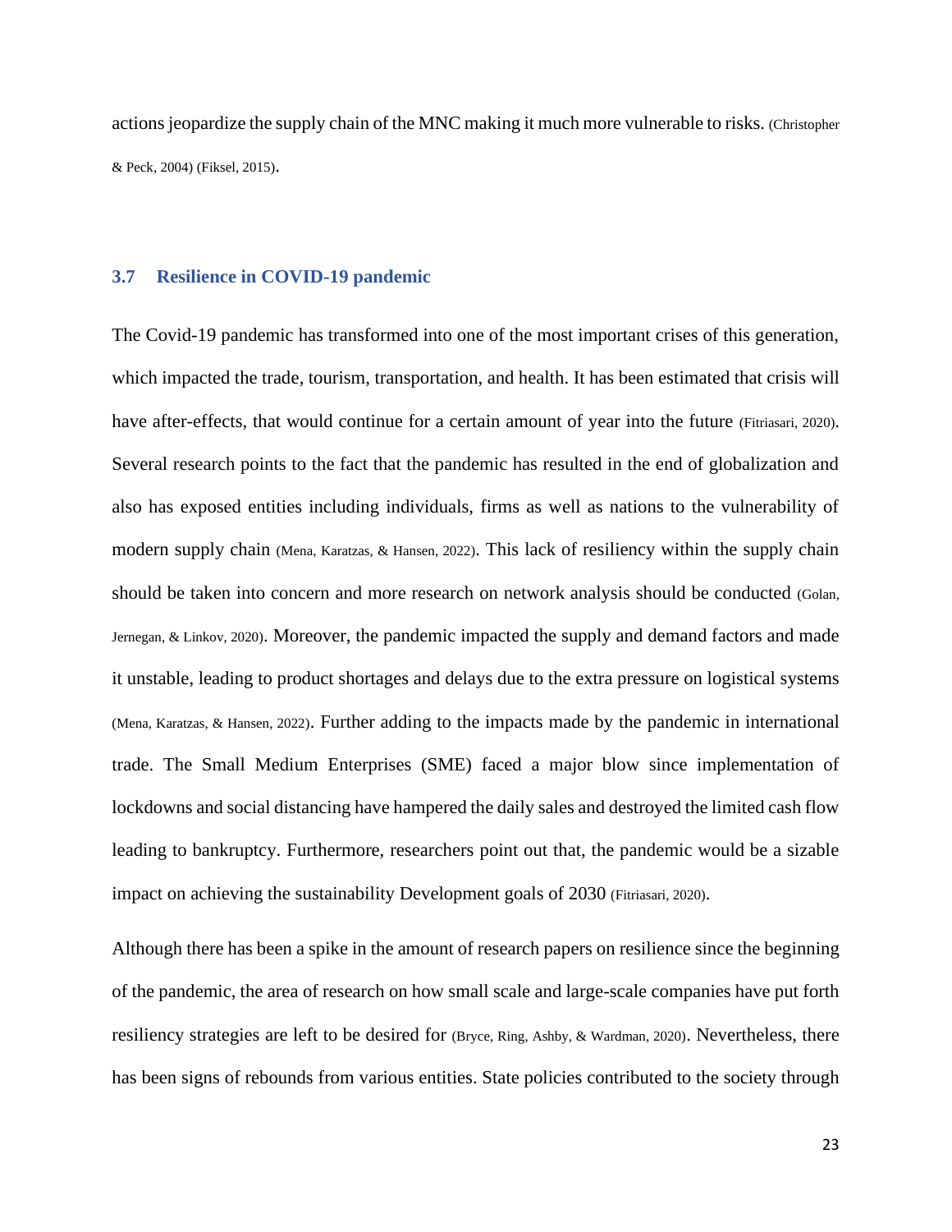actions jeopardize the supply chain of the MNC making it much more vulnerable to risks. (Christopher & Peck, 2004) (Fiksel, 2015).

### 3.7 Resilience in COVID-19 pandemic

The Covid-19 pandemic has transformed into one of the most important crises of this generation, which impacted the trade, tourism, transportation, and health. It has been estimated that crisis will have after-effects, that would continue for a certain amount of year into the future (Fitriasari, 2020). Several research points to the fact that the pandemic has resulted in the end of globalization and also has exposed entities including individuals, firms as well as nations to the vulnerability of modern supply chain (Mena, Karatzas, & Hansen, 2022). This lack of resiliency within the supply chain should be taken into concern and more research on network analysis should be conducted (Golan, Jernegan, & Linkov, 2020). Moreover, the pandemic impacted the supply and demand factors and made it unstable, leading to product shortages and delays due to the extra pressure on logistical systems (Mena, Karatzas, & Hansen, 2022). Further adding to the impacts made by the pandemic in international trade. The Small Medium Enterprises (SME) faced a major blow since implementation of lockdowns and social distancing have hampered the daily sales and destroyed the limited cash flow leading to bankruptcy. Furthermore, researchers point out that, the pandemic would be a sizable impact on achieving the sustainability Development goals of 2030 (Fitriasari, 2020).

Although there has been a spike in the amount of research papers on resilience since the beginning of the pandemic, the area of research on how small scale and large-scale companies have put forth resiliency strategies are left to be desired for (Bryce, Ring, Ashby, & Wardman, 2020). Nevertheless, there has been signs of rebounds from various entities. State policies contributed to the society through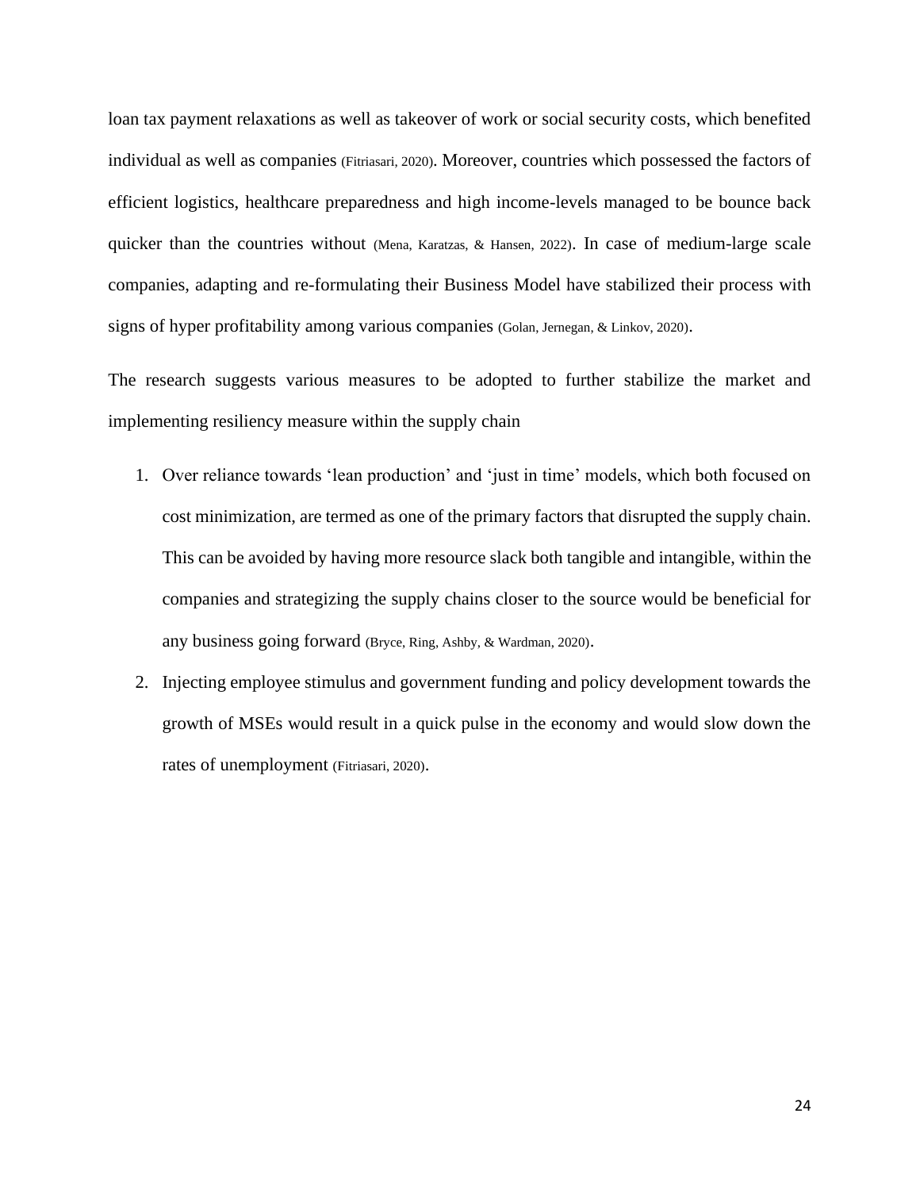loan tax payment relaxations as well as takeover of work or social security costs, which benefited individual as well as companies (Fitriasari, 2020). Moreover, countries which possessed the factors of efficient logistics, healthcare preparedness and high income-levels managed to be bounce back quicker than the countries without (Mena, Karatzas, & Hansen, 2022). In case of medium-large scale companies, adapting and re-formulating their Business Model have stabilized their process with signs of hyper profitability among various companies (Golan, Jernegan, & Linkov, 2020).

The research suggests various measures to be adopted to further stabilize the market and implementing resiliency measure within the supply chain

1. Over reliance towards 'lean production' and 'just in time' models, which both focused on cost minimization, are termed as one of the primary factors that disrupted the supply chain. This can be avoided by having more resource slack both tangible and intangible, within the companies and strategizing the supply chains closer to the source would be beneficial for any business going forward (Bryce, Ring, Ashby, & Wardman, 2020).
2. Injecting employee stimulus and government funding and policy development towards the growth of MSEs would result in a quick pulse in the economy and would slow down the rates of unemployment (Fitriasari, 2020).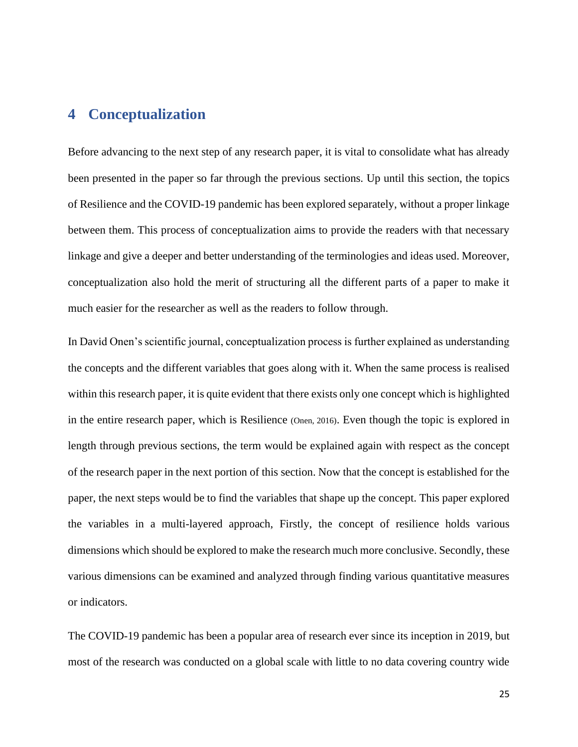# 4 Conceptualization

Before advancing to the next step of any research paper, it is vital to consolidate what has already been presented in the paper so far through the previous sections. Up until this section, the topics of Resilience and the COVID-19 pandemic has been explored separately, without a proper linkage between them. This process of conceptualization aims to provide the readers with that necessary linkage and give a deeper and better understanding of the terminologies and ideas used. Moreover, conceptualization also hold the merit of structuring all the different parts of a paper to make it much easier for the researcher as well as the readers to follow through.

In David Onen's scientific journal, conceptualization process is further explained as understanding the concepts and the different variables that goes along with it. When the same process is realised within this research paper, it is quite evident that there exists only one concept which is highlighted in the entire research paper, which is Resilience (Onen, 2016). Even though the topic is explored in length through previous sections, the term would be explained again with respect as the concept of the research paper in the next portion of this section. Now that the concept is established for the paper, the next steps would be to find the variables that shape up the concept. This paper explored the variables in a multi-layered approach, Firstly, the concept of resilience holds various dimensions which should be explored to make the research much more conclusive. Secondly, these various dimensions can be examined and analyzed through finding various quantitative measures or indicators.

The COVID-19 pandemic has been a popular area of research ever since its inception in 2019, but most of the research was conducted on a global scale with little to no data covering country wide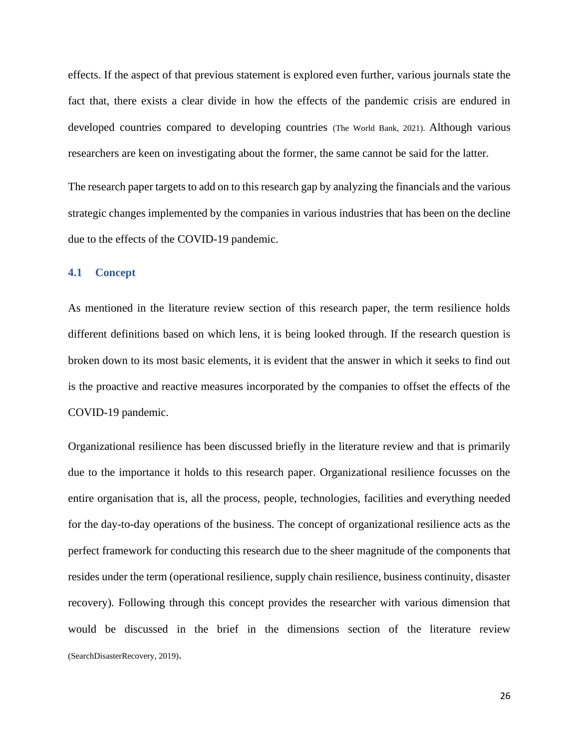effects. If the aspect of that previous statement is explored even further, various journals state the fact that, there exists a clear divide in how the effects of the pandemic crisis are endured in developed countries compared to developing countries (The World Bank, 2021). Although various researchers are keen on investigating about the former, the same cannot be said for the latter.

The research paper targets to add on to this research gap by analyzing the financials and the various strategic changes implemented by the companies in various industries that has been on the decline due to the effects of the COVID-19 pandemic.

## 4.1 Concept

As mentioned in the literature review section of this research paper, the term resilience holds different definitions based on which lens, it is being looked through. If the research question is broken down to its most basic elements, it is evident that the answer in which it seeks to find out is the proactive and reactive measures incorporated by the companies to offset the effects of the COVID-19 pandemic.

Organizational resilience has been discussed briefly in the literature review and that is primarily due to the importance it holds to this research paper. Organizational resilience focusses on the entire organisation that is, all the process, people, technologies, facilities and everything needed for the day-to-day operations of the business. The concept of organizational resilience acts as the perfect framework for conducting this research due to the sheer magnitude of the components that resides under the term (operational resilience, supply chain resilience, business continuity, disaster recovery). Following through this concept provides the researcher with various dimension that would be discussed in the brief in the dimensions section of the literature review (SearchDisasterRecovery, 2019).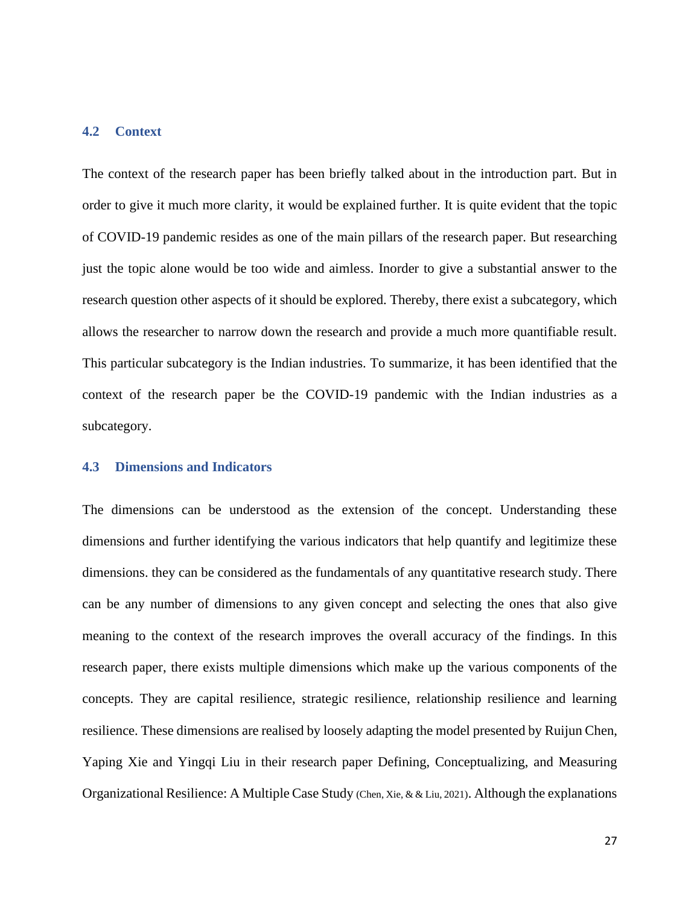## 4.2 Context

The context of the research paper has been briefly talked about in the introduction part. But in order to give it much more clarity, it would be explained further. It is quite evident that the topic of COVID-19 pandemic resides as one of the main pillars of the research paper. But researching just the topic alone would be too wide and aimless. Inorder to give a substantial answer to the research question other aspects of it should be explored. Thereby, there exist a subcategory, which allows the researcher to narrow down the research and provide a much more quantifiable result. This particular subcategory is the Indian industries. To summarize, it has been identified that the context of the research paper be the COVID-19 pandemic with the Indian industries as a subcategory.

## 4.3 Dimensions and Indicators

The dimensions can be understood as the extension of the concept. Understanding these dimensions and further identifying the various indicators that help quantify and legitimize these dimensions. they can be considered as the fundamentals of any quantitative research study. There can be any number of dimensions to any given concept and selecting the ones that also give meaning to the context of the research improves the overall accuracy of the findings. In this research paper, there exists multiple dimensions which make up the various components of the concepts. They are capital resilience, strategic resilience, relationship resilience and learning resilience. These dimensions are realised by loosely adapting the model presented by Ruijun Chen, Yaping Xie and Yingqi Liu in their research paper Defining, Conceptualizing, and Measuring Organizational Resilience: A Multiple Case Study (Chen, Xie, & & Liu, 2021). Although the explanations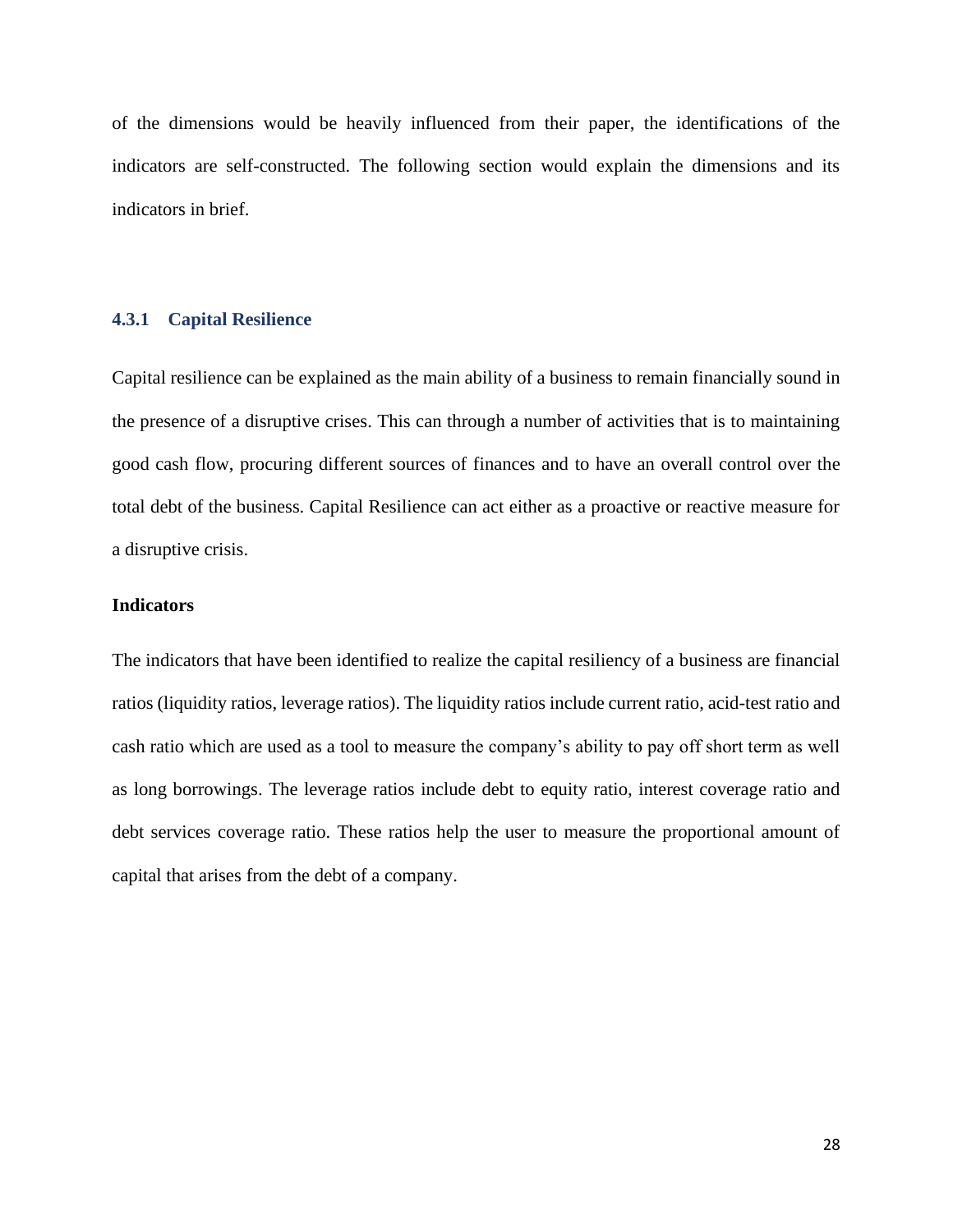of the dimensions would be heavily influenced from their paper, the identifications of the indicators are self-constructed. The following section would explain the dimensions and its indicators in brief.

### 4.3.1 Capital Resilience

Capital resilience can be explained as the main ability of a business to remain financially sound in the presence of a disruptive crises. This can through a number of activities that is to maintaining good cash flow, procuring different sources of finances and to have an overall control over the total debt of the business. Capital Resilience can act either as a proactive or reactive measure for a disruptive crisis.

**Indicators**

The indicators that have been identified to realize the capital resiliency of a business are financial ratios (liquidity ratios, leverage ratios). The liquidity ratios include current ratio, acid-test ratio and cash ratio which are used as a tool to measure the company's ability to pay off short term as well as long borrowings. The leverage ratios include debt to equity ratio, interest coverage ratio and debt services coverage ratio. These ratios help the user to measure the proportional amount of capital that arises from the debt of a company.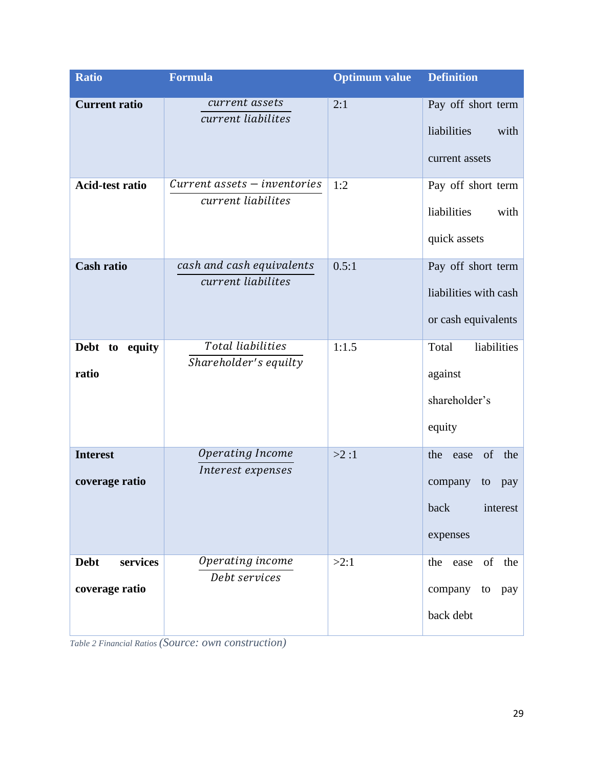| Ratio | Formula | Optimum value | Definition |
|---|---|---|---|
| **Current ratio** | $\frac{current\ assets}{current\ liabilites}$ | 2:1 | Pay off short term liabilities with current assets |
| **Acid-test ratio** | $\frac{Current\ assets - inventories}{current\ liabilites}$ | 1:2 | Pay off short term liabilities with quick assets |
| **Cash ratio** | $\frac{cash\ and\ cash\ equivalents}{current\ liabilites}$ | 0.5:1 | Pay off short term liabilities with cash or cash equivalents |
| **Debt to equity ratio** | $\frac{Total\ liabilities}{Shareholder's\ equilty}$ | 1:1.5 | Total liabilities against shareholder's equity |
| **Interest coverage ratio** | $\frac{Operating\ Income}{Interest\ expenses}$ | >2 :1 | the ease of the company to pay back interest expenses |
| **Debt services coverage ratio** | $\frac{Operating\ income}{Debt\ services}$ | >2:1 | the ease of the company to pay back debt |

*Table 2 Financial Ratios (Source: own construction)*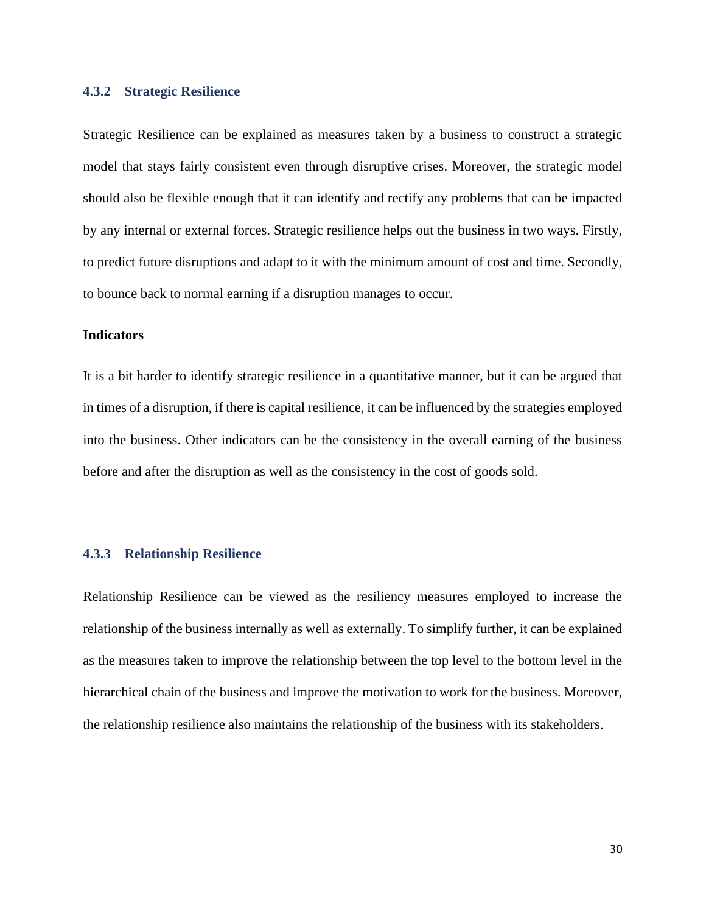### 4.3.2 Strategic Resilience

Strategic Resilience can be explained as measures taken by a business to construct a strategic model that stays fairly consistent even through disruptive crises. Moreover, the strategic model should also be flexible enough that it can identify and rectify any problems that can be impacted by any internal or external forces. Strategic resilience helps out the business in two ways. Firstly, to predict future disruptions and adapt to it with the minimum amount of cost and time. Secondly, to bounce back to normal earning if a disruption manages to occur.

**Indicators**

It is a bit harder to identify strategic resilience in a quantitative manner, but it can be argued that in times of a disruption, if there is capital resilience, it can be influenced by the strategies employed into the business. Other indicators can be the consistency in the overall earning of the business before and after the disruption as well as the consistency in the cost of goods sold.

### 4.3.3 Relationship Resilience

Relationship Resilience can be viewed as the resiliency measures employed to increase the relationship of the business internally as well as externally. To simplify further, it can be explained as the measures taken to improve the relationship between the top level to the bottom level in the hierarchical chain of the business and improve the motivation to work for the business. Moreover, the relationship resilience also maintains the relationship of the business with its stakeholders.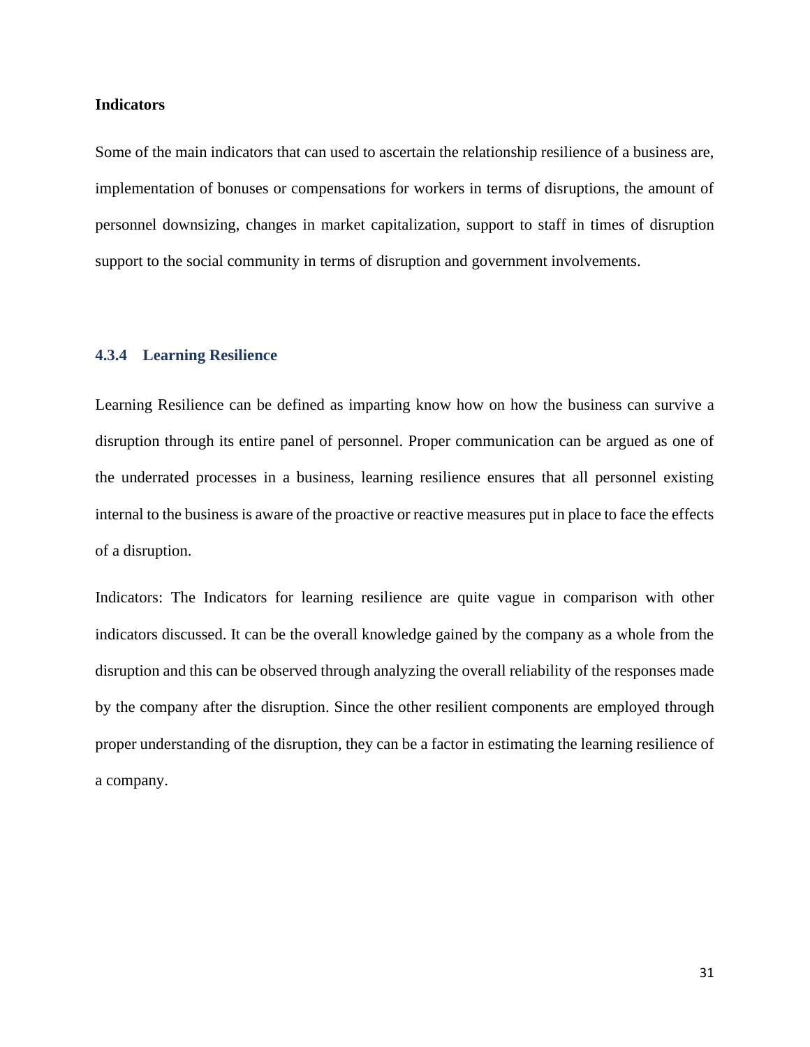**Indicators**

Some of the main indicators that can used to ascertain the relationship resilience of a business are, implementation of bonuses or compensations for workers in terms of disruptions, the amount of personnel downsizing, changes in market capitalization, support to staff in times of disruption support to the social community in terms of disruption and government involvements.

### 4.3.4 Learning Resilience

Learning Resilience can be defined as imparting know how on how the business can survive a disruption through its entire panel of personnel. Proper communication can be argued as one of the underrated processes in a business, learning resilience ensures that all personnel existing internal to the business is aware of the proactive or reactive measures put in place to face the effects of a disruption.

Indicators: The Indicators for learning resilience are quite vague in comparison with other indicators discussed. It can be the overall knowledge gained by the company as a whole from the disruption and this can be observed through analyzing the overall reliability of the responses made by the company after the disruption. Since the other resilient components are employed through proper understanding of the disruption, they can be a factor in estimating the learning resilience of a company.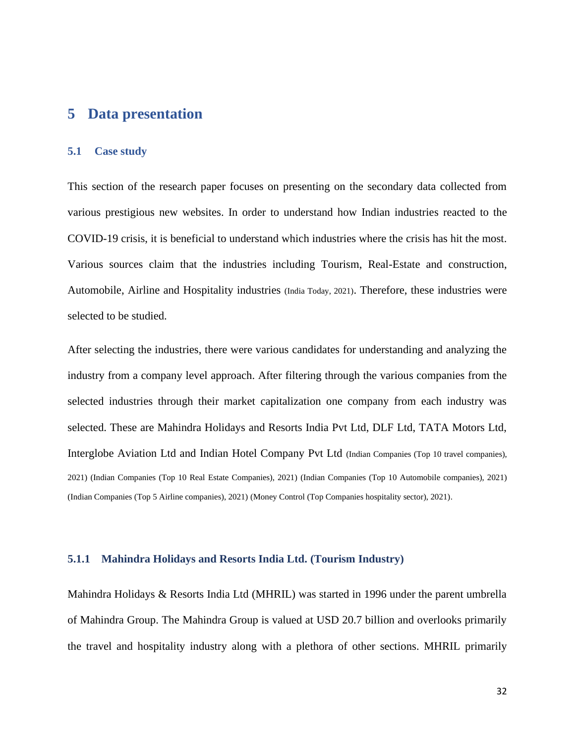# 5 Data presentation

## 5.1 Case study

This section of the research paper focuses on presenting on the secondary data collected from various prestigious new websites. In order to understand how Indian industries reacted to the COVID-19 crisis, it is beneficial to understand which industries where the crisis has hit the most. Various sources claim that the industries including Tourism, Real-Estate and construction, Automobile, Airline and Hospitality industries (India Today, 2021). Therefore, these industries were selected to be studied.

After selecting the industries, there were various candidates for understanding and analyzing the industry from a company level approach. After filtering through the various companies from the selected industries through their market capitalization one company from each industry was selected. These are Mahindra Holidays and Resorts India Pvt Ltd, DLF Ltd, TATA Motors Ltd, Interglobe Aviation Ltd and Indian Hotel Company Pvt Ltd (Indian Companies (Top 10 travel companies), 2021) (Indian Companies (Top 10 Real Estate Companies), 2021) (Indian Companies (Top 10 Automobile companies), 2021) (Indian Companies (Top 5 Airline companies), 2021) (Money Control (Top Companies hospitality sector), 2021).

### 5.1.1 Mahindra Holidays and Resorts India Ltd. (Tourism Industry)

Mahindra Holidays & Resorts India Ltd (MHRIL) was started in 1996 under the parent umbrella of Mahindra Group. The Mahindra Group is valued at USD 20.7 billion and overlooks primarily the travel and hospitality industry along with a plethora of other sections. MHRIL primarily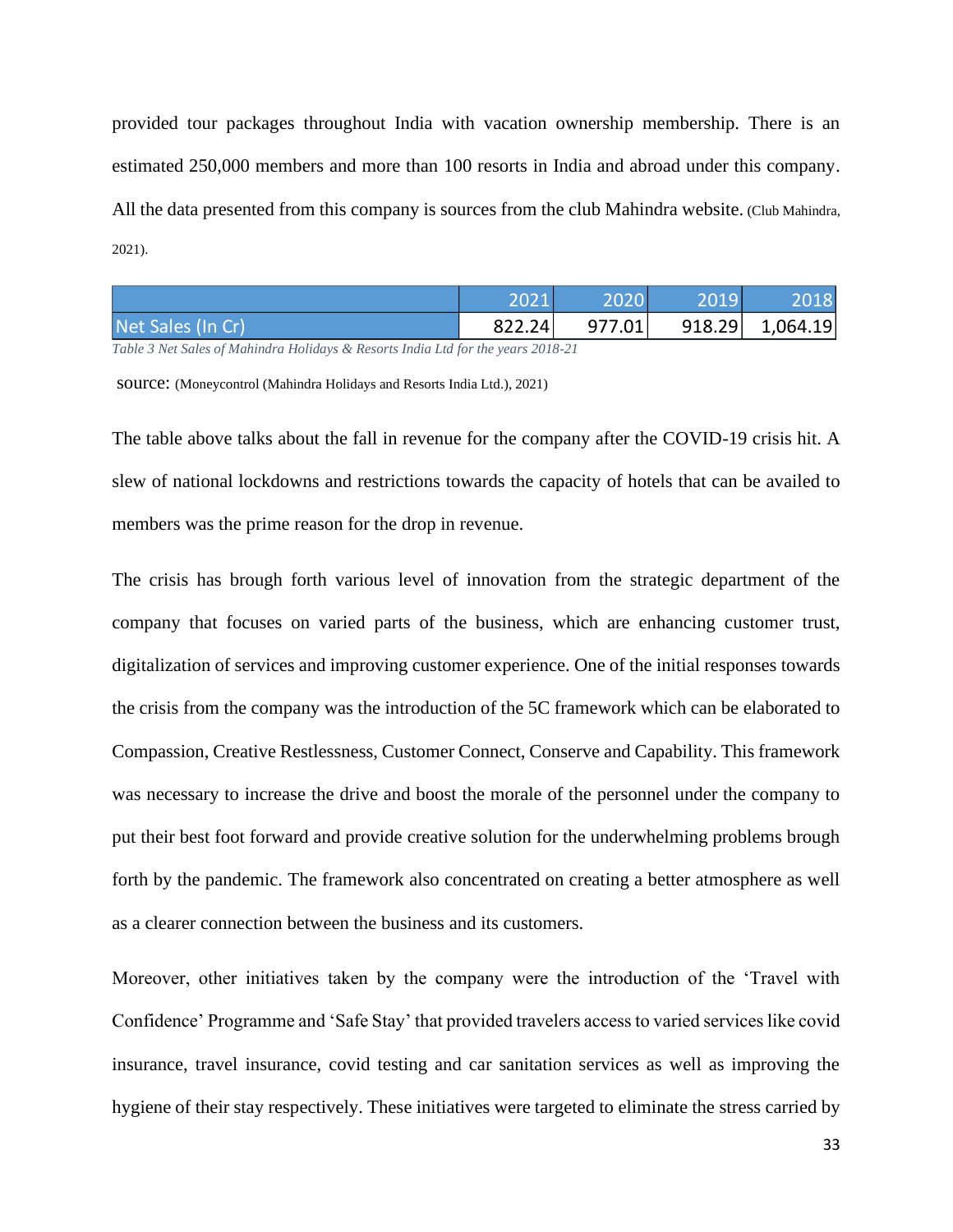provided tour packages throughout India with vacation ownership membership. There is an estimated 250,000 members and more than 100 resorts in India and abroad under this company. All the data presented from this company is sources from the club Mahindra website. (Club Mahindra, 2021).

| | 2021 | 2020 | 2019 | 2018 |
|---|---|---|---|---|
| Net Sales (In Cr) | 822.24 | 977.01 | 918.29 | 1,064.19 |

*Table 3 Net Sales of Mahindra Holidays & Resorts India Ltd for the years 2018-21*

source: (Moneycontrol (Mahindra Holidays and Resorts India Ltd.), 2021)

The table above talks about the fall in revenue for the company after the COVID-19 crisis hit. A slew of national lockdowns and restrictions towards the capacity of hotels that can be availed to members was the prime reason for the drop in revenue.

The crisis has brough forth various level of innovation from the strategic department of the company that focuses on varied parts of the business, which are enhancing customer trust, digitalization of services and improving customer experience. One of the initial responses towards the crisis from the company was the introduction of the 5C framework which can be elaborated to Compassion, Creative Restlessness, Customer Connect, Conserve and Capability. This framework was necessary to increase the drive and boost the morale of the personnel under the company to put their best foot forward and provide creative solution for the underwhelming problems brough forth by the pandemic. The framework also concentrated on creating a better atmosphere as well as a clearer connection between the business and its customers.

Moreover, other initiatives taken by the company were the introduction of the 'Travel with Confidence' Programme and 'Safe Stay' that provided travelers access to varied services like covid insurance, travel insurance, covid testing and car sanitation services as well as improving the hygiene of their stay respectively. These initiatives were targeted to eliminate the stress carried by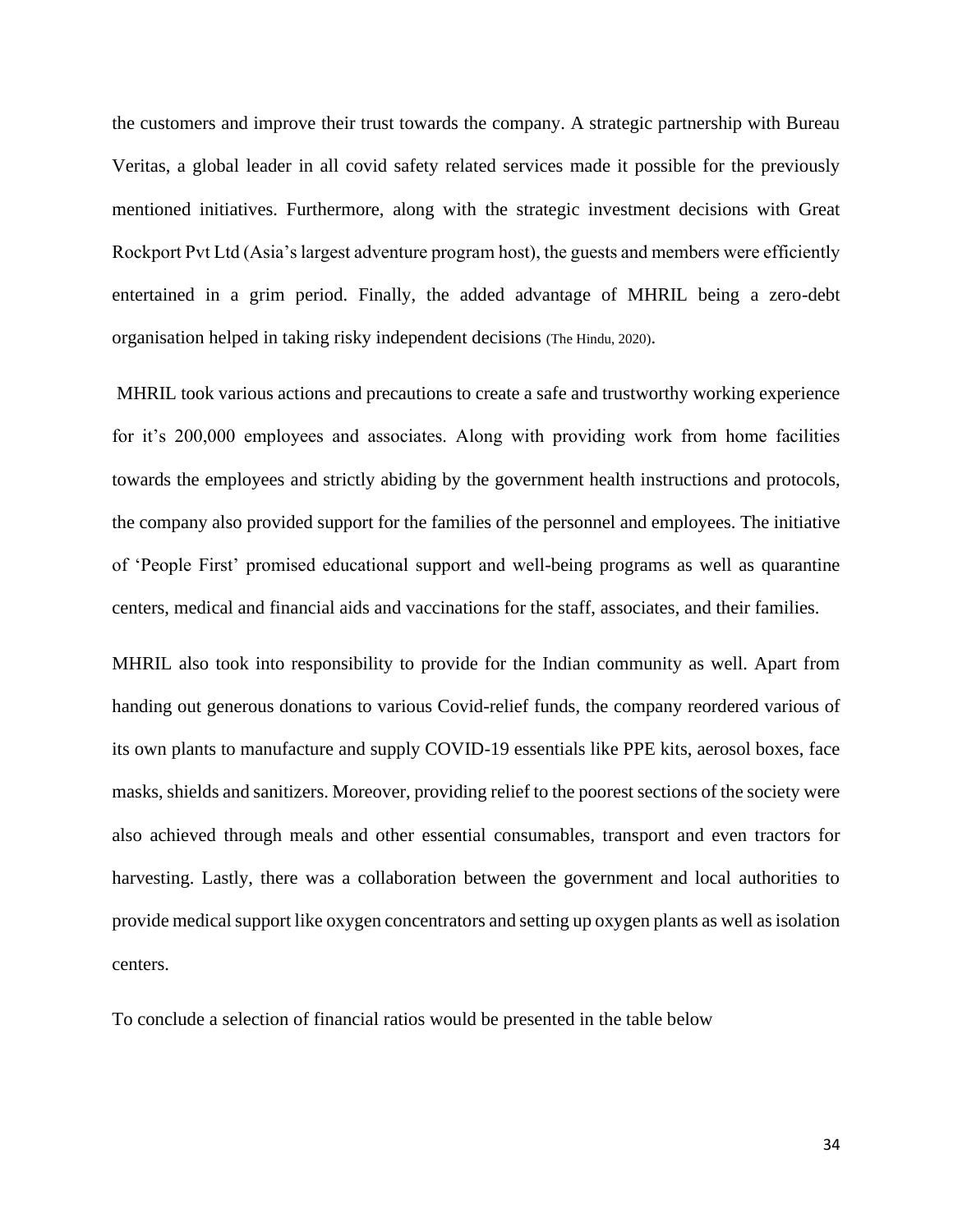the customers and improve their trust towards the company. A strategic partnership with Bureau Veritas, a global leader in all covid safety related services made it possible for the previously mentioned initiatives. Furthermore, along with the strategic investment decisions with Great Rockport Pvt Ltd (Asia's largest adventure program host), the guests and members were efficiently entertained in a grim period. Finally, the added advantage of MHRIL being a zero-debt organisation helped in taking risky independent decisions (The Hindu, 2020).

MHRIL took various actions and precautions to create a safe and trustworthy working experience for it's 200,000 employees and associates. Along with providing work from home facilities towards the employees and strictly abiding by the government health instructions and protocols, the company also provided support for the families of the personnel and employees. The initiative of 'People First' promised educational support and well-being programs as well as quarantine centers, medical and financial aids and vaccinations for the staff, associates, and their families.

MHRIL also took into responsibility to provide for the Indian community as well. Apart from handing out generous donations to various Covid-relief funds, the company reordered various of its own plants to manufacture and supply COVID-19 essentials like PPE kits, aerosol boxes, face masks, shields and sanitizers. Moreover, providing relief to the poorest sections of the society were also achieved through meals and other essential consumables, transport and even tractors for harvesting. Lastly, there was a collaboration between the government and local authorities to provide medical support like oxygen concentrators and setting up oxygen plants as well as isolation centers.

To conclude a selection of financial ratios would be presented in the table below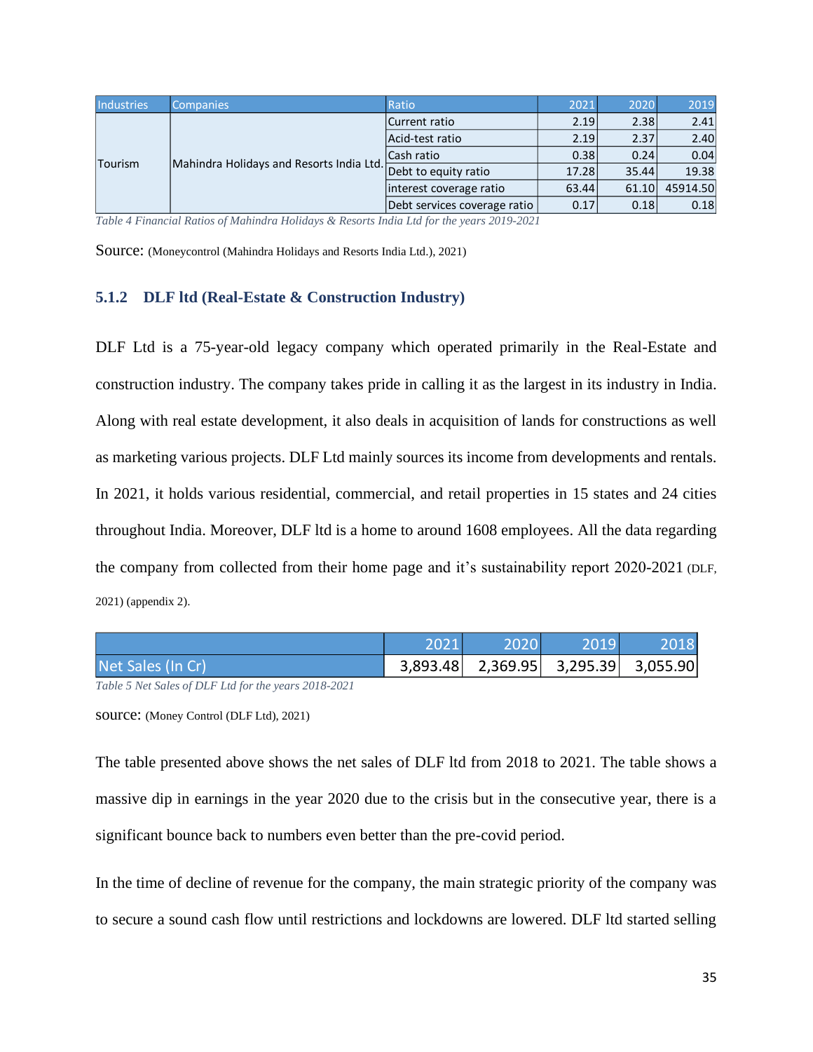| Industries | Companies | Ratio | 2021 | 2020 | 2019 |
|---|---|---|---|---|---|
| Tourism | Mahindra Holidays and Resorts India Ltd. | Current ratio | 2.19 | 2.38 | 2.41 |
| | | Acid-test ratio | 2.19 | 2.37 | 2.40 |
| | | Cash ratio | 0.38 | 0.24 | 0.04 |
| | | Debt to equity ratio | 17.28 | 35.44 | 19.38 |
| | | interest coverage ratio | 63.44 | 61.10 | 45914.50 |
| | | Debt services coverage ratio | 0.17 | 0.18 | 0.18 |

*Table 4 Financial Ratios of Mahindra Holidays & Resorts India Ltd for the years 2019-2021*

Source: (Moneycontrol (Mahindra Holidays and Resorts India Ltd.), 2021)

### 5.1.2 DLF ltd (Real-Estate & Construction Industry)

DLF Ltd is a 75-year-old legacy company which operated primarily in the Real-Estate and construction industry. The company takes pride in calling it as the largest in its industry in India. Along with real estate development, it also deals in acquisition of lands for constructions as well as marketing various projects. DLF Ltd mainly sources its income from developments and rentals. In 2021, it holds various residential, commercial, and retail properties in 15 states and 24 cities throughout India. Moreover, DLF ltd is a home to around 1608 employees. All the data regarding the company from collected from their home page and it's sustainability report 2020-2021 (DLF, 2021) (appendix 2).

| | 2021 | 2020 | 2019 | 2018 |
|---|---|---|---|---|
| Net Sales (In Cr) | 3,893.48 | 2,369.95 | 3,295.39 | 3,055.90 |

*Table 5 Net Sales of DLF Ltd for the years 2018-2021*

source: (Money Control (DLF Ltd), 2021)

The table presented above shows the net sales of DLF ltd from 2018 to 2021. The table shows a massive dip in earnings in the year 2020 due to the crisis but in the consecutive year, there is a significant bounce back to numbers even better than the pre-covid period.

In the time of decline of revenue for the company, the main strategic priority of the company was to secure a sound cash flow until restrictions and lockdowns are lowered. DLF ltd started selling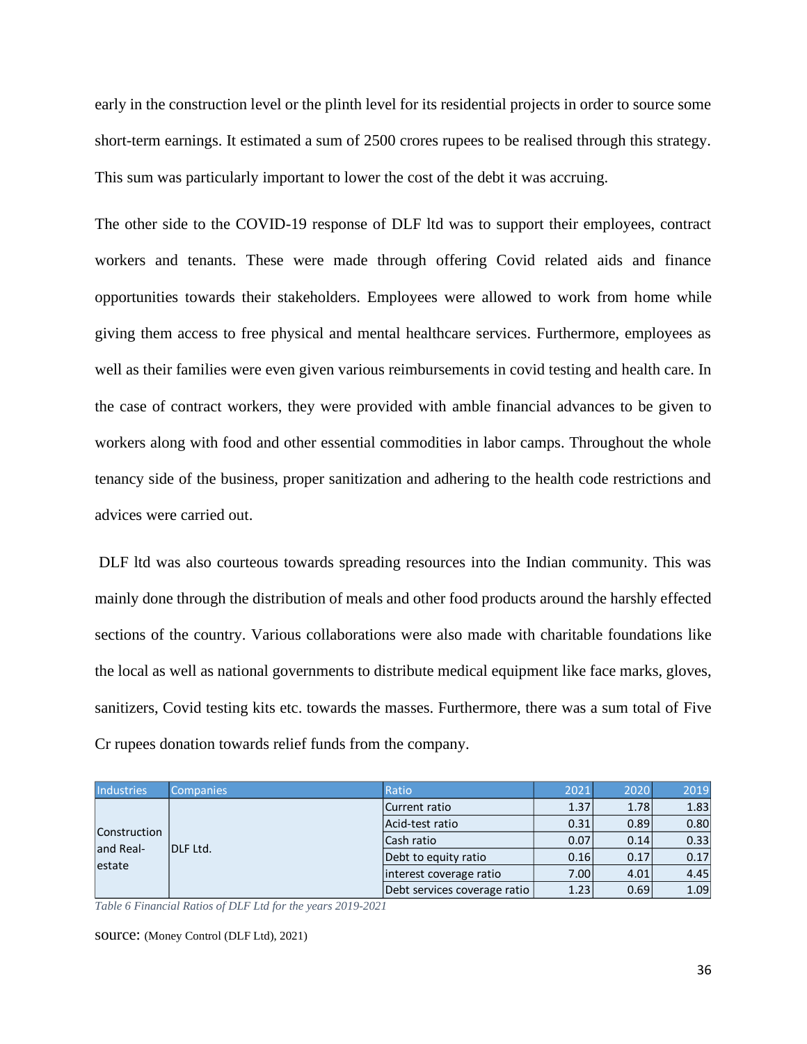early in the construction level or the plinth level for its residential projects in order to source some short-term earnings. It estimated a sum of 2500 crores rupees to be realised through this strategy. This sum was particularly important to lower the cost of the debt it was accruing.

The other side to the COVID-19 response of DLF ltd was to support their employees, contract workers and tenants. These were made through offering Covid related aids and finance opportunities towards their stakeholders. Employees were allowed to work from home while giving them access to free physical and mental healthcare services. Furthermore, employees as well as their families were even given various reimbursements in covid testing and health care. In the case of contract workers, they were provided with amble financial advances to be given to workers along with food and other essential commodities in labor camps. Throughout the whole tenancy side of the business, proper sanitization and adhering to the health code restrictions and advices were carried out.

DLF ltd was also courteous towards spreading resources into the Indian community. This was mainly done through the distribution of meals and other food products around the harshly effected sections of the country. Various collaborations were also made with charitable foundations like the local as well as national governments to distribute medical equipment like face marks, gloves, sanitizers, Covid testing kits etc. towards the masses. Furthermore, there was a sum total of Five Cr rupees donation towards relief funds from the company.

| Industries | Companies | Ratio | 2021 | 2020 | 2019 |
|---|---|---|---|---|---|
| Construction and Real-estate | DLF Ltd. | Current ratio | 1.37 | 1.78 | 1.83 |
| | | Acid-test ratio | 0.31 | 0.89 | 0.80 |
| | | Cash ratio | 0.07 | 0.14 | 0.33 |
| | | Debt to equity ratio | 0.16 | 0.17 | 0.17 |
| | | interest coverage ratio | 7.00 | 4.01 | 4.45 |
| | | Debt services coverage ratio | 1.23 | 0.69 | 1.09 |

*Table 6 Financial Ratios of DLF Ltd for the years 2019-2021*

source: (Money Control (DLF Ltd), 2021)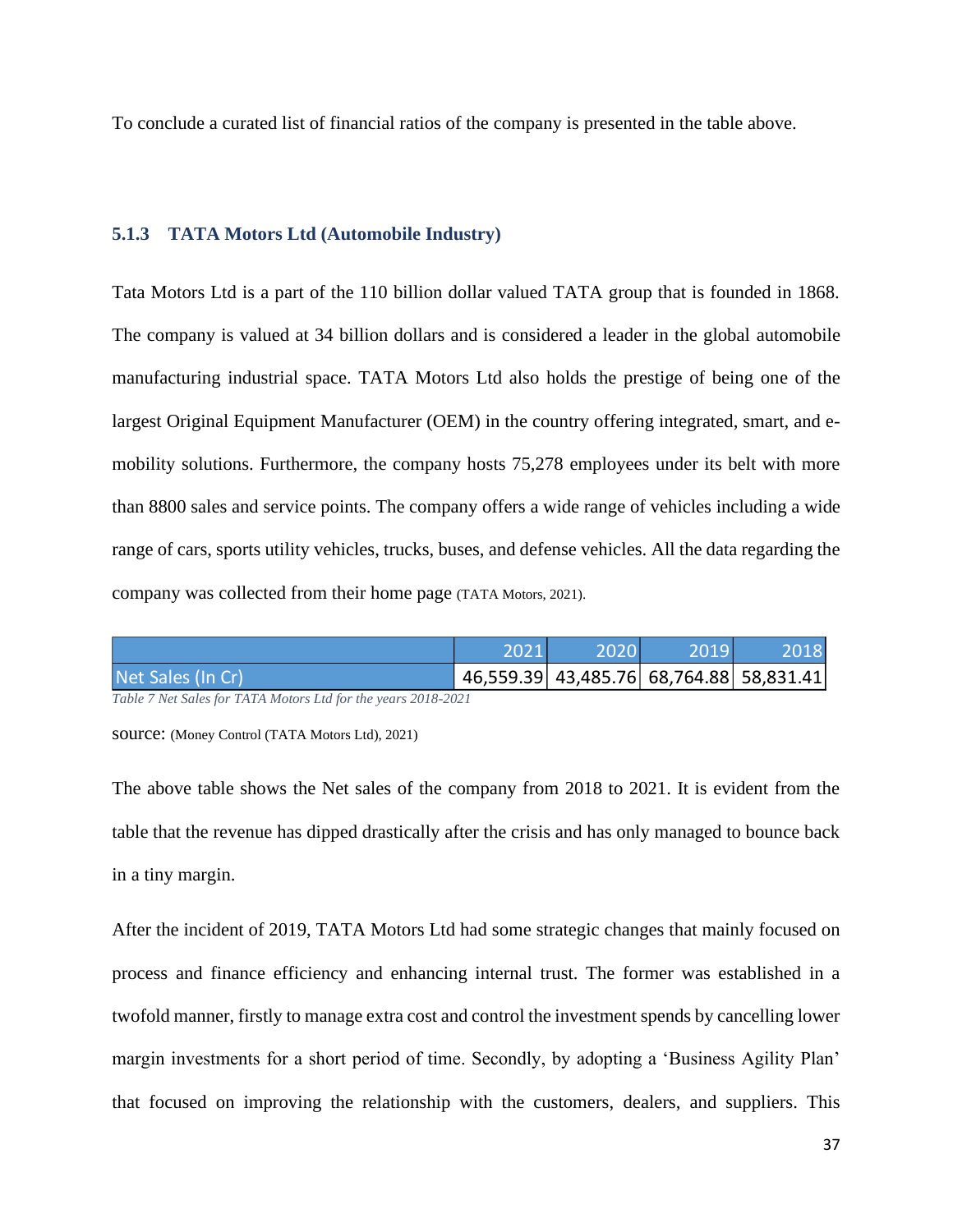To conclude a curated list of financial ratios of the company is presented in the table above.

### 5.1.3 TATA Motors Ltd (Automobile Industry)

Tata Motors Ltd is a part of the 110 billion dollar valued TATA group that is founded in 1868. The company is valued at 34 billion dollars and is considered a leader in the global automobile manufacturing industrial space. TATA Motors Ltd also holds the prestige of being one of the largest Original Equipment Manufacturer (OEM) in the country offering integrated, smart, and e-mobility solutions. Furthermore, the company hosts 75,278 employees under its belt with more than 8800 sales and service points. The company offers a wide range of vehicles including a wide range of cars, sports utility vehicles, trucks, buses, and defense vehicles. All the data regarding the company was collected from their home page (TATA Motors, 2021).

| | 2021 | 2020 | 2019 | 2018 |
|---|---|---|---|---|
| Net Sales (In Cr) | 46,559.39 | 43,485.76 | 68,764.88 | 58,831.41 |

*Table 7 Net Sales for TATA Motors Ltd for the years 2018-2021*

source: (Money Control (TATA Motors Ltd), 2021)

The above table shows the Net sales of the company from 2018 to 2021. It is evident from the table that the revenue has dipped drastically after the crisis and has only managed to bounce back in a tiny margin.

After the incident of 2019, TATA Motors Ltd had some strategic changes that mainly focused on process and finance efficiency and enhancing internal trust. The former was established in a twofold manner, firstly to manage extra cost and control the investment spends by cancelling lower margin investments for a short period of time. Secondly, by adopting a 'Business Agility Plan' that focused on improving the relationship with the customers, dealers, and suppliers. This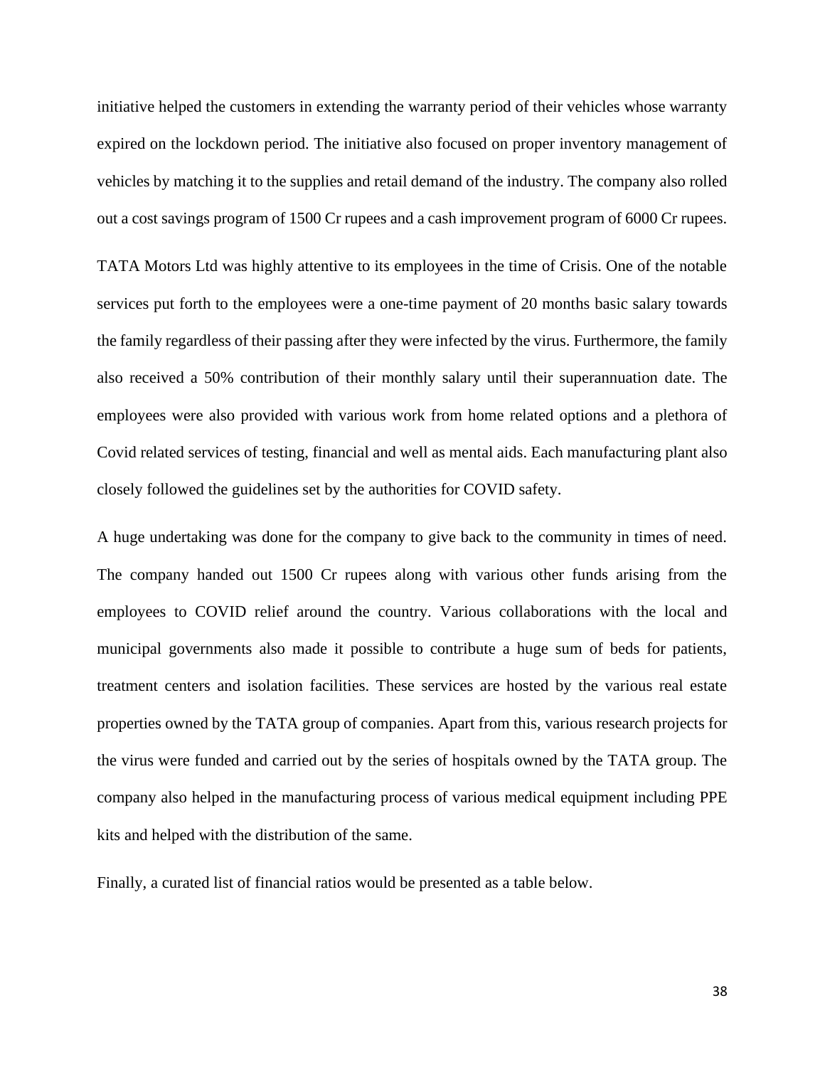initiative helped the customers in extending the warranty period of their vehicles whose warranty expired on the lockdown period. The initiative also focused on proper inventory management of vehicles by matching it to the supplies and retail demand of the industry. The company also rolled out a cost savings program of 1500 Cr rupees and a cash improvement program of 6000 Cr rupees.

TATA Motors Ltd was highly attentive to its employees in the time of Crisis. One of the notable services put forth to the employees were a one-time payment of 20 months basic salary towards the family regardless of their passing after they were infected by the virus. Furthermore, the family also received a 50% contribution of their monthly salary until their superannuation date. The employees were also provided with various work from home related options and a plethora of Covid related services of testing, financial and well as mental aids. Each manufacturing plant also closely followed the guidelines set by the authorities for COVID safety.

A huge undertaking was done for the company to give back to the community in times of need. The company handed out 1500 Cr rupees along with various other funds arising from the employees to COVID relief around the country. Various collaborations with the local and municipal governments also made it possible to contribute a huge sum of beds for patients, treatment centers and isolation facilities. These services are hosted by the various real estate properties owned by the TATA group of companies. Apart from this, various research projects for the virus were funded and carried out by the series of hospitals owned by the TATA group. The company also helped in the manufacturing process of various medical equipment including PPE kits and helped with the distribution of the same.

Finally, a curated list of financial ratios would be presented as a table below.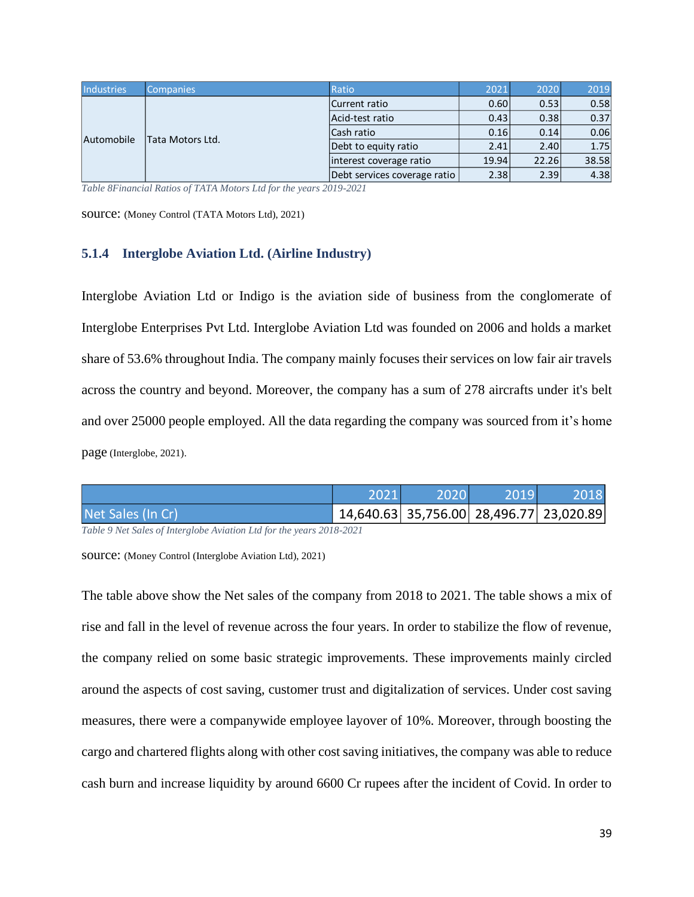| Industries | Companies | Ratio | 2021 | 2020 | 2019 |
|---|---|---|---|---|---|
| Automobile | Tata Motors Ltd. | Current ratio | 0.60 | 0.53 | 0.58 |
| | | Acid-test ratio | 0.43 | 0.38 | 0.37 |
| | | Cash ratio | 0.16 | 0.14 | 0.06 |
| | | Debt to equity ratio | 2.41 | 2.40 | 1.75 |
| | | interest coverage ratio | 19.94 | 22.26 | 38.58 |
| | | Debt services coverage ratio | 2.38 | 2.39 | 4.38 |

*Table 8Financial Ratios of TATA Motors Ltd for the years 2019-2021*

source: (Money Control (TATA Motors Ltd), 2021)

### 5.1.4 Interglobe Aviation Ltd. (Airline Industry)

Interglobe Aviation Ltd or Indigo is the aviation side of business from the conglomerate of Interglobe Enterprises Pvt Ltd. Interglobe Aviation Ltd was founded on 2006 and holds a market share of 53.6% throughout India. The company mainly focuses their services on low fair air travels across the country and beyond. Moreover, the company has a sum of 278 aircrafts under it's belt and over 25000 people employed. All the data regarding the company was sourced from it's home page (Interglobe, 2021).

| | 2021 | 2020 | 2019 | 2018 |
|---|---|---|---|---|
| Net Sales (In Cr) | 14,640.63 | 35,756.00 | 28,496.77 | 23,020.89 |

*Table 9 Net Sales of Interglobe Aviation Ltd for the years 2018-2021*

source: (Money Control (Interglobe Aviation Ltd), 2021)

The table above show the Net sales of the company from 2018 to 2021. The table shows a mix of rise and fall in the level of revenue across the four years. In order to stabilize the flow of revenue, the company relied on some basic strategic improvements. These improvements mainly circled around the aspects of cost saving, customer trust and digitalization of services. Under cost saving measures, there were a companywide employee layover of 10%. Moreover, through boosting the cargo and chartered flights along with other cost saving initiatives, the company was able to reduce cash burn and increase liquidity by around 6600 Cr rupees after the incident of Covid. In order to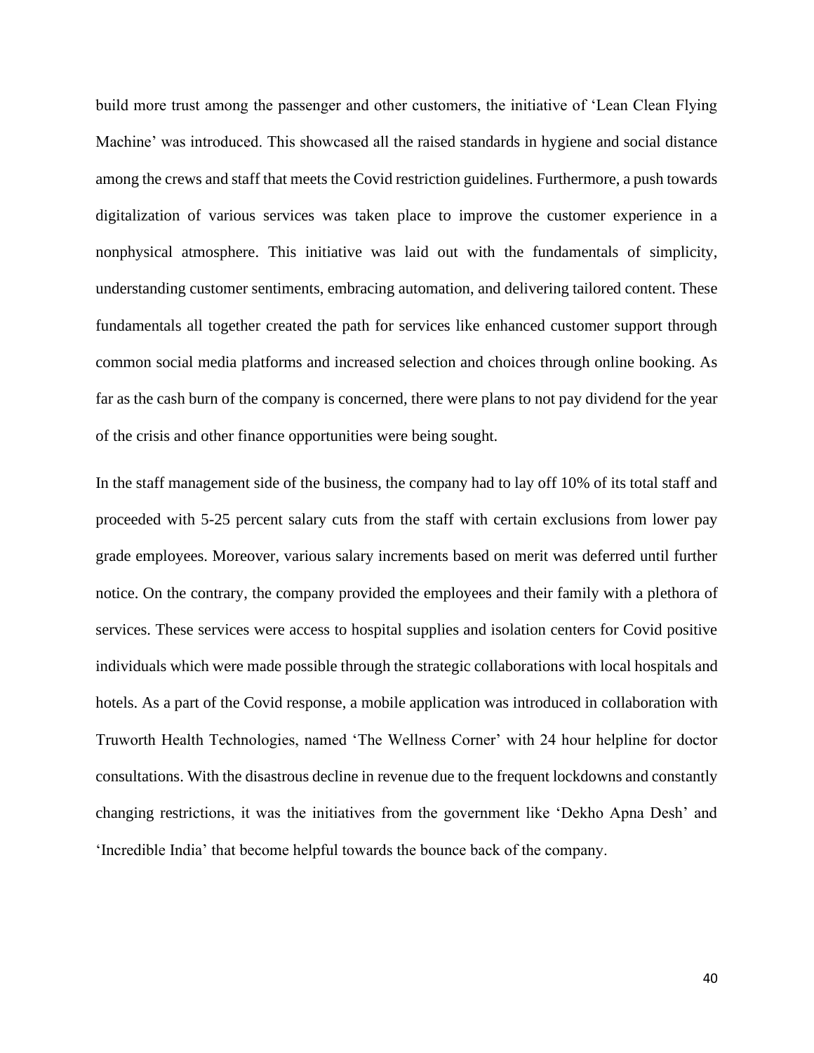build more trust among the passenger and other customers, the initiative of 'Lean Clean Flying Machine' was introduced. This showcased all the raised standards in hygiene and social distance among the crews and staff that meets the Covid restriction guidelines. Furthermore, a push towards digitalization of various services was taken place to improve the customer experience in a nonphysical atmosphere. This initiative was laid out with the fundamentals of simplicity, understanding customer sentiments, embracing automation, and delivering tailored content. These fundamentals all together created the path for services like enhanced customer support through common social media platforms and increased selection and choices through online booking. As far as the cash burn of the company is concerned, there were plans to not pay dividend for the year of the crisis and other finance opportunities were being sought.

In the staff management side of the business, the company had to lay off 10% of its total staff and proceeded with 5-25 percent salary cuts from the staff with certain exclusions from lower pay grade employees. Moreover, various salary increments based on merit was deferred until further notice. On the contrary, the company provided the employees and their family with a plethora of services. These services were access to hospital supplies and isolation centers for Covid positive individuals which were made possible through the strategic collaborations with local hospitals and hotels. As a part of the Covid response, a mobile application was introduced in collaboration with Truworth Health Technologies, named 'The Wellness Corner' with 24 hour helpline for doctor consultations. With the disastrous decline in revenue due to the frequent lockdowns and constantly changing restrictions, it was the initiatives from the government like 'Dekho Apna Desh' and 'Incredible India' that become helpful towards the bounce back of the company.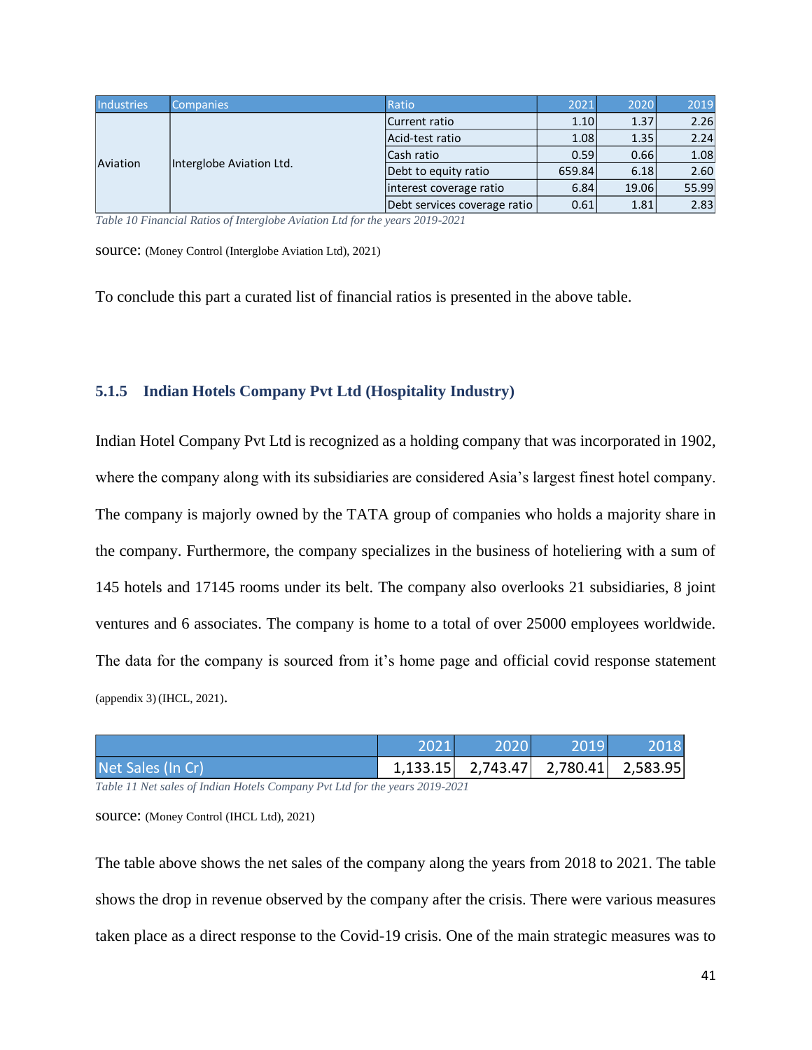| Industries | Companies | Ratio | 2021 | 2020 | 2019 |
|---|---|---|---|---|---|
| Aviation | Interglobe Aviation Ltd. | Current ratio | 1.10 | 1.37 | 2.26 |
| | | Acid-test ratio | 1.08 | 1.35 | 2.24 |
| | | Cash ratio | 0.59 | 0.66 | 1.08 |
| | | Debt to equity ratio | 659.84 | 6.18 | 2.60 |
| | | interest coverage ratio | 6.84 | 19.06 | 55.99 |
| | | Debt services coverage ratio | 0.61 | 1.81 | 2.83 |

*Table 10 Financial Ratios of Interglobe Aviation Ltd for the years 2019-2021*

source: (Money Control (Interglobe Aviation Ltd), 2021)

To conclude this part a curated list of financial ratios is presented in the above table.

### 5.1.5 Indian Hotels Company Pvt Ltd (Hospitality Industry)

Indian Hotel Company Pvt Ltd is recognized as a holding company that was incorporated in 1902, where the company along with its subsidiaries are considered Asia's largest finest hotel company. The company is majorly owned by the TATA group of companies who holds a majority share in the company. Furthermore, the company specializes in the business of hoteliering with a sum of 145 hotels and 17145 rooms under its belt. The company also overlooks 21 subsidiaries, 8 joint ventures and 6 associates. The company is home to a total of over 25000 employees worldwide. The data for the company is sourced from it's home page and official covid response statement (appendix 3) (IHCL, 2021).

| | 2021 | 2020 | 2019 | 2018 |
|---|---|---|---|---|
| Net Sales (In Cr) | 1,133.15 | 2,743.47 | 2,780.41 | 2,583.95 |

*Table 11 Net sales of Indian Hotels Company Pvt Ltd for the years 2019-2021*

source: (Money Control (IHCL Ltd), 2021)

The table above shows the net sales of the company along the years from 2018 to 2021. The table shows the drop in revenue observed by the company after the crisis. There were various measures taken place as a direct response to the Covid-19 crisis. One of the main strategic measures was to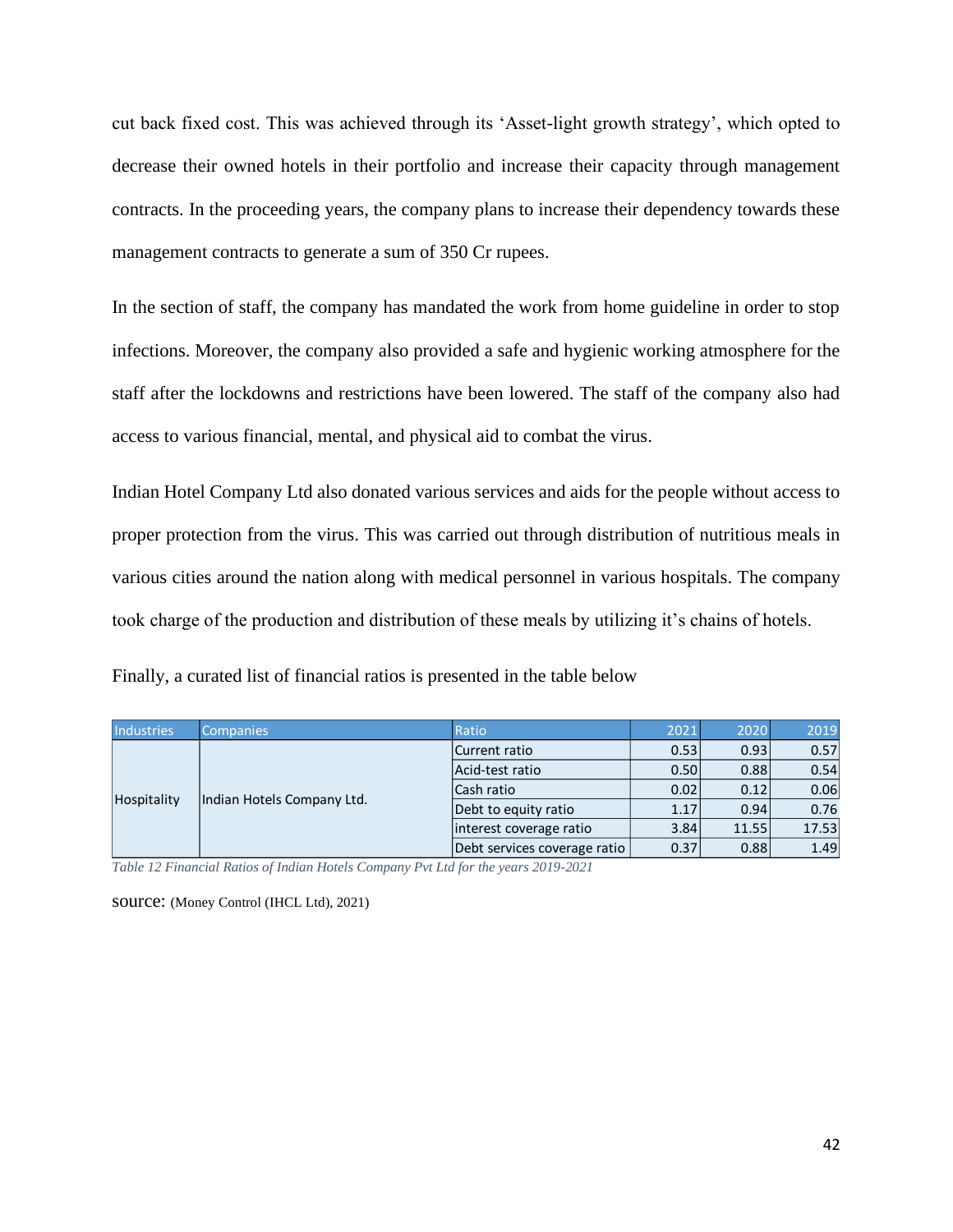cut back fixed cost. This was achieved through its 'Asset-light growth strategy', which opted to decrease their owned hotels in their portfolio and increase their capacity through management contracts. In the proceeding years, the company plans to increase their dependency towards these management contracts to generate a sum of 350 Cr rupees.

In the section of staff, the company has mandated the work from home guideline in order to stop infections. Moreover, the company also provided a safe and hygienic working atmosphere for the staff after the lockdowns and restrictions have been lowered. The staff of the company also had access to various financial, mental, and physical aid to combat the virus.

Indian Hotel Company Ltd also donated various services and aids for the people without access to proper protection from the virus. This was carried out through distribution of nutritious meals in various cities around the nation along with medical personnel in various hospitals. The company took charge of the production and distribution of these meals by utilizing it's chains of hotels.

Finally, a curated list of financial ratios is presented in the table below

| Industries | Companies | Ratio | 2021 | 2020 | 2019 |
|---|---|---|---|---|---|
| Hospitality | Indian Hotels Company Ltd. | Current ratio | 0.53 | 0.93 | 0.57 |
| | | Acid-test ratio | 0.50 | 0.88 | 0.54 |
| | | Cash ratio | 0.02 | 0.12 | 0.06 |
| | | Debt to equity ratio | 1.17 | 0.94 | 0.76 |
| | | interest coverage ratio | 3.84 | 11.55 | 17.53 |
| | | Debt services coverage ratio | 0.37 | 0.88 | 1.49 |

*Table 12 Financial Ratios of Indian Hotels Company Pvt Ltd for the years 2019-2021*

source: (Money Control (IHCL Ltd), 2021)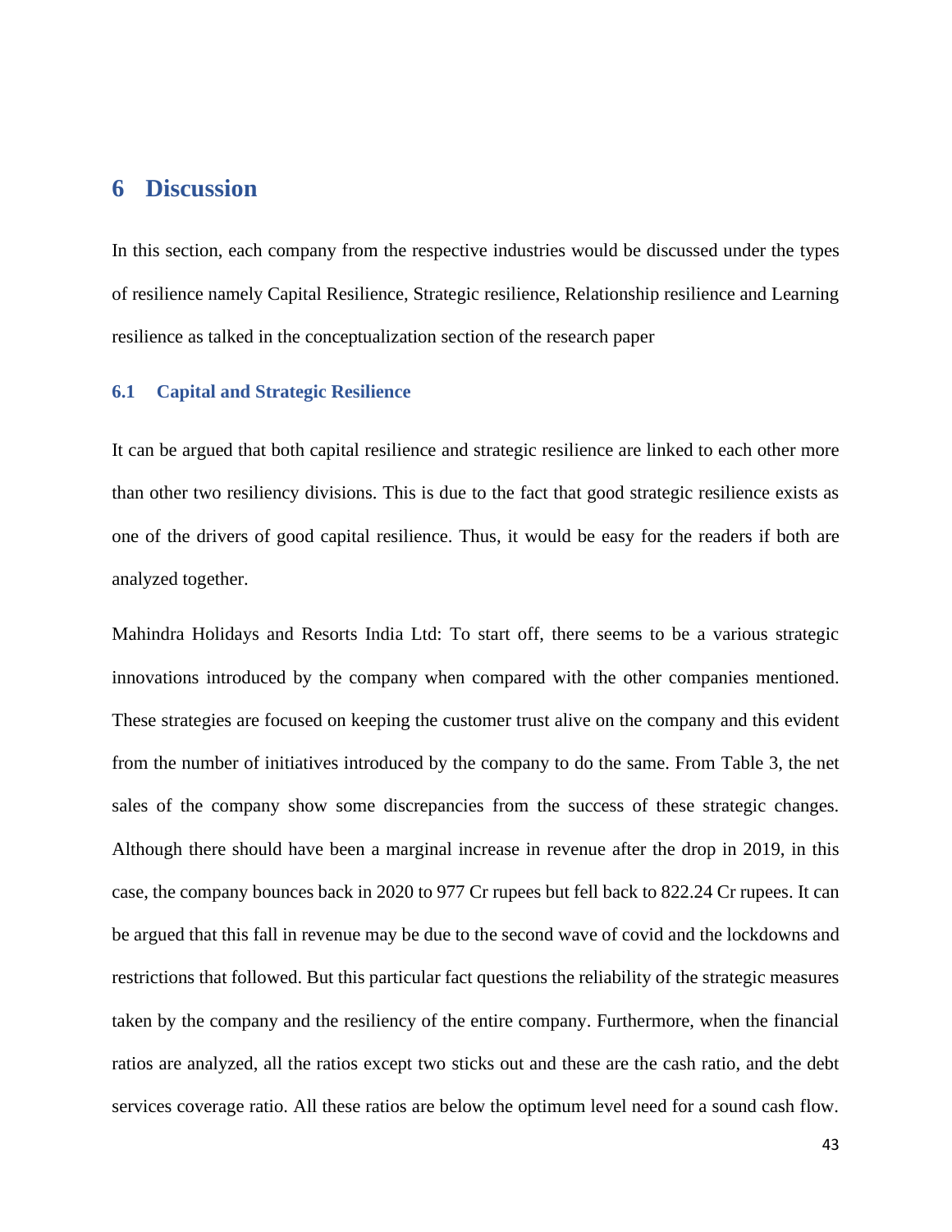# 6 Discussion

In this section, each company from the respective industries would be discussed under the types of resilience namely Capital Resilience, Strategic resilience, Relationship resilience and Learning resilience as talked in the conceptualization section of the research paper

## 6.1 Capital and Strategic Resilience

It can be argued that both capital resilience and strategic resilience are linked to each other more than other two resiliency divisions. This is due to the fact that good strategic resilience exists as one of the drivers of good capital resilience. Thus, it would be easy for the readers if both are analyzed together.

Mahindra Holidays and Resorts India Ltd: To start off, there seems to be a various strategic innovations introduced by the company when compared with the other companies mentioned. These strategies are focused on keeping the customer trust alive on the company and this evident from the number of initiatives introduced by the company to do the same. From Table 3, the net sales of the company show some discrepancies from the success of these strategic changes. Although there should have been a marginal increase in revenue after the drop in 2019, in this case, the company bounces back in 2020 to 977 Cr rupees but fell back to 822.24 Cr rupees. It can be argued that this fall in revenue may be due to the second wave of covid and the lockdowns and restrictions that followed. But this particular fact questions the reliability of the strategic measures taken by the company and the resiliency of the entire company. Furthermore, when the financial ratios are analyzed, all the ratios except two sticks out and these are the cash ratio, and the debt services coverage ratio. All these ratios are below the optimum level need for a sound cash flow.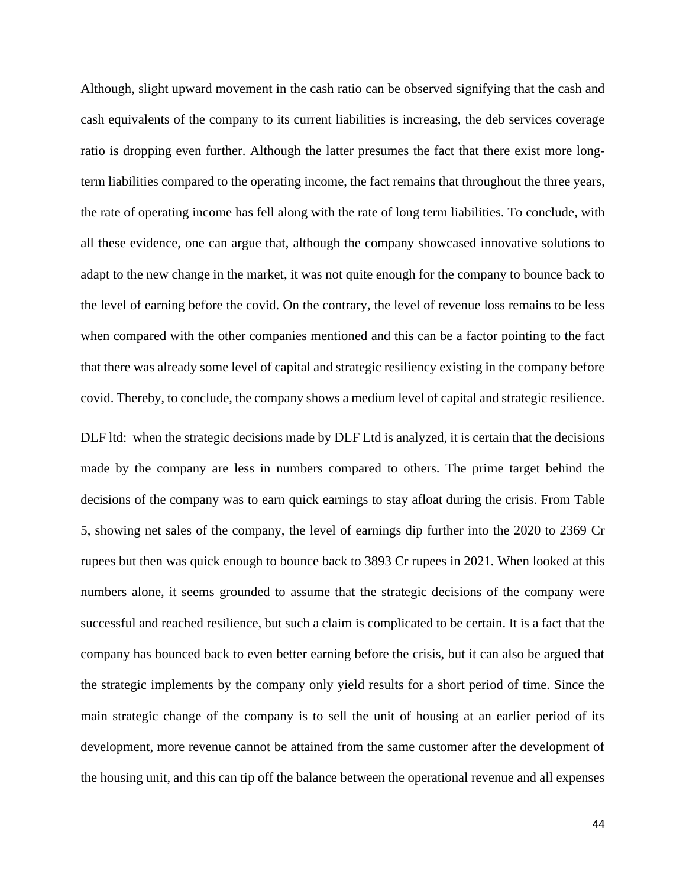Although, slight upward movement in the cash ratio can be observed signifying that the cash and cash equivalents of the company to its current liabilities is increasing, the deb services coverage ratio is dropping even further. Although the latter presumes the fact that there exist more long-term liabilities compared to the operating income, the fact remains that throughout the three years, the rate of operating income has fell along with the rate of long term liabilities. To conclude, with all these evidence, one can argue that, although the company showcased innovative solutions to adapt to the new change in the market, it was not quite enough for the company to bounce back to the level of earning before the covid. On the contrary, the level of revenue loss remains to be less when compared with the other companies mentioned and this can be a factor pointing to the fact that there was already some level of capital and strategic resiliency existing in the company before covid. Thereby, to conclude, the company shows a medium level of capital and strategic resilience.

DLF ltd: when the strategic decisions made by DLF Ltd is analyzed, it is certain that the decisions made by the company are less in numbers compared to others. The prime target behind the decisions of the company was to earn quick earnings to stay afloat during the crisis. From Table 5, showing net sales of the company, the level of earnings dip further into the 2020 to 2369 Cr rupees but then was quick enough to bounce back to 3893 Cr rupees in 2021. When looked at this numbers alone, it seems grounded to assume that the strategic decisions of the company were successful and reached resilience, but such a claim is complicated to be certain. It is a fact that the company has bounced back to even better earning before the crisis, but it can also be argued that the strategic implements by the company only yield results for a short period of time. Since the main strategic change of the company is to sell the unit of housing at an earlier period of its development, more revenue cannot be attained from the same customer after the development of the housing unit, and this can tip off the balance between the operational revenue and all expenses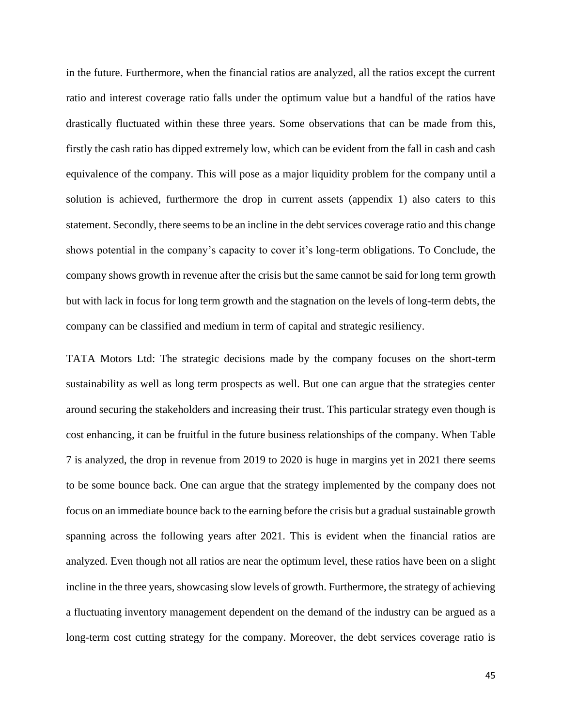in the future. Furthermore, when the financial ratios are analyzed, all the ratios except the current ratio and interest coverage ratio falls under the optimum value but a handful of the ratios have drastically fluctuated within these three years. Some observations that can be made from this, firstly the cash ratio has dipped extremely low, which can be evident from the fall in cash and cash equivalence of the company. This will pose as a major liquidity problem for the company until a solution is achieved, furthermore the drop in current assets (appendix 1) also caters to this statement. Secondly, there seems to be an incline in the debt services coverage ratio and this change shows potential in the company's capacity to cover it's long-term obligations. To Conclude, the company shows growth in revenue after the crisis but the same cannot be said for long term growth but with lack in focus for long term growth and the stagnation on the levels of long-term debts, the company can be classified and medium in term of capital and strategic resiliency.

TATA Motors Ltd: The strategic decisions made by the company focuses on the short-term sustainability as well as long term prospects as well. But one can argue that the strategies center around securing the stakeholders and increasing their trust. This particular strategy even though is cost enhancing, it can be fruitful in the future business relationships of the company. When Table 7 is analyzed, the drop in revenue from 2019 to 2020 is huge in margins yet in 2021 there seems to be some bounce back. One can argue that the strategy implemented by the company does not focus on an immediate bounce back to the earning before the crisis but a gradual sustainable growth spanning across the following years after 2021. This is evident when the financial ratios are analyzed. Even though not all ratios are near the optimum level, these ratios have been on a slight incline in the three years, showcasing slow levels of growth. Furthermore, the strategy of achieving a fluctuating inventory management dependent on the demand of the industry can be argued as a long-term cost cutting strategy for the company. Moreover, the debt services coverage ratio is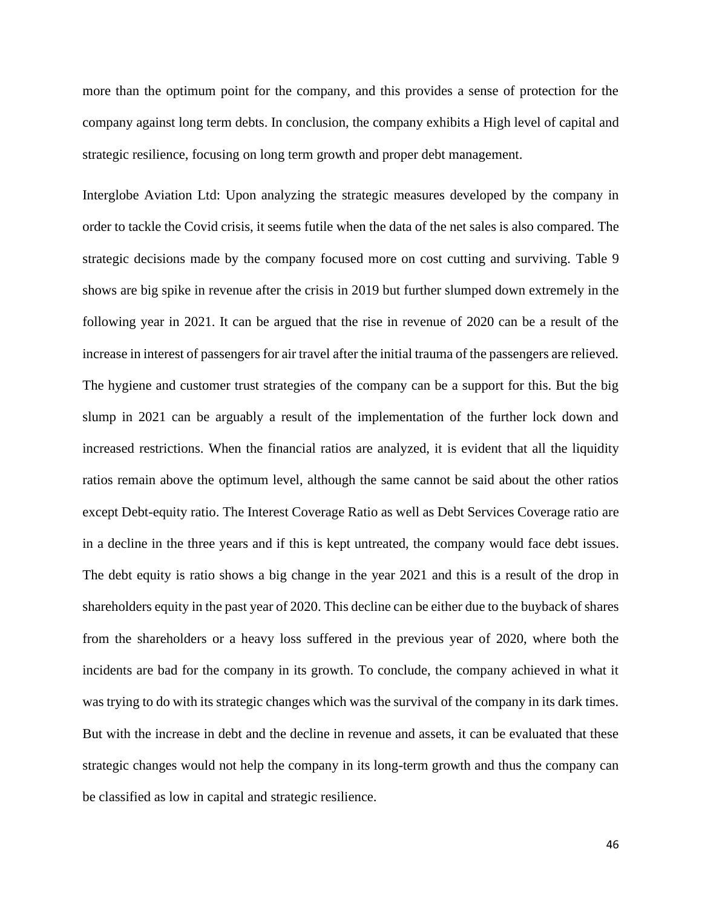more than the optimum point for the company, and this provides a sense of protection for the company against long term debts. In conclusion, the company exhibits a High level of capital and strategic resilience, focusing on long term growth and proper debt management.

Interglobe Aviation Ltd: Upon analyzing the strategic measures developed by the company in order to tackle the Covid crisis, it seems futile when the data of the net sales is also compared. The strategic decisions made by the company focused more on cost cutting and surviving. Table 9 shows are big spike in revenue after the crisis in 2019 but further slumped down extremely in the following year in 2021. It can be argued that the rise in revenue of 2020 can be a result of the increase in interest of passengers for air travel after the initial trauma of the passengers are relieved. The hygiene and customer trust strategies of the company can be a support for this. But the big slump in 2021 can be arguably a result of the implementation of the further lock down and increased restrictions. When the financial ratios are analyzed, it is evident that all the liquidity ratios remain above the optimum level, although the same cannot be said about the other ratios except Debt-equity ratio. The Interest Coverage Ratio as well as Debt Services Coverage ratio are in a decline in the three years and if this is kept untreated, the company would face debt issues. The debt equity is ratio shows a big change in the year 2021 and this is a result of the drop in shareholders equity in the past year of 2020. This decline can be either due to the buyback of shares from the shareholders or a heavy loss suffered in the previous year of 2020, where both the incidents are bad for the company in its growth. To conclude, the company achieved in what it was trying to do with its strategic changes which was the survival of the company in its dark times. But with the increase in debt and the decline in revenue and assets, it can be evaluated that these strategic changes would not help the company in its long-term growth and thus the company can be classified as low in capital and strategic resilience.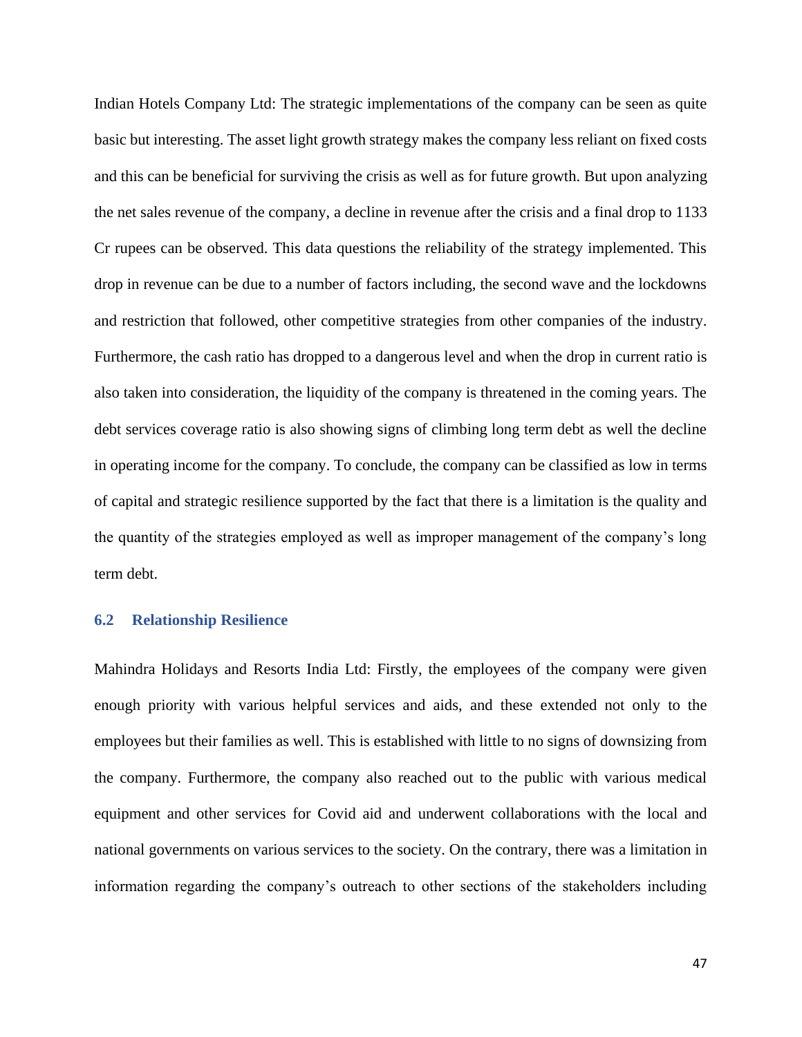Indian Hotels Company Ltd: The strategic implementations of the company can be seen as quite basic but interesting. The asset light growth strategy makes the company less reliant on fixed costs and this can be beneficial for surviving the crisis as well as for future growth. But upon analyzing the net sales revenue of the company, a decline in revenue after the crisis and a final drop to 1133 Cr rupees can be observed. This data questions the reliability of the strategy implemented. This drop in revenue can be due to a number of factors including, the second wave and the lockdowns and restriction that followed, other competitive strategies from other companies of the industry. Furthermore, the cash ratio has dropped to a dangerous level and when the drop in current ratio is also taken into consideration, the liquidity of the company is threatened in the coming years. The debt services coverage ratio is also showing signs of climbing long term debt as well the decline in operating income for the company. To conclude, the company can be classified as low in terms of capital and strategic resilience supported by the fact that there is a limitation is the quality and the quantity of the strategies employed as well as improper management of the company's long term debt.

## 6.2 Relationship Resilience

Mahindra Holidays and Resorts India Ltd: Firstly, the employees of the company were given enough priority with various helpful services and aids, and these extended not only to the employees but their families as well. This is established with little to no signs of downsizing from the company. Furthermore, the company also reached out to the public with various medical equipment and other services for Covid aid and underwent collaborations with the local and national governments on various services to the society. On the contrary, there was a limitation in information regarding the company's outreach to other sections of the stakeholders including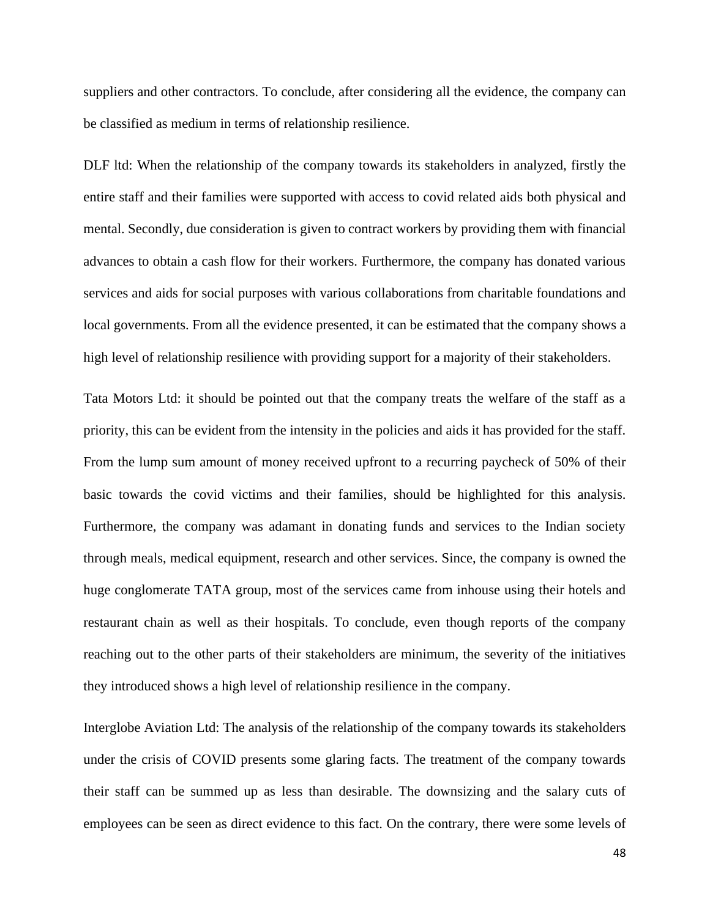suppliers and other contractors. To conclude, after considering all the evidence, the company can be classified as medium in terms of relationship resilience.

DLF ltd: When the relationship of the company towards its stakeholders in analyzed, firstly the entire staff and their families were supported with access to covid related aids both physical and mental. Secondly, due consideration is given to contract workers by providing them with financial advances to obtain a cash flow for their workers. Furthermore, the company has donated various services and aids for social purposes with various collaborations from charitable foundations and local governments. From all the evidence presented, it can be estimated that the company shows a high level of relationship resilience with providing support for a majority of their stakeholders.

Tata Motors Ltd: it should be pointed out that the company treats the welfare of the staff as a priority, this can be evident from the intensity in the policies and aids it has provided for the staff. From the lump sum amount of money received upfront to a recurring paycheck of 50% of their basic towards the covid victims and their families, should be highlighted for this analysis. Furthermore, the company was adamant in donating funds and services to the Indian society through meals, medical equipment, research and other services. Since, the company is owned the huge conglomerate TATA group, most of the services came from inhouse using their hotels and restaurant chain as well as their hospitals. To conclude, even though reports of the company reaching out to the other parts of their stakeholders are minimum, the severity of the initiatives they introduced shows a high level of relationship resilience in the company.

Interglobe Aviation Ltd: The analysis of the relationship of the company towards its stakeholders under the crisis of COVID presents some glaring facts. The treatment of the company towards their staff can be summed up as less than desirable. The downsizing and the salary cuts of employees can be seen as direct evidence to this fact. On the contrary, there were some levels of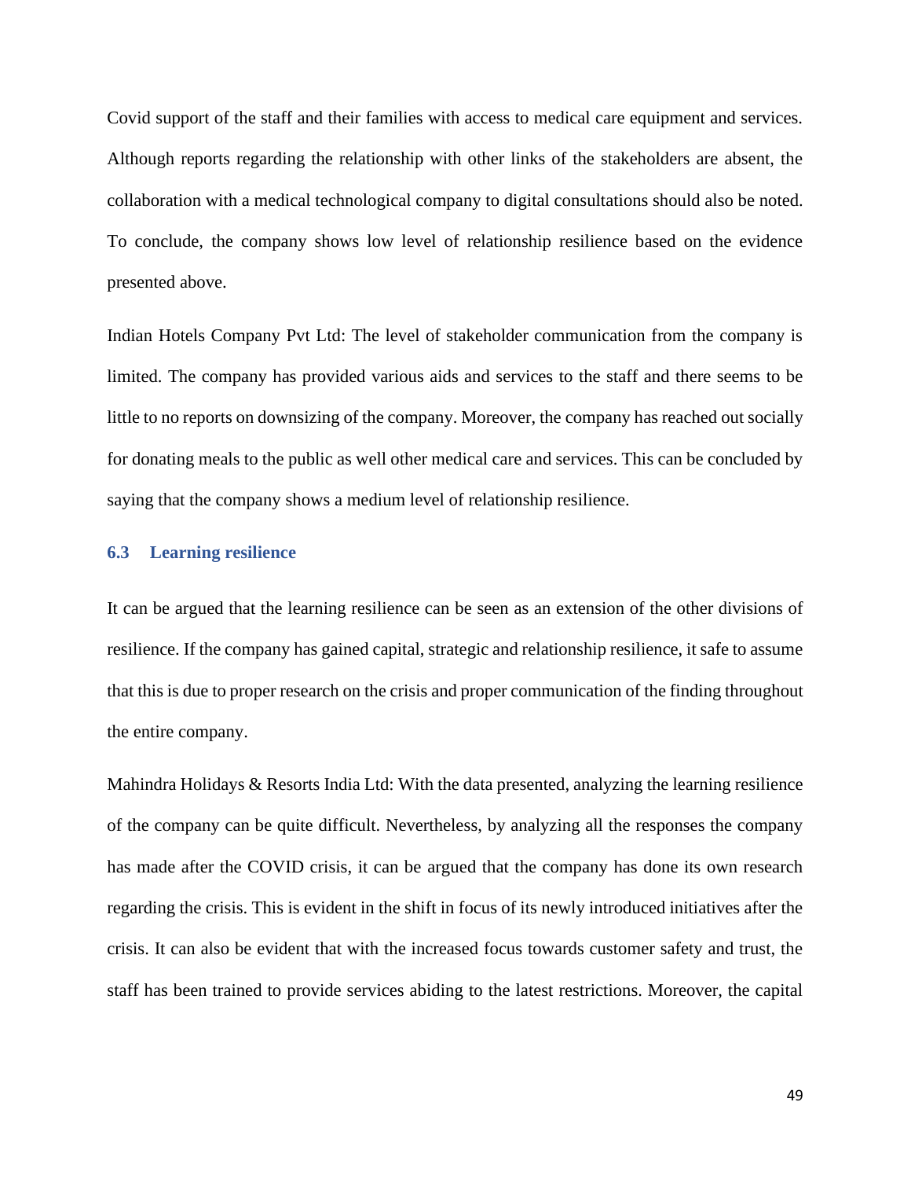Covid support of the staff and their families with access to medical care equipment and services. Although reports regarding the relationship with other links of the stakeholders are absent, the collaboration with a medical technological company to digital consultations should also be noted. To conclude, the company shows low level of relationship resilience based on the evidence presented above.

Indian Hotels Company Pvt Ltd: The level of stakeholder communication from the company is limited. The company has provided various aids and services to the staff and there seems to be little to no reports on downsizing of the company. Moreover, the company has reached out socially for donating meals to the public as well other medical care and services. This can be concluded by saying that the company shows a medium level of relationship resilience.

## 6.3 Learning resilience

It can be argued that the learning resilience can be seen as an extension of the other divisions of resilience. If the company has gained capital, strategic and relationship resilience, it safe to assume that this is due to proper research on the crisis and proper communication of the finding throughout the entire company.

Mahindra Holidays & Resorts India Ltd: With the data presented, analyzing the learning resilience of the company can be quite difficult. Nevertheless, by analyzing all the responses the company has made after the COVID crisis, it can be argued that the company has done its own research regarding the crisis. This is evident in the shift in focus of its newly introduced initiatives after the crisis. It can also be evident that with the increased focus towards customer safety and trust, the staff has been trained to provide services abiding to the latest restrictions. Moreover, the capital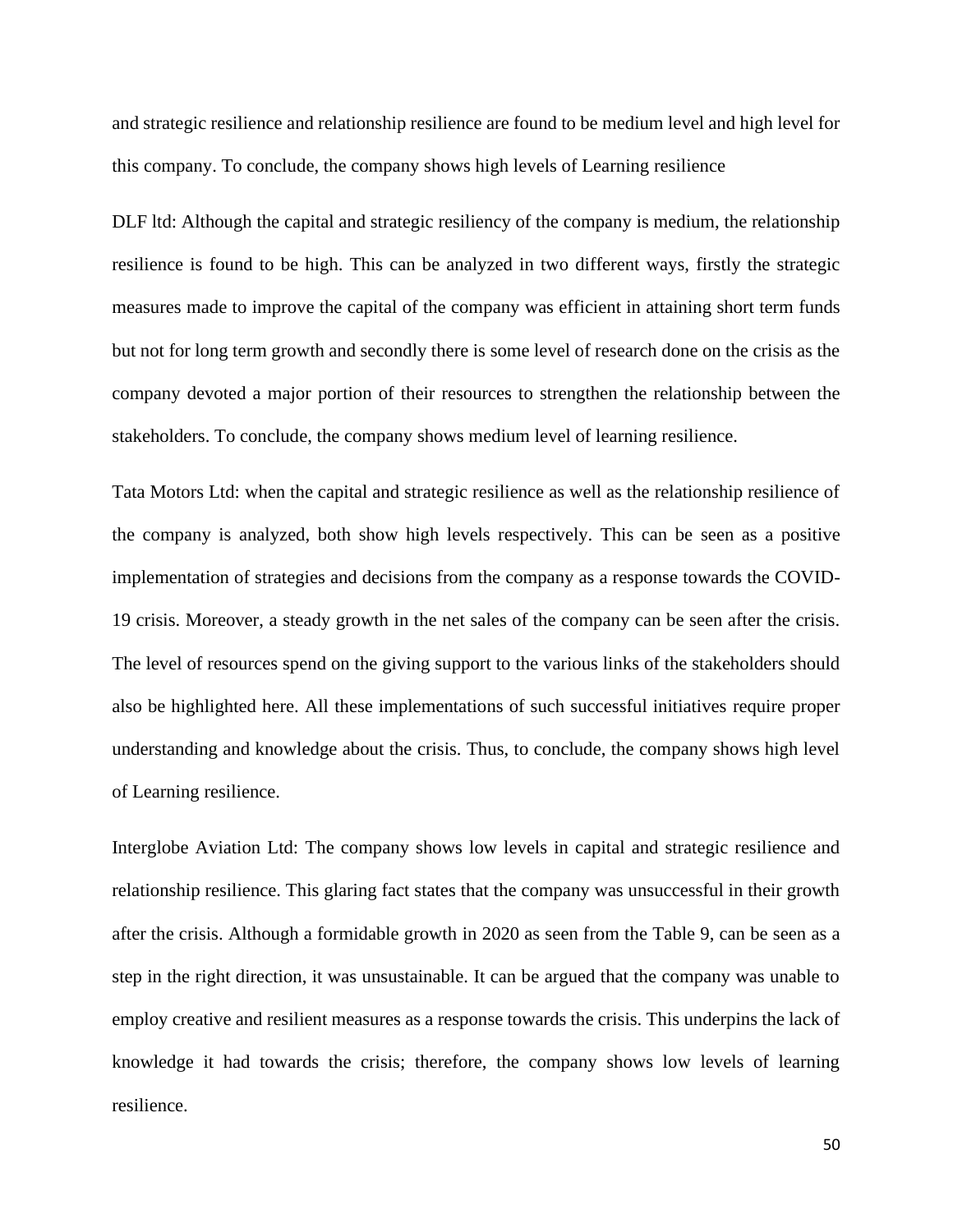and strategic resilience and relationship resilience are found to be medium level and high level for this company. To conclude, the company shows high levels of Learning resilience

DLF ltd: Although the capital and strategic resiliency of the company is medium, the relationship resilience is found to be high. This can be analyzed in two different ways, firstly the strategic measures made to improve the capital of the company was efficient in attaining short term funds but not for long term growth and secondly there is some level of research done on the crisis as the company devoted a major portion of their resources to strengthen the relationship between the stakeholders. To conclude, the company shows medium level of learning resilience.

Tata Motors Ltd: when the capital and strategic resilience as well as the relationship resilience of the company is analyzed, both show high levels respectively. This can be seen as a positive implementation of strategies and decisions from the company as a response towards the COVID-19 crisis. Moreover, a steady growth in the net sales of the company can be seen after the crisis. The level of resources spend on the giving support to the various links of the stakeholders should also be highlighted here. All these implementations of such successful initiatives require proper understanding and knowledge about the crisis. Thus, to conclude, the company shows high level of Learning resilience.

Interglobe Aviation Ltd: The company shows low levels in capital and strategic resilience and relationship resilience. This glaring fact states that the company was unsuccessful in their growth after the crisis. Although a formidable growth in 2020 as seen from the Table 9, can be seen as a step in the right direction, it was unsustainable. It can be argued that the company was unable to employ creative and resilient measures as a response towards the crisis. This underpins the lack of knowledge it had towards the crisis; therefore, the company shows low levels of learning resilience.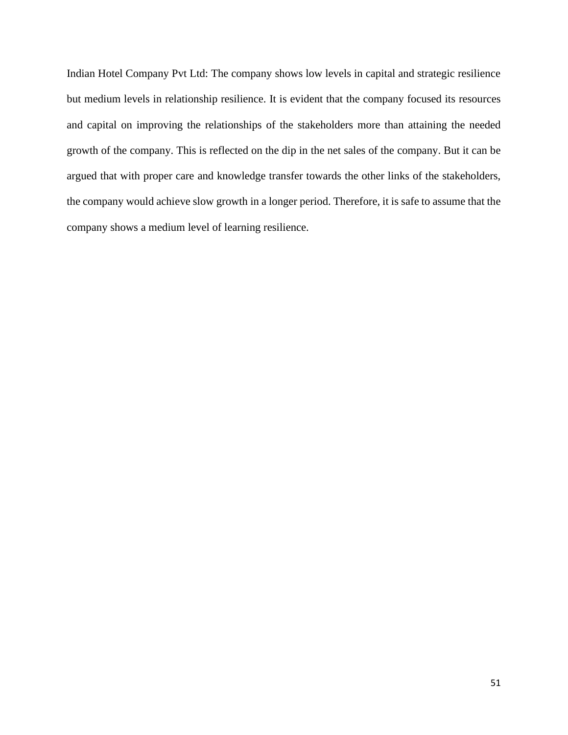Indian Hotel Company Pvt Ltd: The company shows low levels in capital and strategic resilience but medium levels in relationship resilience. It is evident that the company focused its resources and capital on improving the relationships of the stakeholders more than attaining the needed growth of the company. This is reflected on the dip in the net sales of the company. But it can be argued that with proper care and knowledge transfer towards the other links of the stakeholders, the company would achieve slow growth in a longer period. Therefore, it is safe to assume that the company shows a medium level of learning resilience.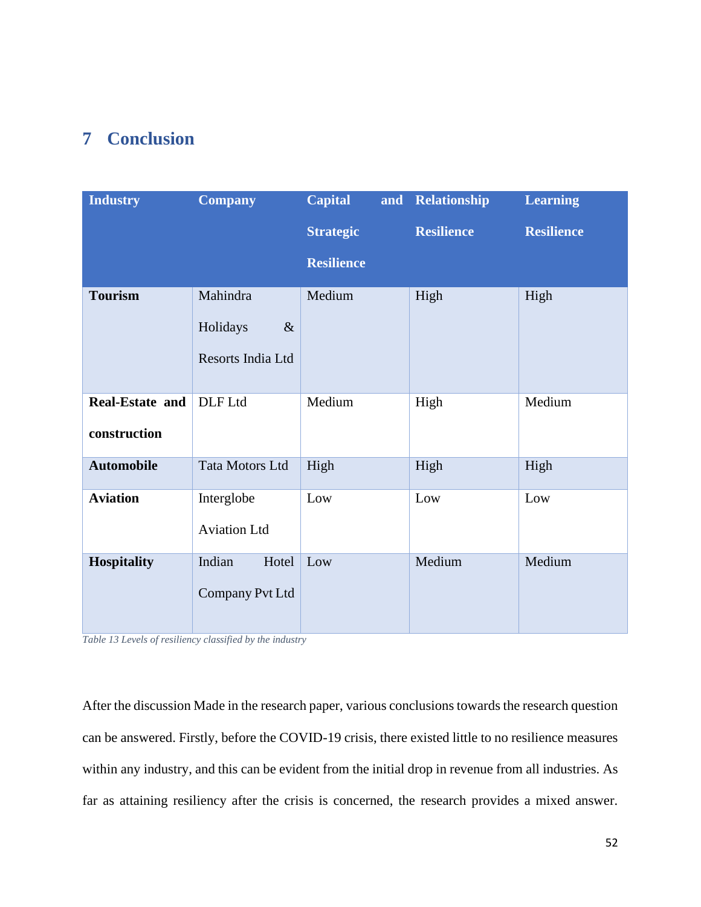# 7 Conclusion

| Industry | Company | Capital and Strategic Resilience | Relationship Resilience | Learning Resilience |
|---|---|---|---|---|
| **Tourism** | Mahindra Holidays & Resorts India Ltd | Medium | High | High |
| **Real-Estate and construction** | DLF Ltd | Medium | High | Medium |
| **Automobile** | Tata Motors Ltd | High | High | High |
| **Aviation** | Interglobe Aviation Ltd | Low | Low | Low |
| **Hospitality** | Indian Hotel Company Pvt Ltd | Low | Medium | Medium |

*Table 13 Levels of resiliency classified by the industry*

After the discussion Made in the research paper, various conclusions towards the research question can be answered. Firstly, before the COVID-19 crisis, there existed little to no resilience measures within any industry, and this can be evident from the initial drop in revenue from all industries. As far as attaining resiliency after the crisis is concerned, the research provides a mixed answer.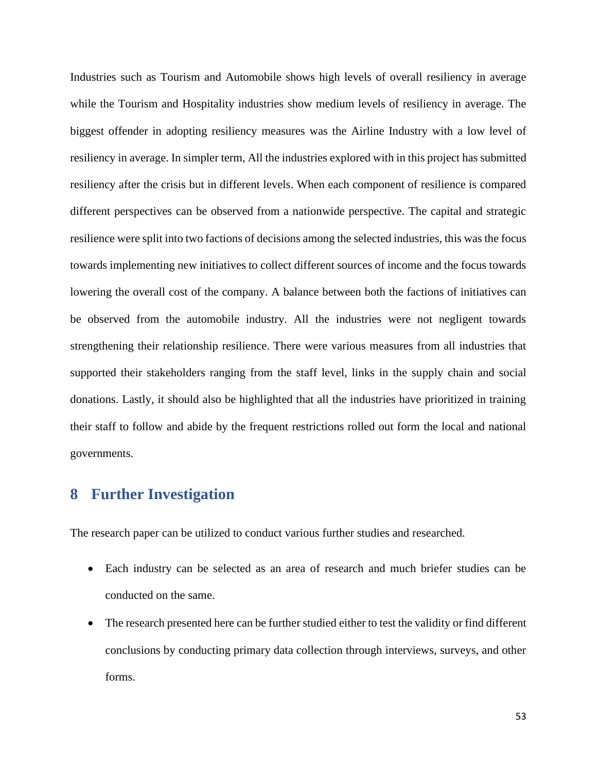Industries such as Tourism and Automobile shows high levels of overall resiliency in average while the Tourism and Hospitality industries show medium levels of resiliency in average. The biggest offender in adopting resiliency measures was the Airline Industry with a low level of resiliency in average. In simpler term, All the industries explored with in this project has submitted resiliency after the crisis but in different levels. When each component of resilience is compared different perspectives can be observed from a nationwide perspective. The capital and strategic resilience were split into two factions of decisions among the selected industries, this was the focus towards implementing new initiatives to collect different sources of income and the focus towards lowering the overall cost of the company. A balance between both the factions of initiatives can be observed from the automobile industry. All the industries were not negligent towards strengthening their relationship resilience. There were various measures from all industries that supported their stakeholders ranging from the staff level, links in the supply chain and social donations. Lastly, it should also be highlighted that all the industries have prioritized in training their staff to follow and abide by the frequent restrictions rolled out form the local and national governments.

# 8 Further Investigation

The research paper can be utilized to conduct various further studies and researched.

- Each industry can be selected as an area of research and much briefer studies can be conducted on the same.
- The research presented here can be further studied either to test the validity or find different conclusions by conducting primary data collection through interviews, surveys, and other forms.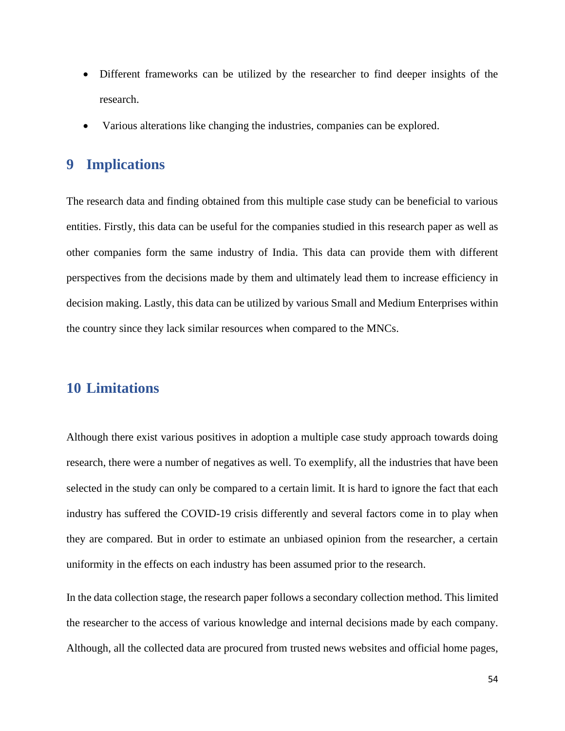- Different frameworks can be utilized by the researcher to find deeper insights of the research.
- Various alterations like changing the industries, companies can be explored.

# 9 Implications

The research data and finding obtained from this multiple case study can be beneficial to various entities. Firstly, this data can be useful for the companies studied in this research paper as well as other companies form the same industry of India. This data can provide them with different perspectives from the decisions made by them and ultimately lead them to increase efficiency in decision making. Lastly, this data can be utilized by various Small and Medium Enterprises within the country since they lack similar resources when compared to the MNCs.

# 10 Limitations

Although there exist various positives in adoption a multiple case study approach towards doing research, there were a number of negatives as well. To exemplify, all the industries that have been selected in the study can only be compared to a certain limit. It is hard to ignore the fact that each industry has suffered the COVID-19 crisis differently and several factors come in to play when they are compared. But in order to estimate an unbiased opinion from the researcher, a certain uniformity in the effects on each industry has been assumed prior to the research.

In the data collection stage, the research paper follows a secondary collection method. This limited the researcher to the access of various knowledge and internal decisions made by each company. Although, all the collected data are procured from trusted news websites and official home pages,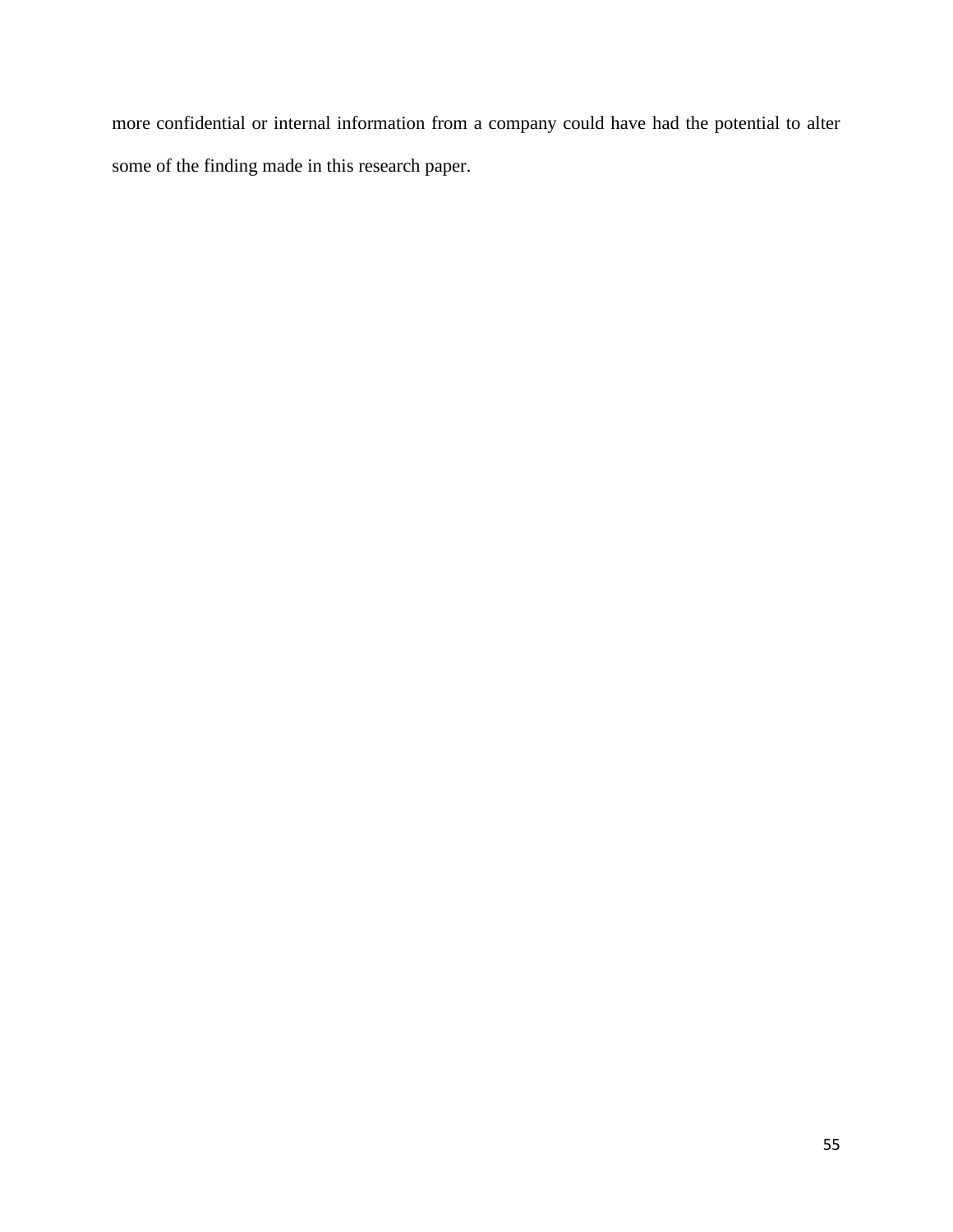more confidential or internal information from a company could have had the potential to alter some of the finding made in this research paper.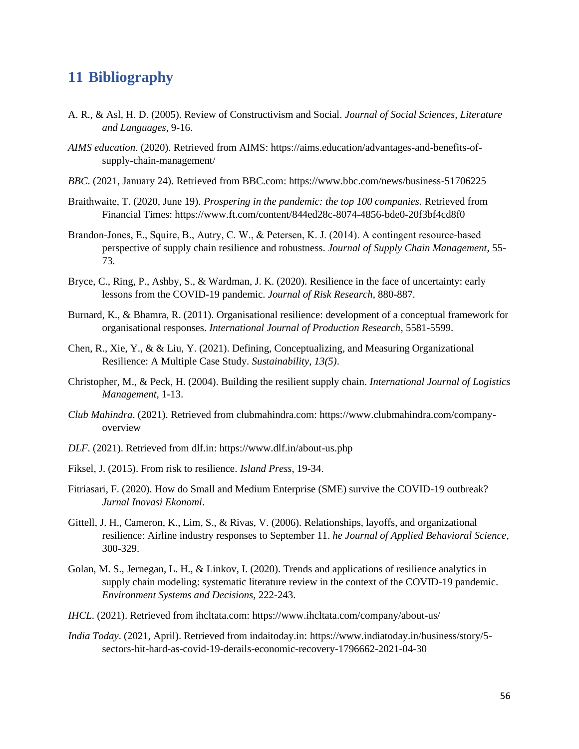# 11 Bibliography

A. R., & Asl, H. D. (2005). Review of Constructivism and Social. *Journal of Social Sciences, Literature and Languages*, 9-16.

*AIMS education*. (2020). Retrieved from AIMS: https://aims.education/advantages-and-benefits-of-supply-chain-management/

*BBC*. (2021, January 24). Retrieved from BBC.com: https://www.bbc.com/news/business-51706225

Braithwaite, T. (2020, June 19). *Prospering in the pandemic: the top 100 companies*. Retrieved from Financial Times: https://www.ft.com/content/844ed28c-8074-4856-bde0-20f3bf4cd8f0

Brandon-Jones, E., Squire, B., Autry, C. W., & Petersen, K. J. (2014). A contingent resource-based perspective of supply chain resilience and robustness. *Journal of Supply Chain Management*, 55-73.

Bryce, C., Ring, P., Ashby, S., & Wardman, J. K. (2020). Resilience in the face of uncertainty: early lessons from the COVID-19 pandemic. *Journal of Risk Research*, 880-887.

Burnard, K., & Bhamra, R. (2011). Organisational resilience: development of a conceptual framework for organisational responses. *International Journal of Production Research*, 5581-5599.

Chen, R., Xie, Y., & & Liu, Y. (2021). Defining, Conceptualizing, and Measuring Organizational Resilience: A Multiple Case Study. *Sustainability, 13(5)*.

Christopher, M., & Peck, H. (2004). Building the resilient supply chain. *International Journal of Logistics Management*, 1-13.

*Club Mahindra*. (2021). Retrieved from clubmahindra.com: https://www.clubmahindra.com/company-overview

*DLF*. (2021). Retrieved from dlf.in: https://www.dlf.in/about-us.php

Fiksel, J. (2015). From risk to resilience. *Island Press*, 19-34.

Fitriasari, F. (2020). How do Small and Medium Enterprise (SME) survive the COVID-19 outbreak? *Jurnal Inovasi Ekonomi*.

Gittell, J. H., Cameron, K., Lim, S., & Rivas, V. (2006). Relationships, layoffs, and organizational resilience: Airline industry responses to September 11. *he Journal of Applied Behavioral Science*, 300-329.

Golan, M. S., Jernegan, L. H., & Linkov, I. (2020). Trends and applications of resilience analytics in supply chain modeling: systematic literature review in the context of the COVID-19 pandemic. *Environment Systems and Decisions*, 222-243.

*IHCL*. (2021). Retrieved from ihcltata.com: https://www.ihcltata.com/company/about-us/

*India Today*. (2021, April). Retrieved from indaitoday.in: https://www.indiatoday.in/business/story/5-sectors-hit-hard-as-covid-19-derails-economic-recovery-1796662-2021-04-30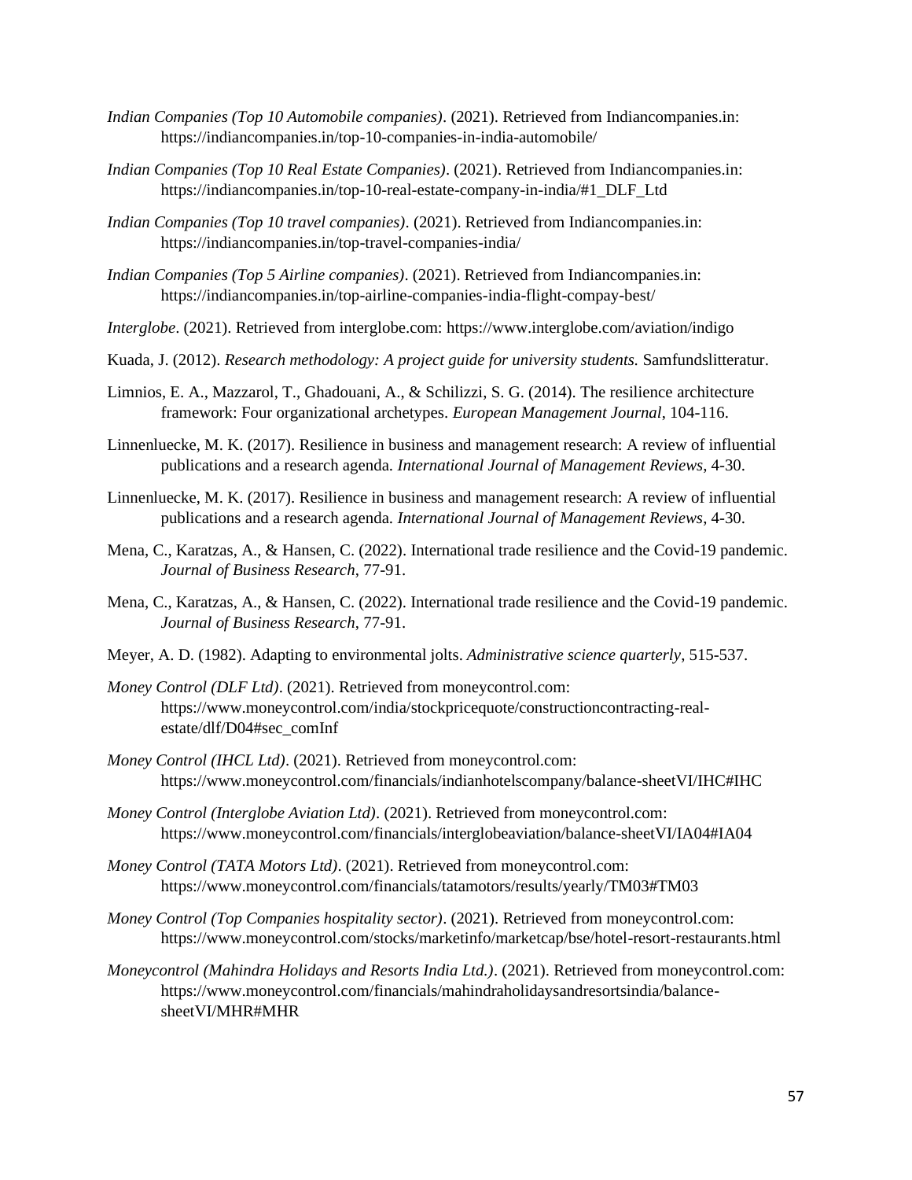*Indian Companies (Top 10 Automobile companies)*. (2021). Retrieved from Indiancompanies.in: https://indiancompanies.in/top-10-companies-in-india-automobile/

*Indian Companies (Top 10 Real Estate Companies)*. (2021). Retrieved from Indiancompanies.in: https://indiancompanies.in/top-10-real-estate-company-in-india/#1_DLF_Ltd

*Indian Companies (Top 10 travel companies)*. (2021). Retrieved from Indiancompanies.in: https://indiancompanies.in/top-travel-companies-india/

*Indian Companies (Top 5 Airline companies)*. (2021). Retrieved from Indiancompanies.in: https://indiancompanies.in/top-airline-companies-india-flight-compay-best/

*Interglobe*. (2021). Retrieved from interglobe.com: https://www.interglobe.com/aviation/indigo

Kuada, J. (2012). *Research methodology: A project guide for university students.* Samfundslitteratur.

Limnios, E. A., Mazzarol, T., Ghadouani, A., & Schilizzi, S. G. (2014). The resilience architecture framework: Four organizational archetypes. *European Management Journal*, 104-116.

Linnenluecke, M. K. (2017). Resilience in business and management research: A review of influential publications and a research agenda. *International Journal of Management Reviews*, 4-30.

Linnenluecke, M. K. (2017). Resilience in business and management research: A review of influential publications and a research agenda. *International Journal of Management Reviews*, 4-30.

Mena, C., Karatzas, A., & Hansen, C. (2022). International trade resilience and the Covid-19 pandemic. *Journal of Business Research*, 77-91.

Mena, C., Karatzas, A., & Hansen, C. (2022). International trade resilience and the Covid-19 pandemic. *Journal of Business Research*, 77-91.

Meyer, A. D. (1982). Adapting to environmental jolts. *Administrative science quarterly*, 515-537.

*Money Control (DLF Ltd)*. (2021). Retrieved from moneycontrol.com: https://www.moneycontrol.com/india/stockpricequote/constructioncontracting-real-estate/dlf/D04#sec_comInf

*Money Control (IHCL Ltd)*. (2021). Retrieved from moneycontrol.com: https://www.moneycontrol.com/financials/indianhotelscompany/balance-sheetVI/IHC#IHC

*Money Control (Interglobe Aviation Ltd)*. (2021). Retrieved from moneycontrol.com: https://www.moneycontrol.com/financials/interglobeaviation/balance-sheetVI/IA04#IA04

*Money Control (TATA Motors Ltd)*. (2021). Retrieved from moneycontrol.com: https://www.moneycontrol.com/financials/tatamotors/results/yearly/TM03#TM03

*Money Control (Top Companies hospitality sector)*. (2021). Retrieved from moneycontrol.com: https://www.moneycontrol.com/stocks/marketinfo/marketcap/bse/hotel-resort-restaurants.html

*Moneycontrol (Mahindra Holidays and Resorts India Ltd.)*. (2021). Retrieved from moneycontrol.com: https://www.moneycontrol.com/financials/mahindraholidaysandresortsindia/balance-sheetVI/MHR#MHR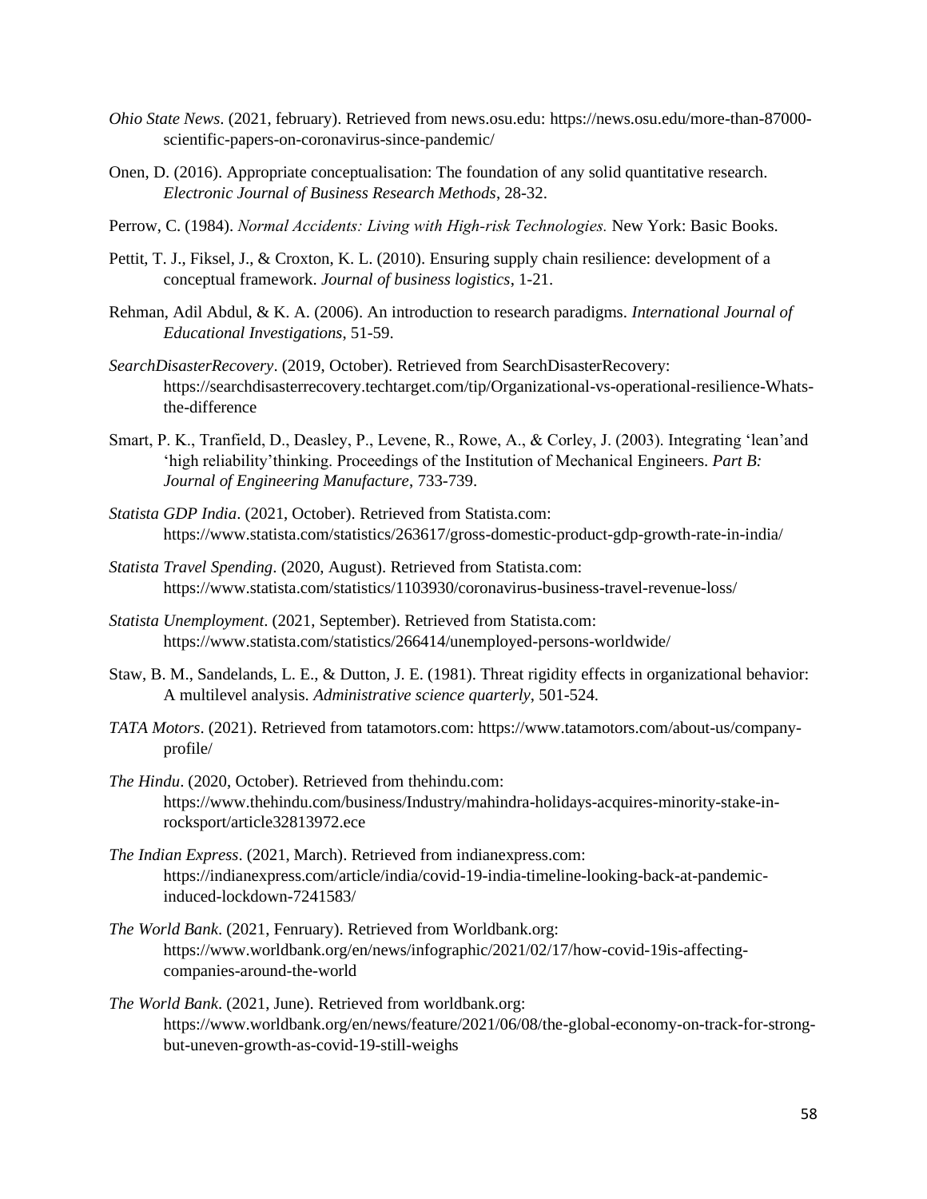*Ohio State News*. (2021, february). Retrieved from news.osu.edu: https://news.osu.edu/more-than-87000-scientific-papers-on-coronavirus-since-pandemic/

Onen, D. (2016). Appropriate conceptualisation: The foundation of any solid quantitative research. *Electronic Journal of Business Research Methods*, 28-32.

Perrow, C. (1984). *Normal Accidents: Living with High-risk Technologies.* New York: Basic Books.

Pettit, T. J., Fiksel, J., & Croxton, K. L. (2010). Ensuring supply chain resilience: development of a conceptual framework. *Journal of business logistics*, 1-21.

Rehman, Adil Abdul, & K. A. (2006). An introduction to research paradigms. *International Journal of Educational Investigations*, 51-59.

*SearchDisasterRecovery*. (2019, October). Retrieved from SearchDisasterRecovery: https://searchdisasterrecovery.techtarget.com/tip/Organizational-vs-operational-resilience-Whats-the-difference

Smart, P. K., Tranfield, D., Deasley, P., Levene, R., Rowe, A., & Corley, J. (2003). Integrating 'lean'and 'high reliability'thinking. Proceedings of the Institution of Mechanical Engineers. *Part B: Journal of Engineering Manufacture*, 733-739.

*Statista GDP India*. (2021, October). Retrieved from Statista.com: https://www.statista.com/statistics/263617/gross-domestic-product-gdp-growth-rate-in-india/

*Statista Travel Spending*. (2020, August). Retrieved from Statista.com: https://www.statista.com/statistics/1103930/coronavirus-business-travel-revenue-loss/

*Statista Unemployment*. (2021, September). Retrieved from Statista.com: https://www.statista.com/statistics/266414/unemployed-persons-worldwide/

Staw, B. M., Sandelands, L. E., & Dutton, J. E. (1981). Threat rigidity effects in organizational behavior: A multilevel analysis. *Administrative science quarterly*, 501-524.

*TATA Motors*. (2021). Retrieved from tatamotors.com: https://www.tatamotors.com/about-us/company-profile/

*The Hindu*. (2020, October). Retrieved from thehindu.com: https://www.thehindu.com/business/Industry/mahindra-holidays-acquires-minority-stake-in-rocksport/article32813972.ece

*The Indian Express*. (2021, March). Retrieved from indianexpress.com: https://indianexpress.com/article/india/covid-19-india-timeline-looking-back-at-pandemic-induced-lockdown-7241583/

*The World Bank*. (2021, Fenruary). Retrieved from Worldbank.org: https://www.worldbank.org/en/news/infographic/2021/02/17/how-covid-19is-affecting-companies-around-the-world

*The World Bank*. (2021, June). Retrieved from worldbank.org: https://www.worldbank.org/en/news/feature/2021/06/08/the-global-economy-on-track-for-strong-but-uneven-growth-as-covid-19-still-weighs